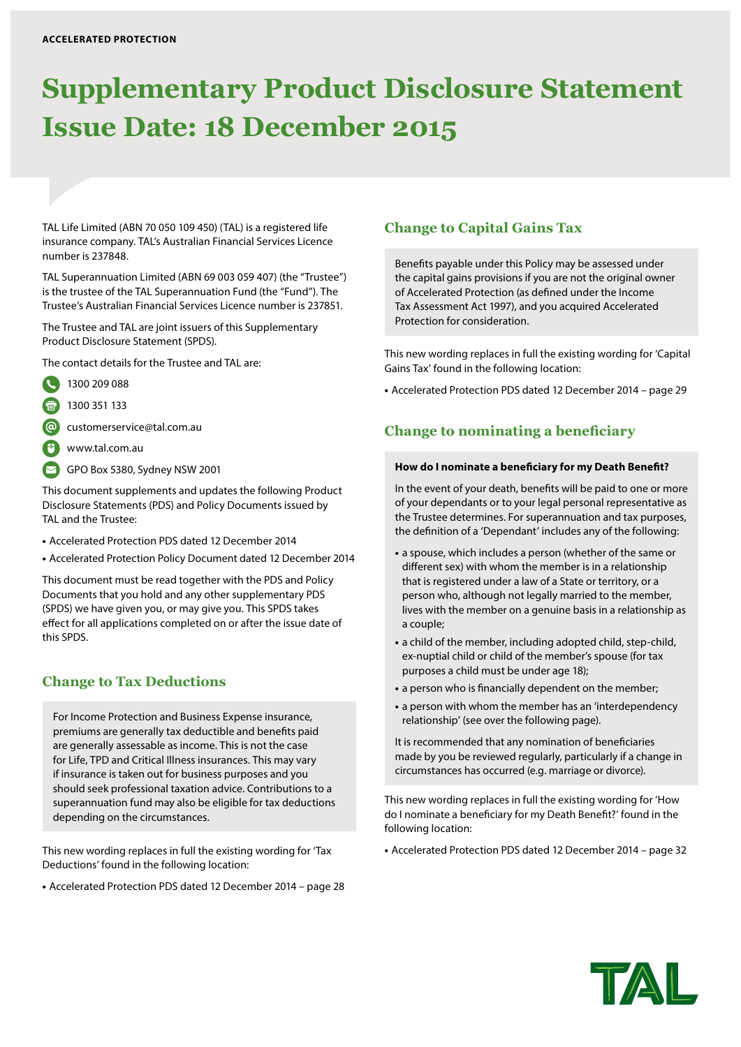ACCELERATED PROTECTION

# Supplementary Product Disclosure Statement Issue Date: 18 December 2015

TAL Life Limited (ABN 70 050 109 450) (TAL) is a registered life insurance company. TAL's Australian Financial Services Licence number is 237848.

TAL Superannuation Limited (ABN 69 003 059 407) (the "Trustee") is the trustee of the TAL Superannuation Fund (the "Fund"). The Trustee's Australian Financial Services Licence number is 237851.

The Trustee and TAL are joint issuers of this Supplementary Product Disclosure Statement (SPDS).

The contact details for the Trustee and TAL are:

- 1300 209 088
- 1300 351 133
- customerservice@tal.com.au
- www.tal.com.au
- GPO Box 5380, Sydney NSW 2001

This document supplements and updates the following Product Disclosure Statements (PDS) and Policy Documents issued by TAL and the Trustee:

- Accelerated Protection PDS dated 12 December 2014
- Accelerated Protection Policy Document dated 12 December 2014

This document must be read together with the PDS and Policy Documents that you hold and any other supplementary PDS (SPDS) we have given you, or may give you. This SPDS takes effect for all applications completed on or after the issue date of this SPDS.

## Change to Tax Deductions

For Income Protection and Business Expense insurance, premiums are generally tax deductible and benefits paid are generally assessable as income. This is not the case for Life, TPD and Critical Illness insurances. This may vary if insurance is taken out for business purposes and you should seek professional taxation advice. Contributions to a superannuation fund may also be eligible for tax deductions depending on the circumstances.

This new wording replaces in full the existing wording for 'Tax Deductions' found in the following location:

- Accelerated Protection PDS dated 12 December 2014 – page 28

## Change to Capital Gains Tax

Benefits payable under this Policy may be assessed under the capital gains provisions if you are not the original owner of Accelerated Protection (as defined under the Income Tax Assessment Act 1997), and you acquired Accelerated Protection for consideration.

This new wording replaces in full the existing wording for 'Capital Gains Tax' found in the following location:

- Accelerated Protection PDS dated 12 December 2014 – page 29

## Change to nominating a beneficiary

**How do I nominate a beneficiary for my Death Benefit?**

In the event of your death, benefits will be paid to one or more of your dependants or to your legal personal representative as the Trustee determines. For superannuation and tax purposes, the definition of a 'Dependant' includes any of the following:

- a spouse, which includes a person (whether of the same or different sex) with whom the member is in a relationship that is registered under a law of a State or territory, or a person who, although not legally married to the member, lives with the member on a genuine basis in a relationship as a couple;
- a child of the member, including adopted child, step-child, ex-nuptial child or child of the member's spouse (for tax purposes a child must be under age 18);
- a person who is financially dependent on the member;
- a person with whom the member has an 'interdependency relationship' (see over the following page).

It is recommended that any nomination of beneficiaries made by you be reviewed regularly, particularly if a change in circumstances has occurred (e.g. marriage or divorce).

This new wording replaces in full the existing wording for 'How do I nominate a beneficiary for my Death Benefit?' found in the following location:

- Accelerated Protection PDS dated 12 December 2014 – page 32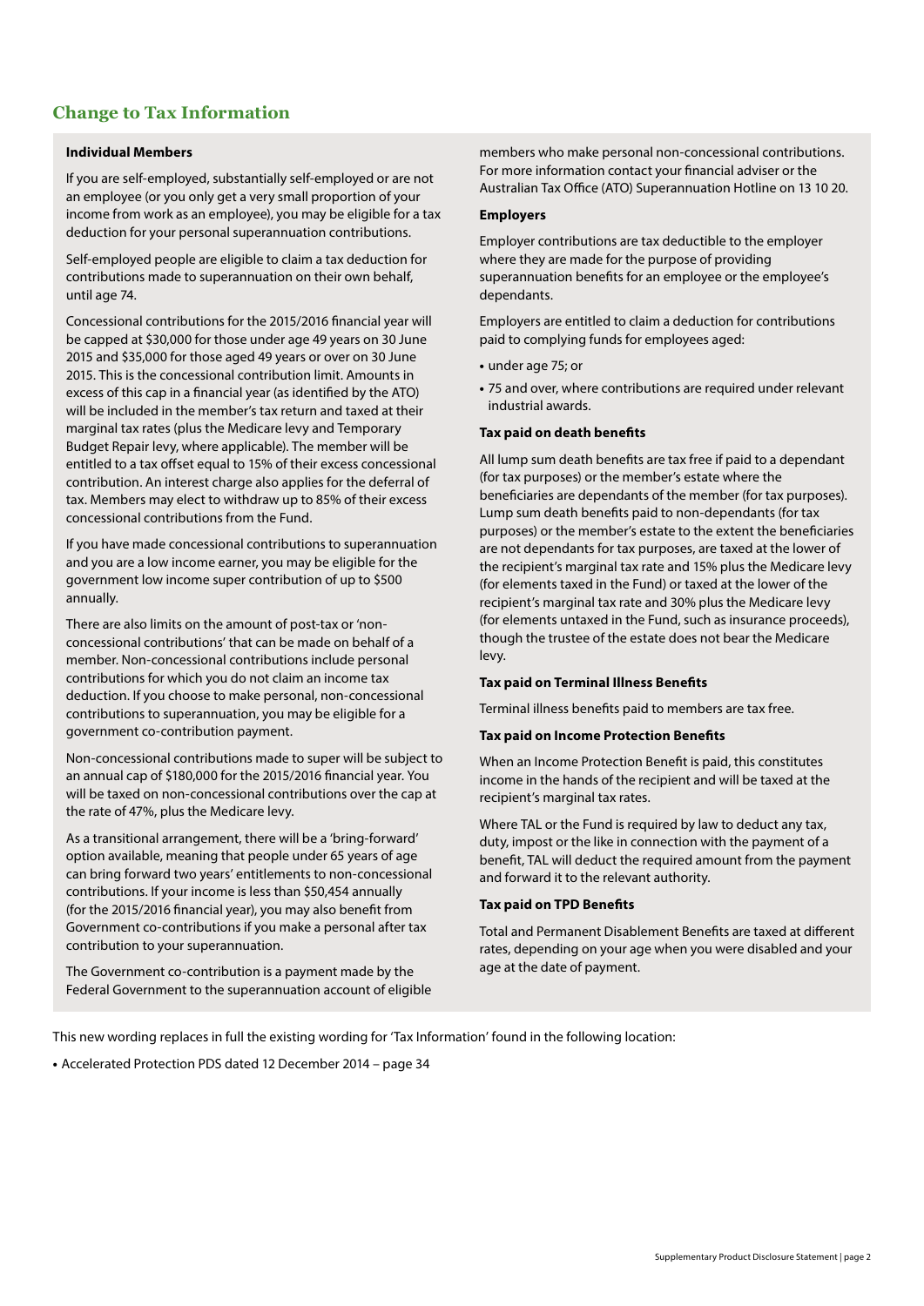## Change to Tax Information

**Individual Members**

If you are self-employed, substantially self-employed or are not an employee (or you only get a very small proportion of your income from work as an employee), you may be eligible for a tax deduction for your personal superannuation contributions.

Self-employed people are eligible to claim a tax deduction for contributions made to superannuation on their own behalf, until age 74.

Concessional contributions for the 2015/2016 financial year will be capped at $30,000 for those under age 49 years on 30 June 2015 and $35,000 for those aged 49 years or over on 30 June 2015. This is the concessional contribution limit. Amounts in excess of this cap in a financial year (as identified by the ATO) will be included in the member's tax return and taxed at their marginal tax rates (plus the Medicare levy and Temporary Budget Repair levy, where applicable). The member will be entitled to a tax offset equal to 15% of their excess concessional contribution. An interest charge also applies for the deferral of tax. Members may elect to withdraw up to 85% of their excess concessional contributions from the Fund.

If you have made concessional contributions to superannuation and you are a low income earner, you may be eligible for the government low income super contribution of up to $500 annually.

There are also limits on the amount of post-tax or 'non-concessional contributions' that can be made on behalf of a member. Non-concessional contributions include personal contributions for which you do not claim an income tax deduction. If you choose to make personal, non-concessional contributions to superannuation, you may be eligible for a government co-contribution payment.

Non-concessional contributions made to super will be subject to an annual cap of $180,000 for the 2015/2016 financial year. You will be taxed on non-concessional contributions over the cap at the rate of 47%, plus the Medicare levy.

As a transitional arrangement, there will be a 'bring-forward' option available, meaning that people under 65 years of age can bring forward two years' entitlements to non-concessional contributions. If your income is less than $50,454 annually (for the 2015/2016 financial year), you may also benefit from Government co-contributions if you make a personal after tax contribution to your superannuation.

The Government co-contribution is a payment made by the Federal Government to the superannuation account of eligible members who make personal non-concessional contributions. For more information contact your financial adviser or the Australian Tax Office (ATO) Superannuation Hotline on 13 10 20.

**Employers**

Employer contributions are tax deductible to the employer where they are made for the purpose of providing superannuation benefits for an employee or the employee's dependants.

Employers are entitled to claim a deduction for contributions paid to complying funds for employees aged:

- under age 75; or
- 75 and over, where contributions are required under relevant industrial awards.

**Tax paid on death benefits**

All lump sum death benefits are tax free if paid to a dependant (for tax purposes) or the member's estate where the beneficiaries are dependants of the member (for tax purposes). Lump sum death benefits paid to non-dependants (for tax purposes) or the member's estate to the extent the beneficiaries are not dependants for tax purposes, are taxed at the lower of the recipient's marginal tax rate and 15% plus the Medicare levy (for elements taxed in the Fund) or taxed at the lower of the recipient's marginal tax rate and 30% plus the Medicare levy (for elements untaxed in the Fund, such as insurance proceeds), though the trustee of the estate does not bear the Medicare levy.

**Tax paid on Terminal Illness Benefits**

Terminal illness benefits paid to members are tax free.

**Tax paid on Income Protection Benefits**

When an Income Protection Benefit is paid, this constitutes income in the hands of the recipient and will be taxed at the recipient's marginal tax rates.

Where TAL or the Fund is required by law to deduct any tax, duty, impost or the like in connection with the payment of a benefit, TAL will deduct the required amount from the payment and forward it to the relevant authority.

**Tax paid on TPD Benefits**

Total and Permanent Disablement Benefits are taxed at different rates, depending on your age when you were disabled and your age at the date of payment.

This new wording replaces in full the existing wording for 'Tax Information' found in the following location:

- Accelerated Protection PDS dated 12 December 2014 – page 34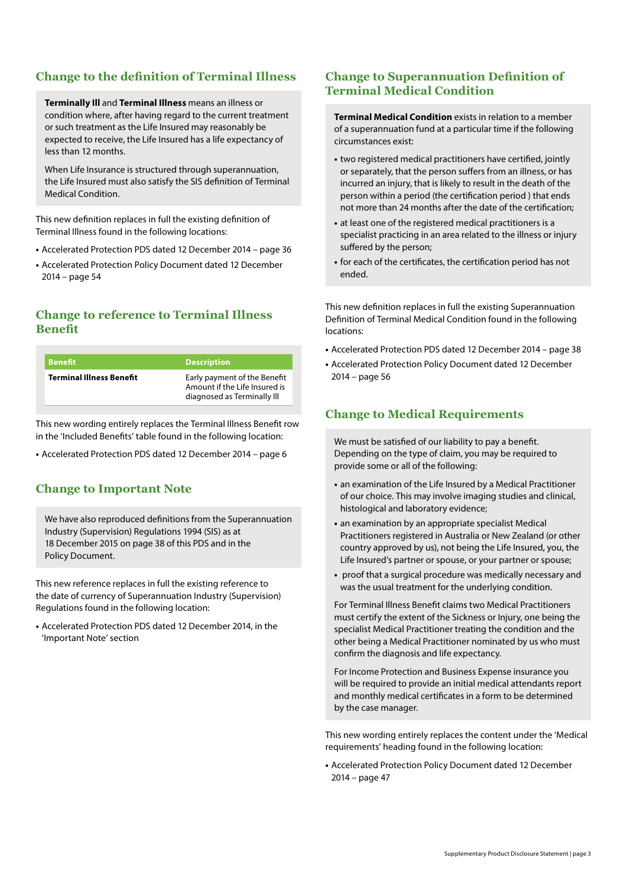## Change to the definition of Terminal Illness

**Terminally Ill** and **Terminal Illness** means an illness or condition where, after having regard to the current treatment or such treatment as the Life Insured may reasonably be expected to receive, the Life Insured has a life expectancy of less than 12 months.

When Life Insurance is structured through superannuation, the Life Insured must also satisfy the SIS definition of Terminal Medical Condition.

This new definition replaces in full the existing definition of Terminal Illness found in the following locations:

- Accelerated Protection PDS dated 12 December 2014 – page 36
- Accelerated Protection Policy Document dated 12 December 2014 – page 54

## Change to reference to Terminal Illness Benefit

| Benefit | Description |
|---|---|
| **Terminal Illness Benefit** | Early payment of the Benefit Amount if the Life Insured is diagnosed as Terminally Ill |

This new wording entirely replaces the Terminal Illness Benefit row in the 'Included Benefits' table found in the following location:

- Accelerated Protection PDS dated 12 December 2014 – page 6

## Change to Important Note

We have also reproduced definitions from the Superannuation Industry (Supervision) Regulations 1994 (SIS) as at 18 December 2015 on page 38 of this PDS and in the Policy Document.

This new reference replaces in full the existing reference to the date of currency of Superannuation Industry (Supervision) Regulations found in the following location:

- Accelerated Protection PDS dated 12 December 2014, in the 'Important Note' section

## Change to Superannuation Definition of Terminal Medical Condition

**Terminal Medical Condition** exists in relation to a member of a superannuation fund at a particular time if the following circumstances exist:

- two registered medical practitioners have certified, jointly or separately, that the person suffers from an illness, or has incurred an injury, that is likely to result in the death of the person within a period (the certification period ) that ends not more than 24 months after the date of the certification;
- at least one of the registered medical practitioners is a specialist practicing in an area related to the illness or injury suffered by the person;
- for each of the certificates, the certification period has not ended.

This new definition replaces in full the existing Superannuation Definition of Terminal Medical Condition found in the following locations:

- Accelerated Protection PDS dated 12 December 2014 – page 38
- Accelerated Protection Policy Document dated 12 December 2014 – page 56

## Change to Medical Requirements

We must be satisfied of our liability to pay a benefit. Depending on the type of claim, you may be required to provide some or all of the following:

- an examination of the Life Insured by a Medical Practitioner of our choice. This may involve imaging studies and clinical, histological and laboratory evidence;
- an examination by an appropriate specialist Medical Practitioners registered in Australia or New Zealand (or other country approved by us), not being the Life Insured, you, the Life Insured's partner or spouse, or your partner or spouse;
- proof that a surgical procedure was medically necessary and was the usual treatment for the underlying condition.

For Terminal Illness Benefit claims two Medical Practitioners must certify the extent of the Sickness or Injury, one being the specialist Medical Practitioner treating the condition and the other being a Medical Practitioner nominated by us who must confirm the diagnosis and life expectancy.

For Income Protection and Business Expense insurance you will be required to provide an initial medical attendants report and monthly medical certificates in a form to be determined by the case manager.

This new wording entirely replaces the content under the 'Medical requirements' heading found in the following location:

- Accelerated Protection Policy Document dated 12 December 2014 – page 47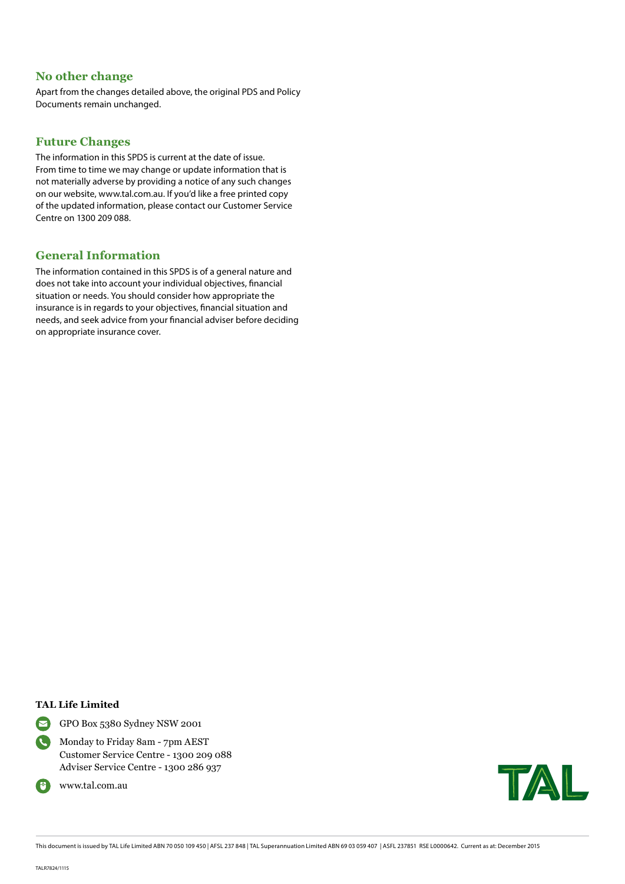## No other change

Apart from the changes detailed above, the original PDS and Policy Documents remain unchanged.

## Future Changes

The information in this SPDS is current at the date of issue. From time to time we may change or update information that is not materially adverse by providing a notice of any such changes on our website, www.tal.com.au. If you'd like a free printed copy of the updated information, please contact our Customer Service Centre on 1300 209 088.

## General Information

The information contained in this SPDS is of a general nature and does not take into account your individual objectives, financial situation or needs. You should consider how appropriate the insurance is in regards to your objectives, financial situation and needs, and seek advice from your financial adviser before deciding on appropriate insurance cover.

**TAL Life Limited**

GPO Box 5380 Sydney NSW 2001

Monday to Friday 8am - 7pm AEST
Customer Service Centre - 1300 209 088
Adviser Service Centre - 1300 286 937

www.tal.com.au

TAL

This document is issued by TAL Life Limited ABN 70 050 109 450 | AFSL 237 848 | TAL Superannuation Limited ABN 69 03 059 407 | ASFL 237851 RSE L0000642. Current as at: December 2015

TALR7824/1115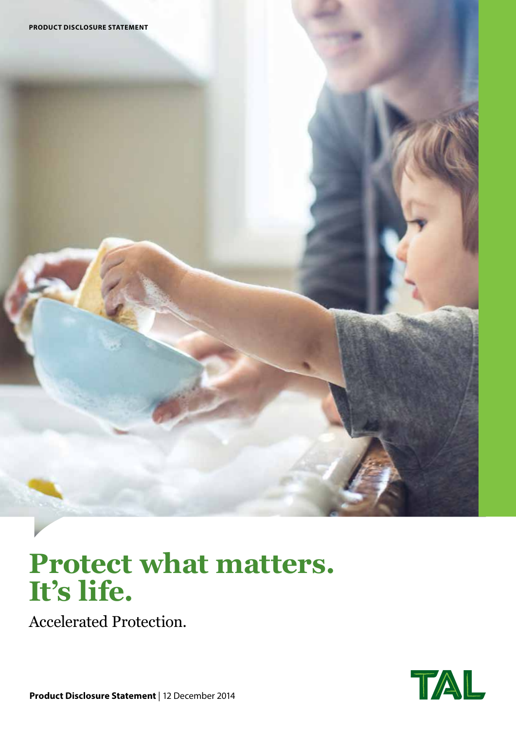PRODUCT DISCLOSURE STATEMENT

# Protect what matters. It's life.

Accelerated Protection.

**Product Disclosure Statement** | 12 December 2014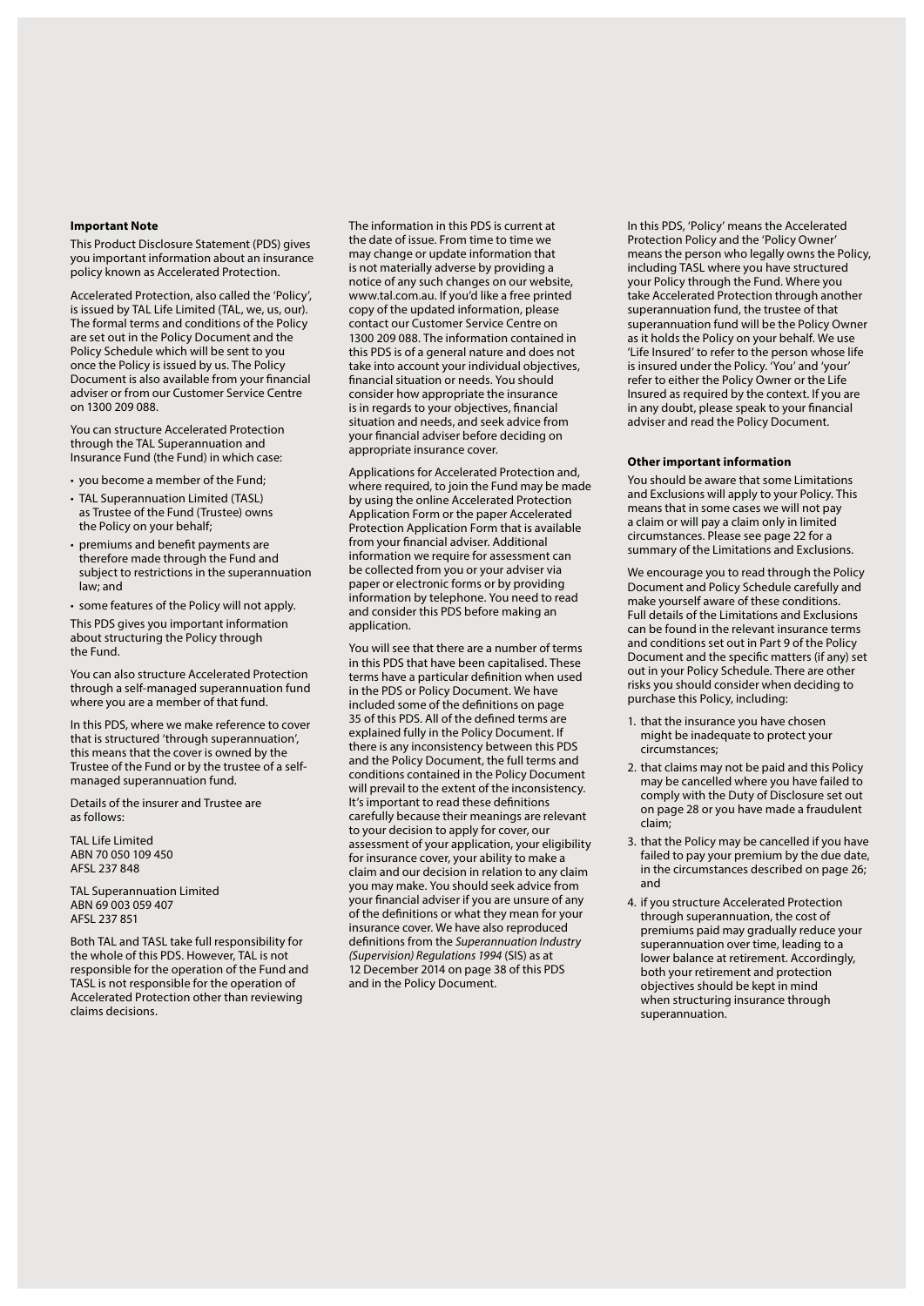**Important Note**

This Product Disclosure Statement (PDS) gives you important information about an insurance policy known as Accelerated Protection.

Accelerated Protection, also called the 'Policy', is issued by TAL Life Limited (TAL, we, us, our). The formal terms and conditions of the Policy are set out in the Policy Document and the Policy Schedule which will be sent to you once the Policy is issued by us. The Policy Document is also available from your financial adviser or from our Customer Service Centre on 1300 209 088.

You can structure Accelerated Protection through the TAL Superannuation and Insurance Fund (the Fund) in which case:

- you become a member of the Fund;
- TAL Superannuation Limited (TASL) as Trustee of the Fund (Trustee) owns the Policy on your behalf;
- premiums and benefit payments are therefore made through the Fund and subject to restrictions in the superannuation law; and
- some features of the Policy will not apply.

This PDS gives you important information about structuring the Policy through the Fund.

You can also structure Accelerated Protection through a self-managed superannuation fund where you are a member of that fund.

In this PDS, where we make reference to cover that is structured 'through superannuation', this means that the cover is owned by the Trustee of the Fund or by the trustee of a self-managed superannuation fund.

Details of the insurer and Trustee are as follows:

TAL Life Limited
ABN 70 050 109 450
AFSL 237 848

TAL Superannuation Limited
ABN 69 003 059 407
AFSL 237 851

Both TAL and TASL take full responsibility for the whole of this PDS. However, TAL is not responsible for the operation of the Fund and TASL is not responsible for the operation of Accelerated Protection other than reviewing claims decisions.

The information in this PDS is current at the date of issue. From time to time we may change or update information that is not materially adverse by providing a notice of any such changes on our website, www.tal.com.au. If you'd like a free printed copy of the updated information, please contact our Customer Service Centre on 1300 209 088. The information contained in this PDS is of a general nature and does not take into account your individual objectives, financial situation or needs. You should consider how appropriate the insurance is in regards to your objectives, financial situation and needs, and seek advice from your financial adviser before deciding on appropriate insurance cover.

Applications for Accelerated Protection and, where required, to join the Fund may be made by using the online Accelerated Protection Application Form or the paper Accelerated Protection Application Form that is available from your financial adviser. Additional information we require for assessment can be collected from you or your adviser via paper or electronic forms or by providing information by telephone. You need to read and consider this PDS before making an application.

You will see that there are a number of terms in this PDS that have been capitalised. These terms have a particular definition when used in the PDS or Policy Document. We have included some of the definitions on page 35 of this PDS. All of the defined terms are explained fully in the Policy Document. If there is any inconsistency between this PDS and the Policy Document, the full terms and conditions contained in the Policy Document will prevail to the extent of the inconsistency. It's important to read these definitions carefully because their meanings are relevant to your decision to apply for cover, our assessment of your application, your eligibility for insurance cover, your ability to make a claim and our decision in relation to any claim you may make. You should seek advice from your financial adviser if you are unsure of any of the definitions or what they mean for your insurance cover. We have also reproduced definitions from the *Superannuation Industry (Supervision) Regulations 1994* (SIS) as at 12 December 2014 on page 38 of this PDS and in the Policy Document.

In this PDS, 'Policy' means the Accelerated Protection Policy and the 'Policy Owner' means the person who legally owns the Policy, including TASL where you have structured your Policy through the Fund. Where you take Accelerated Protection through another superannuation fund, the trustee of that superannuation fund will be the Policy Owner as it holds the Policy on your behalf. We use 'Life Insured' to refer to the person whose life is insured under the Policy. 'You' and 'your' refer to either the Policy Owner or the Life Insured as required by the context. If you are in any doubt, please speak to your financial adviser and read the Policy Document.

**Other important information**

You should be aware that some Limitations and Exclusions will apply to your Policy. This means that in some cases we will not pay a claim or will pay a claim only in limited circumstances. Please see page 22 for a summary of the Limitations and Exclusions.

We encourage you to read through the Policy Document and Policy Schedule carefully and make yourself aware of these conditions. Full details of the Limitations and Exclusions can be found in the relevant insurance terms and conditions set out in Part 9 of the Policy Document and the specific matters (if any) set out in your Policy Schedule. There are other risks you should consider when deciding to purchase this Policy, including:

1. that the insurance you have chosen might be inadequate to protect your circumstances;
2. that claims may not be paid and this Policy may be cancelled where you have failed to comply with the Duty of Disclosure set out on page 28 or you have made a fraudulent claim;
3. that the Policy may be cancelled if you have failed to pay your premium by the due date, in the circumstances described on page 26; and
4. if you structure Accelerated Protection through superannuation, the cost of premiums paid may gradually reduce your superannuation over time, leading to a lower balance at retirement. Accordingly, both your retirement and protection objectives should be kept in mind when structuring insurance through superannuation.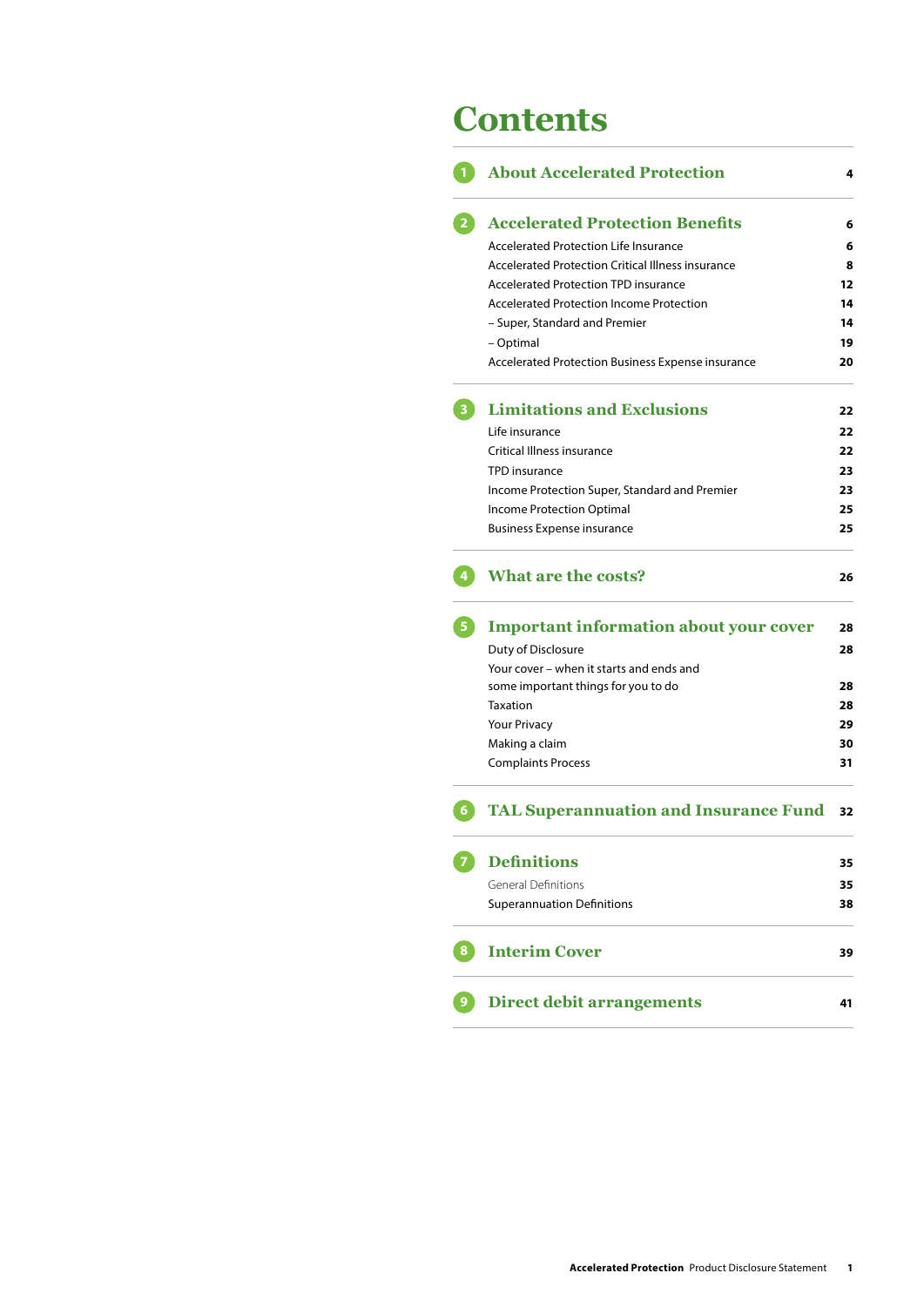# Contents

| | | |
|---|---|---|
| 1 | **About Accelerated Protection** | **4** |
| 2 | **Accelerated Protection Benefits** | **6** |
| | Accelerated Protection Life Insurance | **6** |
| | Accelerated Protection Critical Illness insurance | **8** |
| | Accelerated Protection TPD insurance | **12** |
| | Accelerated Protection Income Protection | **14** |
| | – Super, Standard and Premier | **14** |
| | – Optimal | **19** |
| | Accelerated Protection Business Expense insurance | **20** |
| 3 | **Limitations and Exclusions** | **22** |
| | Life insurance | **22** |
| | Critical Illness insurance | **22** |
| | TPD insurance | **23** |
| | Income Protection Super, Standard and Premier | **23** |
| | Income Protection Optimal | **25** |
| | Business Expense insurance | **25** |
| 4 | **What are the costs?** | **26** |
| 5 | **Important information about your cover** | **28** |
| | Duty of Disclosure | **28** |
| | Your cover – when it starts and ends and some important things for you to do | **28** |
| | Taxation | **28** |
| | Your Privacy | **29** |
| | Making a claim | **30** |
| | Complaints Process | **31** |
| 6 | **TAL Superannuation and Insurance Fund** | **32** |
| 7 | **Definitions** | **35** |
| | General Definitions | **35** |
| | Superannuation Definitions | **38** |
| 8 | **Interim Cover** | **39** |
| 9 | **Direct debit arrangements** | **41** |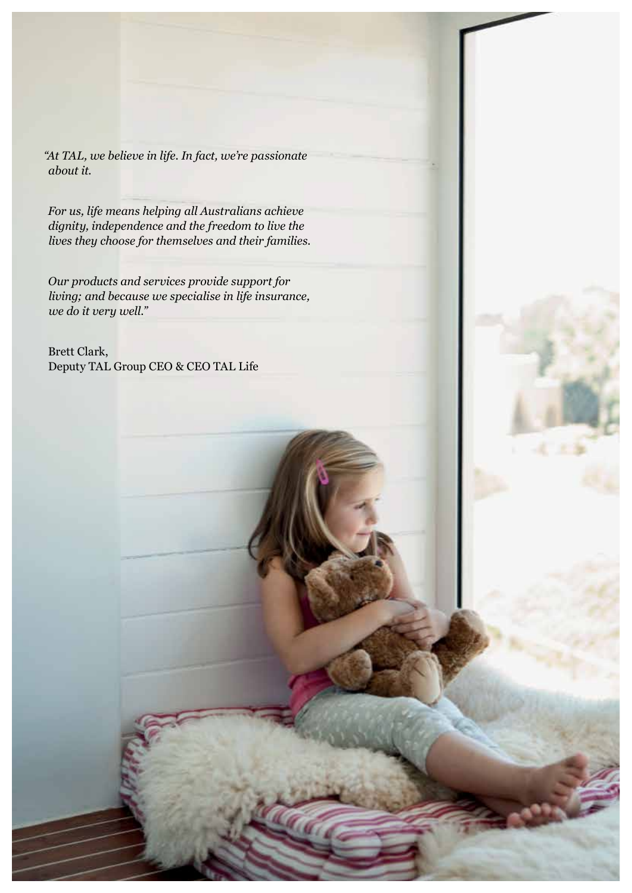*"At TAL, we believe in life. In fact, we're passionate about it.*

*For us, life means helping all Australians achieve dignity, independence and the freedom to live the lives they choose for themselves and their families.*

*Our products and services provide support for living; and because we specialise in life insurance, we do it very well."*

Brett Clark,
Deputy TAL Group CEO & CEO TAL Life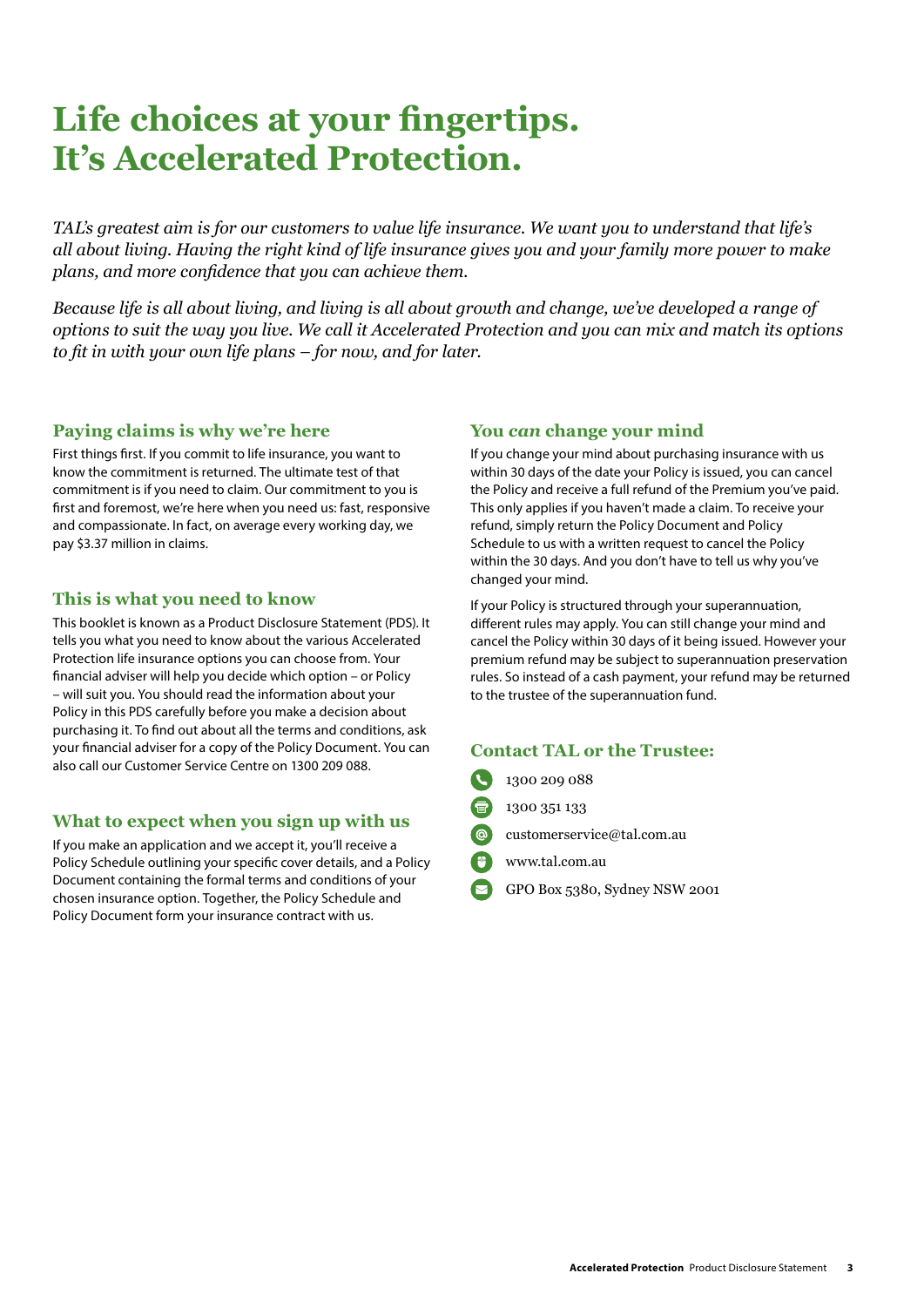# Life choices at your fingertips. It's Accelerated Protection.

*TAL's greatest aim is for our customers to value life insurance. We want you to understand that life's all about living. Having the right kind of life insurance gives you and your family more power to make plans, and more confidence that you can achieve them.*

*Because life is all about living, and living is all about growth and change, we've developed a range of options to suit the way you live. We call it Accelerated Protection and you can mix and match its options to fit in with your own life plans – for now, and for later.*

## Paying claims is why we're here

First things first. If you commit to life insurance, you want to know the commitment is returned. The ultimate test of that commitment is if you need to claim. Our commitment to you is first and foremost, we're here when you need us: fast, responsive and compassionate. In fact, on average every working day, we pay $3.37 million in claims.

## This is what you need to know

This booklet is known as a Product Disclosure Statement (PDS). It tells you what you need to know about the various Accelerated Protection life insurance options you can choose from. Your financial adviser will help you decide which option – or Policy – will suit you. You should read the information about your Policy in this PDS carefully before you make a decision about purchasing it. To find out about all the terms and conditions, ask your financial adviser for a copy of the Policy Document. You can also call our Customer Service Centre on 1300 209 088.

## What to expect when you sign up with us

If you make an application and we accept it, you'll receive a Policy Schedule outlining your specific cover details, and a Policy Document containing the formal terms and conditions of your chosen insurance option. Together, the Policy Schedule and Policy Document form your insurance contract with us.

## You *can* change your mind

If you change your mind about purchasing insurance with us within 30 days of the date your Policy is issued, you can cancel the Policy and receive a full refund of the Premium you've paid. This only applies if you haven't made a claim. To receive your refund, simply return the Policy Document and Policy Schedule to us with a written request to cancel the Policy within the 30 days. And you don't have to tell us why you've changed your mind.

If your Policy is structured through your superannuation, different rules may apply. You can still change your mind and cancel the Policy within 30 days of it being issued. However your premium refund may be subject to superannuation preservation rules. So instead of a cash payment, your refund may be returned to the trustee of the superannuation fund.

## Contact TAL or the Trustee:

- 1300 209 088
- 1300 351 133
- customerservice@tal.com.au
- www.tal.com.au
- GPO Box 5380, Sydney NSW 2001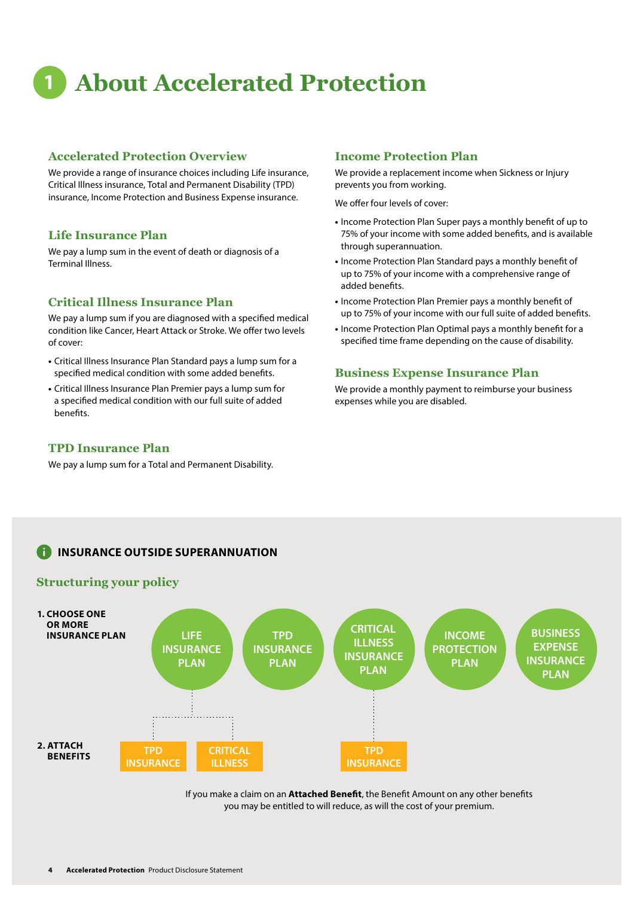# 1 About Accelerated Protection

## Accelerated Protection Overview

We provide a range of insurance choices including Life insurance, Critical Illness insurance, Total and Permanent Disability (TPD) insurance, Income Protection and Business Expense insurance.

## Life Insurance Plan

We pay a lump sum in the event of death or diagnosis of a Terminal Illness.

## Critical Illness Insurance Plan

We pay a lump sum if you are diagnosed with a specified medical condition like Cancer, Heart Attack or Stroke. We offer two levels of cover:

- Critical Illness Insurance Plan Standard pays a lump sum for a specified medical condition with some added benefits.
- Critical Illness Insurance Plan Premier pays a lump sum for a specified medical condition with our full suite of added benefits.

## TPD Insurance Plan

We pay a lump sum for a Total and Permanent Disability.

## Income Protection Plan

We provide a replacement income when Sickness or Injury prevents you from working.

We offer four levels of cover:

- Income Protection Plan Super pays a monthly benefit of up to 75% of your income with some added benefits, and is available through superannuation.
- Income Protection Plan Standard pays a monthly benefit of up to 75% of your income with a comprehensive range of added benefits.
- Income Protection Plan Premier pays a monthly benefit of up to 75% of your income with our full suite of added benefits.
- Income Protection Plan Optimal pays a monthly benefit for a specified time frame depending on the cause of disability.

## Business Expense Insurance Plan

We provide a monthly payment to reimburse your business expenses while you are disabled.

**INSURANCE OUTSIDE SUPERANNUATION**

### Structuring your policy

**1. CHOOSE ONE OR MORE INSURANCE PLAN**

LIFE INSURANCE PLAN | TPD INSURANCE PLAN | CRITICAL ILLNESS INSURANCE PLAN | INCOME PROTECTION PLAN | BUSINESS EXPENSE INSURANCE PLAN

**2. ATTACH BENEFITS**

- Life Insurance Plan: TPD INSURANCE, CRITICAL ILLNESS
- Critical Illness Insurance Plan: TPD INSURANCE

If you make a claim on an **Attached Benefit**, the Benefit Amount on any other benefits you may be entitled to will reduce, as will the cost of your premium.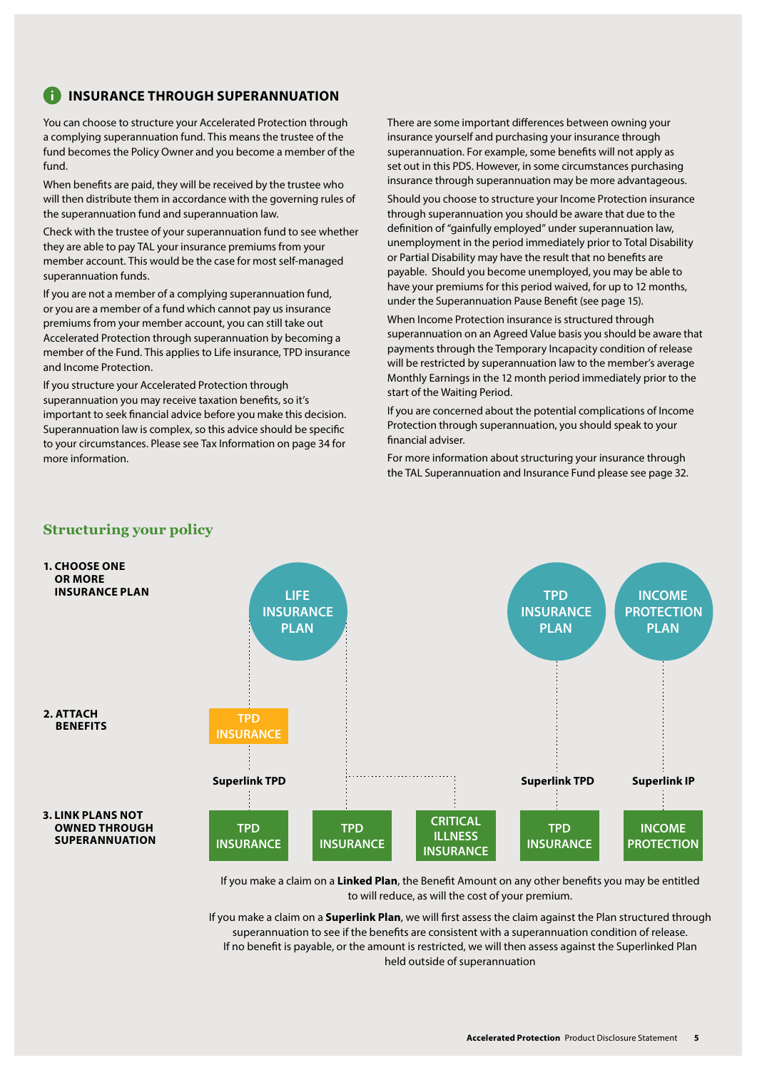## INSURANCE THROUGH SUPERANNUATION

You can choose to structure your Accelerated Protection through a complying superannuation fund. This means the trustee of the fund becomes the Policy Owner and you become a member of the fund.

When benefits are paid, they will be received by the trustee who will then distribute them in accordance with the governing rules of the superannuation fund and superannuation law.

Check with the trustee of your superannuation fund to see whether they are able to pay TAL your insurance premiums from your member account. This would be the case for most self-managed superannuation funds.

If you are not a member of a complying superannuation fund, or you are a member of a fund which cannot pay us insurance premiums from your member account, you can still take out Accelerated Protection through superannuation by becoming a member of the Fund. This applies to Life insurance, TPD insurance and Income Protection.

If you structure your Accelerated Protection through superannuation you may receive taxation benefits, so it's important to seek financial advice before you make this decision. Superannuation law is complex, so this advice should be specific to your circumstances. Please see Tax Information on page 34 for more information.

There are some important differences between owning your insurance yourself and purchasing your insurance through superannuation. For example, some benefits will not apply as set out in this PDS. However, in some circumstances purchasing insurance through superannuation may be more advantageous.

Should you choose to structure your Income Protection insurance through superannuation you should be aware that due to the definition of "gainfully employed" under superannuation law, unemployment in the period immediately prior to Total Disability or Partial Disability may have the result that no benefits are payable. Should you become unemployed, you may be able to have your premiums for this period waived, for up to 12 months, under the Superannuation Pause Benefit (see page 15).

When Income Protection insurance is structured through superannuation on an Agreed Value basis you should be aware that payments through the Temporary Incapacity condition of release will be restricted by superannuation law to the member's average Monthly Earnings in the 12 month period immediately prior to the start of the Waiting Period.

If you are concerned about the potential complications of Income Protection through superannuation, you should speak to your financial adviser.

For more information about structuring your insurance through the TAL Superannuation and Insurance Fund please see page 32.

## Structuring your policy

**1. CHOOSE ONE OR MORE INSURANCE PLAN**

LIFE INSURANCE PLAN | TPD INSURANCE PLAN | INCOME PROTECTION PLAN

**2. ATTACH BENEFITS**

TPD INSURANCE (attached to Life Insurance Plan)

**3. LINK PLANS NOT OWNED THROUGH SUPERANNUATION**

- Superlink TPD: TPD INSURANCE (linked to TPD Insurance attached to Life Insurance Plan)
- TPD INSURANCE (linked to Life Insurance Plan)
- CRITICAL ILLNESS INSURANCE (linked to Life Insurance Plan)
- Superlink TPD: TPD INSURANCE (linked to TPD Insurance Plan)
- Superlink IP: INCOME PROTECTION (linked to Income Protection Plan)

If you make a claim on a **Linked Plan**, the Benefit Amount on any other benefits you may be entitled to will reduce, as will the cost of your premium.

If you make a claim on a **Superlink Plan**, we will first assess the claim against the Plan structured through superannuation to see if the benefits are consistent with a superannuation condition of release. If no benefit is payable, or the amount is restricted, we will then assess against the Superlinked Plan held outside of superannuation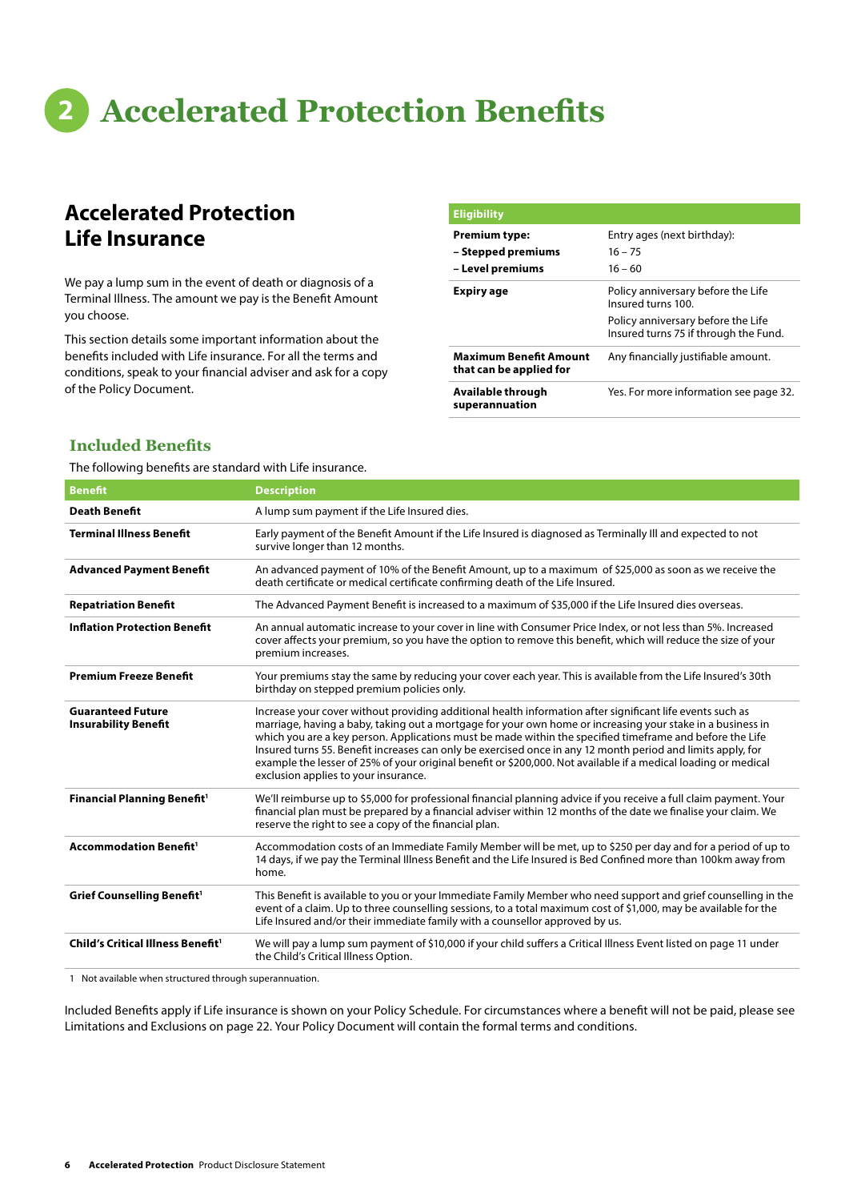# 2 Accelerated Protection Benefits

## Accelerated Protection Life Insurance

We pay a lump sum in the event of death or diagnosis of a Terminal Illness. The amount we pay is the Benefit Amount you choose.

This section details some important information about the benefits included with Life insurance. For all the terms and conditions, speak to your financial adviser and ask for a copy of the Policy Document.

| Eligibility | |
|---|---|
| **Premium type:**<br>**– Stepped premiums**<br>**– Level premiums** | Entry ages (next birthday):<br>16 – 75<br>16 – 60 |
| **Expiry age** | Policy anniversary before the Life Insured turns 100.<br>Policy anniversary before the Life Insured turns 75 if through the Fund. |
| **Maximum Benefit Amount that can be applied for** | Any financially justifiable amount. |
| **Available through superannuation** | Yes. For more information see page 32. |

### Included Benefits

The following benefits are standard with Life insurance.

| Benefit | Description |
|---|---|
| **Death Benefit** | A lump sum payment if the Life Insured dies. |
| **Terminal Illness Benefit** | Early payment of the Benefit Amount if the Life Insured is diagnosed as Terminally Ill and expected to not survive longer than 12 months. |
| **Advanced Payment Benefit** | An advanced payment of 10% of the Benefit Amount, up to a maximum of $25,000 as soon as we receive the death certificate or medical certificate confirming death of the Life Insured. |
| **Repatriation Benefit** | The Advanced Payment Benefit is increased to a maximum of $35,000 if the Life Insured dies overseas. |
| **Inflation Protection Benefit** | An annual automatic increase to your cover in line with Consumer Price Index, or not less than 5%. Increased cover affects your premium, so you have the option to remove this benefit, which will reduce the size of your premium increases. |
| **Premium Freeze Benefit** | Your premiums stay the same by reducing your cover each year. This is available from the Life Insured's 30th birthday on stepped premium policies only. |
| **Guaranteed Future Insurability Benefit** | Increase your cover without providing additional health information after significant life events such as marriage, having a baby, taking out a mortgage for your own home or increasing your stake in a business in which you are a key person. Applications must be made within the specified timeframe and before the Life Insured turns 55. Benefit increases can only be exercised once in any 12 month period and limits apply, for example the lesser of 25% of your original benefit or $200,000. Not available if a medical loading or medical exclusion applies to your insurance. |
| **Financial Planning Benefit**[1] | We'll reimburse up to $5,000 for professional financial planning advice if you receive a full claim payment. Your financial plan must be prepared by a financial adviser within 12 months of the date we finalise your claim. We reserve the right to see a copy of the financial plan. |
| **Accommodation Benefit**[1] | Accommodation costs of an Immediate Family Member will be met, up to $250 per day and for a period of up to 14 days, if we pay the Terminal Illness Benefit and the Life Insured is Bed Confined more than 100km away from home. |
| **Grief Counselling Benefit**[1] | This Benefit is available to you or your Immediate Family Member who need support and grief counselling in the event of a claim. Up to three counselling sessions, to a total maximum cost of $1,000, may be available for the Life Insured and/or their immediate family with a counsellor approved by us. |
| **Child's Critical Illness Benefit**[1] | We will pay a lump sum payment of $10,000 if your child suffers a Critical Illness Event listed on page 11 under the Child's Critical Illness Option. |

1 Not available when structured through superannuation.

Included Benefits apply if Life insurance is shown on your Policy Schedule. For circumstances where a benefit will not be paid, please see Limitations and Exclusions on page 22. Your Policy Document will contain the formal terms and conditions.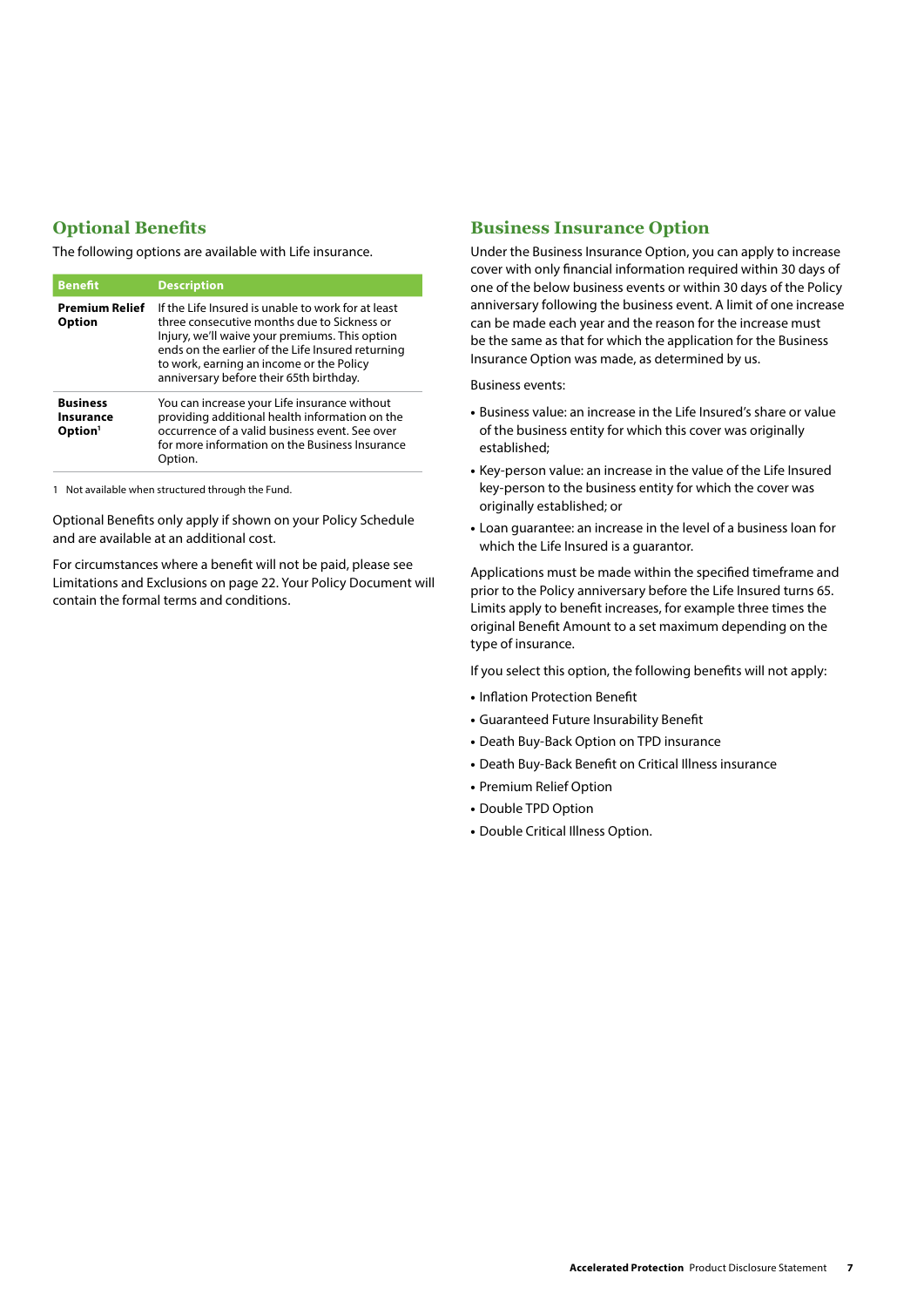## Optional Benefits

The following options are available with Life insurance.

| Benefit | Description |
|---|---|
| **Premium Relief Option** | If the Life Insured is unable to work for at least three consecutive months due to Sickness or Injury, we'll waive your premiums. This option ends on the earlier of the Life Insured returning to work, earning an income or the Policy anniversary before their 65th birthday. |
| **Business Insurance Option**[1] | You can increase your Life insurance without providing additional health information on the occurrence of a valid business event. See over for more information on the Business Insurance Option. |

1 Not available when structured through the Fund.

Optional Benefits only apply if shown on your Policy Schedule and are available at an additional cost.

For circumstances where a benefit will not be paid, please see Limitations and Exclusions on page 22. Your Policy Document will contain the formal terms and conditions.

## Business Insurance Option

Under the Business Insurance Option, you can apply to increase cover with only financial information required within 30 days of one of the below business events or within 30 days of the Policy anniversary following the business event. A limit of one increase can be made each year and the reason for the increase must be the same as that for which the application for the Business Insurance Option was made, as determined by us.

Business events:

- Business value: an increase in the Life Insured's share or value of the business entity for which this cover was originally established;
- Key-person value: an increase in the value of the Life Insured key-person to the business entity for which the cover was originally established; or
- Loan guarantee: an increase in the level of a business loan for which the Life Insured is a guarantor.

Applications must be made within the specified timeframe and prior to the Policy anniversary before the Life Insured turns 65. Limits apply to benefit increases, for example three times the original Benefit Amount to a set maximum depending on the type of insurance.

If you select this option, the following benefits will not apply:

- Inflation Protection Benefit
- Guaranteed Future Insurability Benefit
- Death Buy-Back Option on TPD insurance
- Death Buy-Back Benefit on Critical Illness insurance
- Premium Relief Option
- Double TPD Option
- Double Critical Illness Option.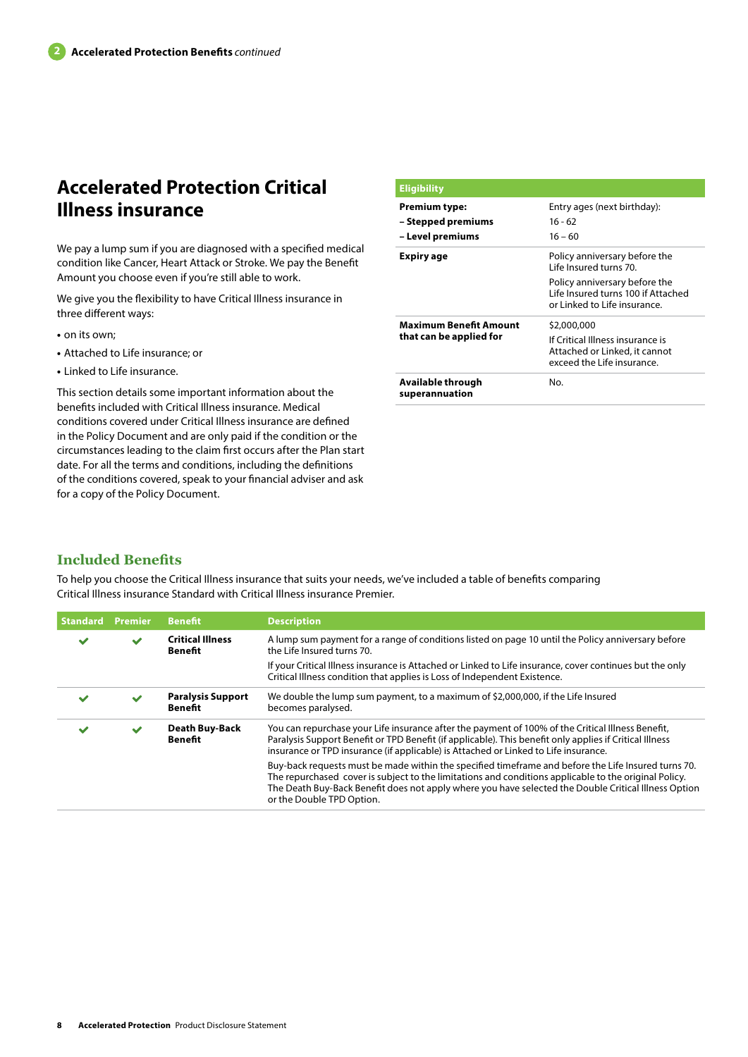# Accelerated Protection Critical Illness insurance

We pay a lump sum if you are diagnosed with a specified medical condition like Cancer, Heart Attack or Stroke. We pay the Benefit Amount you choose even if you're still able to work.

We give you the flexibility to have Critical Illness insurance in three different ways:

- on its own;
- Attached to Life insurance; or
- Linked to Life insurance.

This section details some important information about the benefits included with Critical Illness insurance. Medical conditions covered under Critical Illness insurance are defined in the Policy Document and are only paid if the condition or the circumstances leading to the claim first occurs after the Plan start date. For all the terms and conditions, including the definitions of the conditions covered, speak to your financial adviser and ask for a copy of the Policy Document.

| Eligibility | |
|---|---|
| **Premium type:** | Entry ages (next birthday): |
| **– Stepped premiums** | 16 - 62 |
| **– Level premiums** | 16 – 60 |
| **Expiry age** | Policy anniversary before the Life Insured turns 70.<br>Policy anniversary before the Life Insured turns 100 if Attached or Linked to Life insurance. |
| **Maximum Benefit Amount that can be applied for** | $2,000,000<br>If Critical Illness insurance is Attached or Linked, it cannot exceed the Life insurance. |
| **Available through superannuation** | No. |

## Included Benefits

To help you choose the Critical Illness insurance that suits your needs, we've included a table of benefits comparing Critical Illness insurance Standard with Critical Illness insurance Premier.

| Standard | Premier | Benefit | Description |
|---|---|---|---|
| ✔ | ✔ | **Critical Illness Benefit** | A lump sum payment for a range of conditions listed on page 10 until the Policy anniversary before the Life Insured turns 70.<br>If your Critical Illness insurance is Attached or Linked to Life insurance, cover continues but the only Critical Illness condition that applies is Loss of Independent Existence. |
| ✔ | ✔ | **Paralysis Support Benefit** | We double the lump sum payment, to a maximum of $2,000,000, if the Life Insured becomes paralysed. |
| ✔ | ✔ | **Death Buy-Back Benefit** | You can repurchase your Life insurance after the payment of 100% of the Critical Illness Benefit, Paralysis Support Benefit or TPD Benefit (if applicable). This benefit only applies if Critical Illness insurance or TPD insurance (if applicable) is Attached or Linked to Life insurance.<br>Buy-back requests must be made within the specified timeframe and before the Life Insured turns 70. The repurchased cover is subject to the limitations and conditions applicable to the original Policy. The Death Buy-Back Benefit does not apply where you have selected the Double Critical Illness Option or the Double TPD Option. |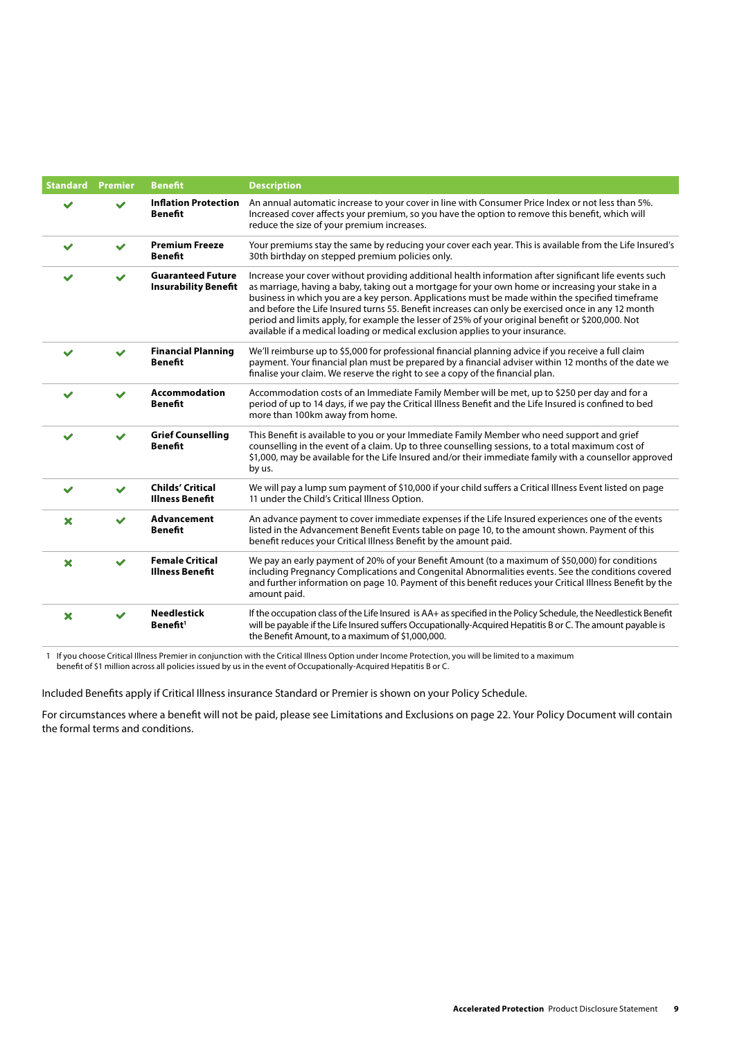| Standard | Premier | Benefit | Description |
|---|---|---|---|
| ✔ | ✔ | **Inflation Protection Benefit** | An annual automatic increase to your cover in line with Consumer Price Index or not less than 5%. Increased cover affects your premium, so you have the option to remove this benefit, which will reduce the size of your premium increases. |
| ✔ | ✔ | **Premium Freeze Benefit** | Your premiums stay the same by reducing your cover each year. This is available from the Life Insured's 30th birthday on stepped premium policies only. |
| ✔ | ✔ | **Guaranteed Future Insurability Benefit** | Increase your cover without providing additional health information after significant life events such as marriage, having a baby, taking out a mortgage for your own home or increasing your stake in a business in which you are a key person. Applications must be made within the specified timeframe and before the Life Insured turns 55. Benefit increases can only be exercised once in any 12 month period and limits apply, for example the lesser of 25% of your original benefit or $200,000. Not available if a medical loading or medical exclusion applies to your insurance. |
| ✔ | ✔ | **Financial Planning Benefit** | We'll reimburse up to $5,000 for professional financial planning advice if you receive a full claim payment. Your financial plan must be prepared by a financial adviser within 12 months of the date we finalise your claim. We reserve the right to see a copy of the financial plan. |
| ✔ | ✔ | **Accommodation Benefit** | Accommodation costs of an Immediate Family Member will be met, up to $250 per day and for a period of up to 14 days, if we pay the Critical Illness Benefit and the Life Insured is confined to bed more than 100km away from home. |
| ✔ | ✔ | **Grief Counselling Benefit** | This Benefit is available to you or your Immediate Family Member who need support and grief counselling in the event of a claim. Up to three counselling sessions, to a total maximum cost of $1,000, may be available for the Life Insured and/or their immediate family with a counsellor approved by us. |
| ✔ | ✔ | **Childs' Critical Illness Benefit** | We will pay a lump sum payment of $10,000 if your child suffers a Critical Illness Event listed on page 11 under the Child's Critical Illness Option. |
| ✖ | ✔ | **Advancement Benefit** | An advance payment to cover immediate expenses if the Life Insured experiences one of the events listed in the Advancement Benefit Events table on page 10, to the amount shown. Payment of this benefit reduces your Critical Illness Benefit by the amount paid. |
| ✖ | ✔ | **Female Critical Illness Benefit** | We pay an early payment of 20% of your Benefit Amount (to a maximum of $50,000) for conditions including Pregnancy Complications and Congenital Abnormalities events. See the conditions covered and further information on page 10. Payment of this benefit reduces your Critical Illness Benefit by the amount paid. |
| ✖ | ✔ | **Needlestick Benefit**[1] | If the occupation class of the Life Insured is AA+ as specified in the Policy Schedule, the Needlestick Benefit will be payable if the Life Insured suffers Occupationally-Acquired Hepatitis B or C. The amount payable is the Benefit Amount, to a maximum of $1,000,000. |

1 If you choose Critical Illness Premier in conjunction with the Critical Illness Option under Income Protection, you will be limited to a maximum benefit of $1 million across all policies issued by us in the event of Occupationally-Acquired Hepatitis B or C.

Included Benefits apply if Critical Illness insurance Standard or Premier is shown on your Policy Schedule.

For circumstances where a benefit will not be paid, please see Limitations and Exclusions on page 22. Your Policy Document will contain the formal terms and conditions.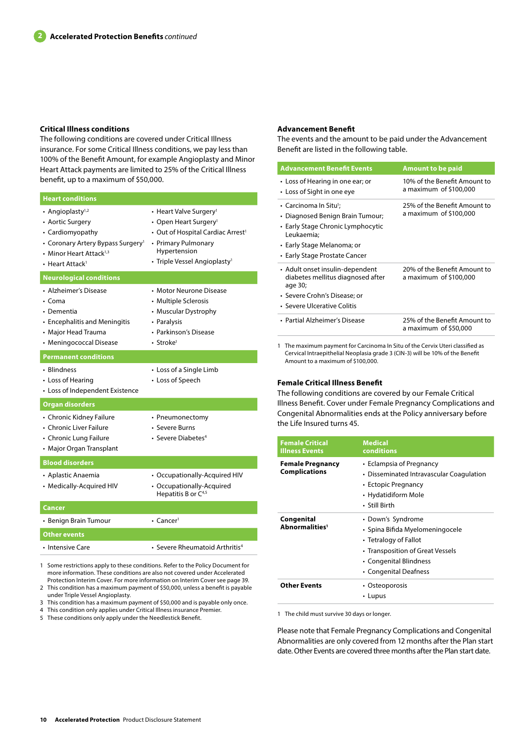## 2 Accelerated Protection Benefits *continued*

### Critical Illness conditions

The following conditions are covered under Critical Illness insurance. For some Critical Illness conditions, we pay less than 100% of the Benefit Amount, for example Angioplasty and Minor Heart Attack payments are limited to 25% of the Critical Illness benefit, up to a maximum of $50,000.

| Heart conditions | |
|---|---|
| • Angioplasty[1,2]<br>• Aortic Surgery<br>• Cardiomyopathy<br>• Coronary Artery Bypass Surgery[1]<br>• Minor Heart Attack[1,3]<br>• Heart Attack[1] | • Heart Valve Surgery[1]<br>• Open Heart Surgery[1]<br>• Out of Hospital Cardiac Arrest[1]<br>• Primary Pulmonary Hypertension<br>• Triple Vessel Angioplasty[1] |
| **Neurological conditions** | |
| • Alzheimer's Disease<br>• Coma<br>• Dementia<br>• Encephalitis and Meningitis<br>• Major Head Trauma<br>• Meningococcal Disease | • Motor Neurone Disease<br>• Multiple Sclerosis<br>• Muscular Dystrophy<br>• Paralysis<br>• Parkinson's Disease<br>• Stroke[1] |
| **Permanent conditions** | |
| • Blindness<br>• Loss of Hearing<br>• Loss of Independent Existence | • Loss of a Single Limb<br>• Loss of Speech |
| **Organ disorders** | |
| • Chronic Kidney Failure<br>• Chronic Liver Failure<br>• Chronic Lung Failure<br>• Major Organ Transplant | • Pneumonectomy<br>• Severe Burns<br>• Severe Diabetes[4] |
| **Blood disorders** | |
| • Aplastic Anaemia<br>• Medically-Acquired HIV | • Occupationally-Acquired HIV<br>• Occupationally-Acquired Hepatitis B or C[4,5] |
| **Cancer** | |
| • Benign Brain Tumour | • Cancer[1] |
| **Other events** | |
| • Intensive Care | • Severe Rheumatoid Arthritis[4] |

1 Some restrictions apply to these conditions. Refer to the Policy Document for more information. These conditions are also not covered under Accelerated Protection Interim Cover. For more information on Interim Cover see page 39.
2 This condition has a maximum payment of $50,000, unless a benefit is payable under Triple Vessel Angioplasty.
3 This condition has a maximum payment of $50,000 and is payable only once.
4 This condition only applies under Critical Illness insurance Premier.
5 These conditions only apply under the Needlestick Benefit.

### Advancement Benefit

The events and the amount to be paid under the Advancement Benefit are listed in the following table.

| Advancement Benefit Events | Amount to be paid |
|---|---|
| • Loss of Hearing in one ear; or<br>• Loss of Sight in one eye | 10% of the Benefit Amount to a maximum of $100,000 |
| • Carcinoma In Situ[1];<br>• Diagnosed Benign Brain Tumour;<br>• Early Stage Chronic Lymphocytic Leukaemia;<br>• Early Stage Melanoma; or<br>• Early Stage Prostate Cancer | 25% of the Benefit Amount to a maximum of $100,000 |
| • Adult onset insulin-dependent diabetes mellitus diagnosed after age 30;<br>• Severe Crohn's Disease; or<br>• Severe Ulcerative Colitis | 20% of the Benefit Amount to a maximum of $100,000 |
| • Partial Alzheimer's Disease | 25% of the Benefit Amount to a maximum of $50,000 |

1 The maximum payment for Carcinoma In Situ of the Cervix Uteri classified as Cervical Intraepithelial Neoplasia grade 3 (CIN-3) will be 10% of the Benefit Amount to a maximum of $100,000.

### Female Critical Illness Benefit

The following conditions are covered by our Female Critical Illness Benefit. Cover under Female Pregnancy Complications and Congenital Abnormalities ends at the Policy anniversary before the Life Insured turns 45.

| Female Critical Illness Events | Medical conditions |
|---|---|
| **Female Pregnancy Complications** | • Eclampsia of Pregnancy<br>• Disseminated Intravascular Coagulation<br>• Ectopic Pregnancy<br>• Hydatidiform Mole<br>• Still Birth |
| **Congenital Abnormalities[1]** | • Down's Syndrome<br>• Spina Bifida Myelomeningocele<br>• Tetralogy of Fallot<br>• Transposition of Great Vessels<br>• Congenital Blindness<br>• Congenital Deafness |
| **Other Events** | • Osteoporosis<br>• Lupus |

1 The child must survive 30 days or longer.

Please note that Female Pregnancy Complications and Congenital Abnormalities are only covered from 12 months after the Plan start date. Other Events are covered three months after the Plan start date.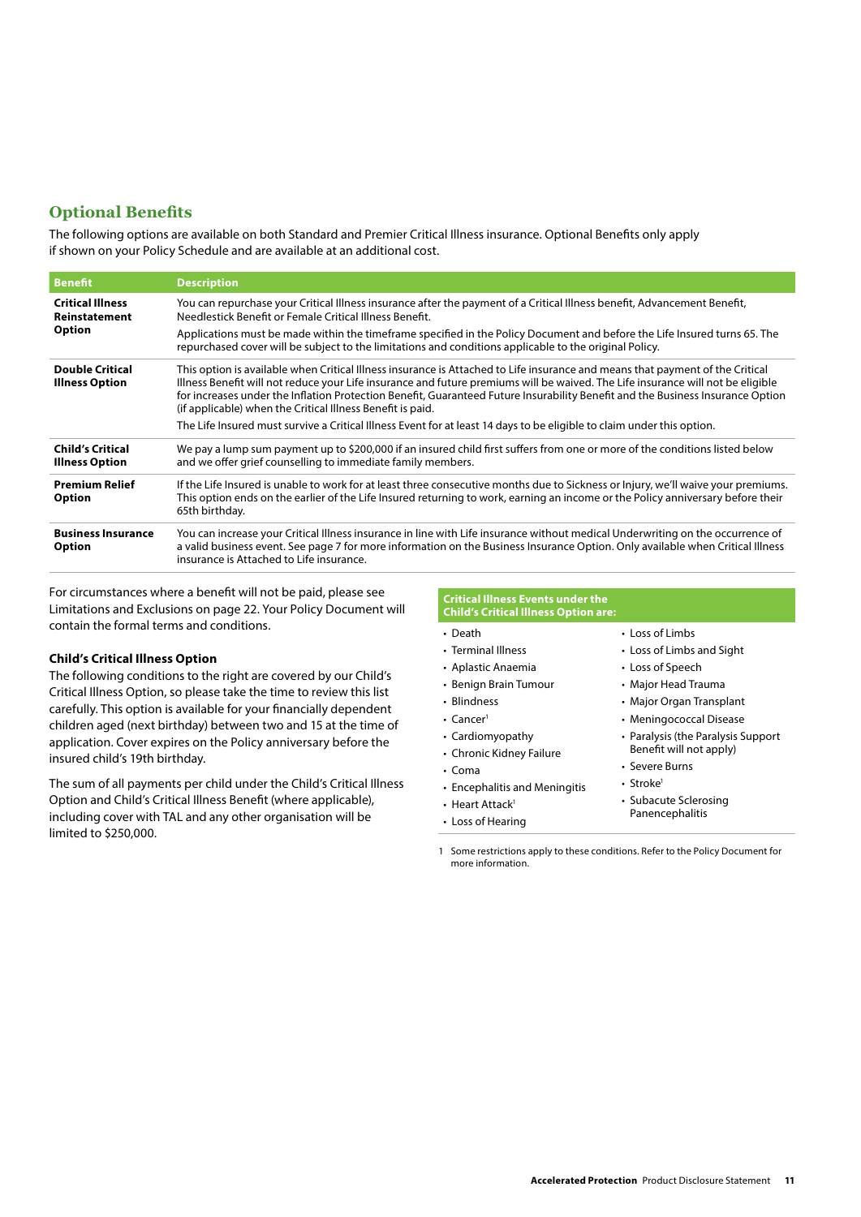## Optional Benefits

The following options are available on both Standard and Premier Critical Illness insurance. Optional Benefits only apply if shown on your Policy Schedule and are available at an additional cost.

| Benefit | Description |
| --- | --- |
| **Critical Illness Reinstatement Option** | You can repurchase your Critical Illness insurance after the payment of a Critical Illness benefit, Advancement Benefit, Needlestick Benefit or Female Critical Illness Benefit.<br><br>Applications must be made within the timeframe specified in the Policy Document and before the Life Insured turns 65. The repurchased cover will be subject to the limitations and conditions applicable to the original Policy. |
| **Double Critical Illness Option** | This option is available when Critical Illness insurance is Attached to Life insurance and means that payment of the Critical Illness Benefit will not reduce your Life insurance and future premiums will be waived. The Life insurance will not be eligible for increases under the Inflation Protection Benefit, Guaranteed Future Insurability Benefit and the Business Insurance Option (if applicable) when the Critical Illness Benefit is paid.<br><br>The Life Insured must survive a Critical Illness Event for at least 14 days to be eligible to claim under this option. |
| **Child's Critical Illness Option** | We pay a lump sum payment up to $200,000 if an insured child first suffers from one or more of the conditions listed below and we offer grief counselling to immediate family members. |
| **Premium Relief Option** | If the Life Insured is unable to work for at least three consecutive months due to Sickness or Injury, we'll waive your premiums. This option ends on the earlier of the Life Insured returning to work, earning an income or the Policy anniversary before their 65th birthday. |
| **Business Insurance Option** | You can increase your Critical Illness insurance in line with Life insurance without medical Underwriting on the occurrence of a valid business event. See page 7 for more information on the Business Insurance Option. Only available when Critical Illness insurance is Attached to Life insurance. |

For circumstances where a benefit will not be paid, please see Limitations and Exclusions on page 22. Your Policy Document will contain the formal terms and conditions.

### Child's Critical Illness Option

The following conditions to the right are covered by our Child's Critical Illness Option, so please take the time to review this list carefully. This option is available for your financially dependent children aged (next birthday) between two and 15 at the time of application. Cover expires on the Policy anniversary before the insured child's 19th birthday.

The sum of all payments per child under the Child's Critical Illness Option and Child's Critical Illness Benefit (where applicable), including cover with TAL and any other organisation will be limited to $250,000.

**Critical Illness Events under the Child's Critical Illness Option are:**

- Death
- Terminal Illness
- Aplastic Anaemia
- Benign Brain Tumour
- Blindness
- Cancer[1]
- Cardiomyopathy
- Chronic Kidney Failure
- Coma
- Encephalitis and Meningitis
- Heart Attack[1]
- Loss of Hearing
- Loss of Limbs
- Loss of Limbs and Sight
- Loss of Speech
- Major Head Trauma
- Major Organ Transplant
- Meningococcal Disease
- Paralysis (the Paralysis Support Benefit will not apply)
- Severe Burns
- Stroke[1]
- Subacute Sclerosing Panencephalitis

1 Some restrictions apply to these conditions. Refer to the Policy Document for more information.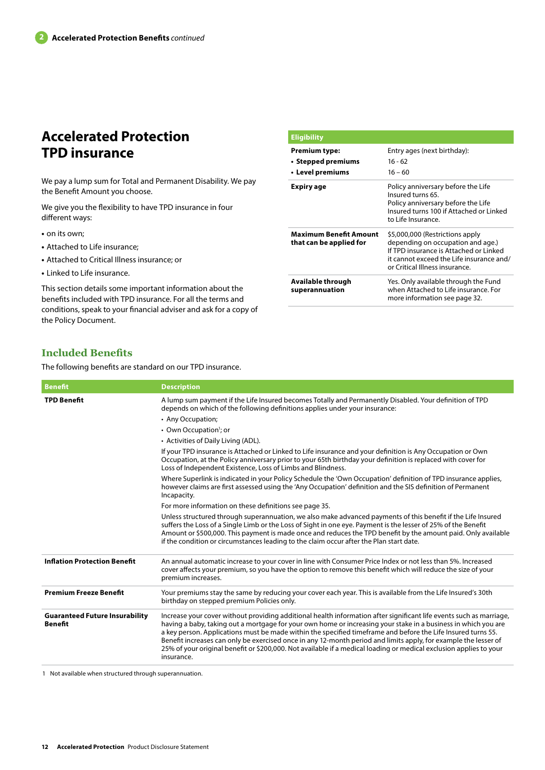# Accelerated Protection TPD insurance

We pay a lump sum for Total and Permanent Disability. We pay the Benefit Amount you choose.

We give you the flexibility to have TPD insurance in four different ways:

- on its own;
- Attached to Life insurance;
- Attached to Critical Illness insurance; or
- Linked to Life insurance.

This section details some important information about the benefits included with TPD insurance. For all the terms and conditions, speak to your financial adviser and ask for a copy of the Policy Document.

| Eligibility | |
|---|---|
| **Premium type:** | Entry ages (next birthday): |
| • **Stepped premiums** | 16 - 62 |
| • **Level premiums** | 16 – 60 |
| **Expiry age** | Policy anniversary before the Life Insured turns 65. Policy anniversary before the Life Insured turns 100 if Attached or Linked to Life Insurance. |
| **Maximum Benefit Amount that can be applied for** | $5,000,000 (Restrictions apply depending on occupation and age.) If TPD insurance is Attached or Linked it cannot exceed the Life insurance and/or Critical Illness insurance. |
| **Available through superannuation** | Yes. Only available through the Fund when Attached to Life insurance. For more information see page 32. |

## Included Benefits

The following benefits are standard on our TPD insurance.

| Benefit | Description |
|---|---|
| **TPD Benefit** | A lump sum payment if the Life Insured becomes Totally and Permanently Disabled. Your definition of TPD depends on which of the following definitions applies under your insurance:<br>• Any Occupation;<br>• Own Occupation[1]; or<br>• Activities of Daily Living (ADL).<br>If your TPD insurance is Attached or Linked to Life insurance and your definition is Any Occupation or Own Occupation, at the Policy anniversary prior to your 65th birthday your definition is replaced with cover for Loss of Independent Existence, Loss of Limbs and Blindness.<br>Where Superlink is indicated in your Policy Schedule the 'Own Occupation' definition of TPD insurance applies, however claims are first assessed using the 'Any Occupation' definition and the SIS definition of Permanent Incapacity.<br>For more information on these definitions see page 35.<br>Unless structured through superannuation, we also make advanced payments of this benefit if the Life Insured suffers the Loss of a Single Limb or the Loss of Sight in one eye. Payment is the lesser of 25% of the Benefit Amount or $500,000. This payment is made once and reduces the TPD benefit by the amount paid. Only available if the condition or circumstances leading to the claim occur after the Plan start date. |
| **Inflation Protection Benefit** | An annual automatic increase to your cover in line with Consumer Price Index or not less than 5%. Increased cover affects your premium, so you have the option to remove this benefit which will reduce the size of your premium increases. |
| **Premium Freeze Benefit** | Your premiums stay the same by reducing your cover each year. This is available from the Life Insured's 30th birthday on stepped premium Policies only. |
| **Guaranteed Future Insurability Benefit** | Increase your cover without providing additional health information after significant life events such as marriage, having a baby, taking out a mortgage for your own home or increasing your stake in a business in which you are a key person. Applications must be made within the specified timeframe and before the Life Insured turns 55. Benefit increases can only be exercised once in any 12-month period and limits apply, for example the lesser of 25% of your original benefit or $200,000. Not available if a medical loading or medical exclusion applies to your insurance. |

1 Not available when structured through superannuation.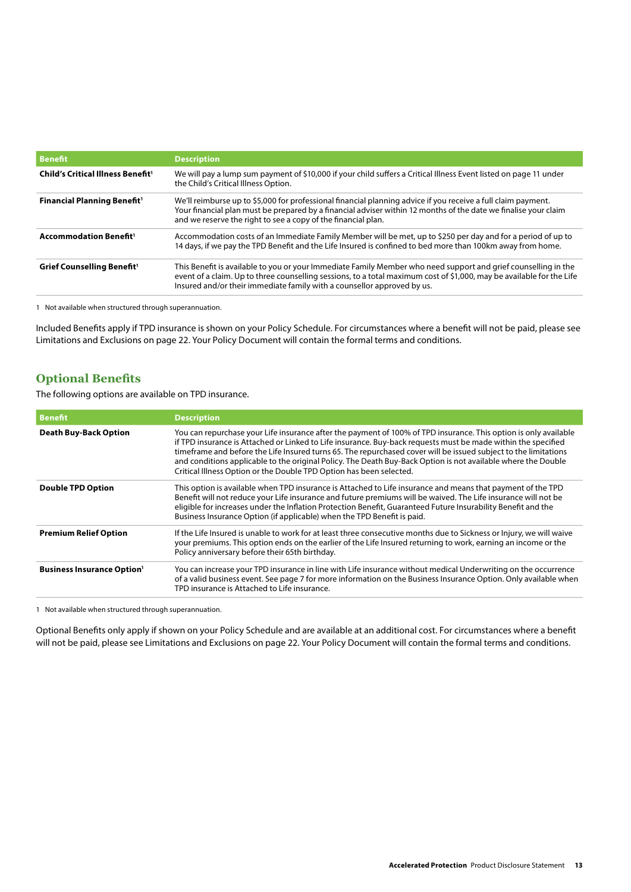| Benefit | Description |
| --- | --- |
| **Child's Critical Illness Benefit**[1] | We will pay a lump sum payment of $10,000 if your child suffers a Critical Illness Event listed on page 11 under the Child's Critical Illness Option. |
| **Financial Planning Benefit**[1] | We'll reimburse up to $5,000 for professional financial planning advice if you receive a full claim payment. Your financial plan must be prepared by a financial adviser within 12 months of the date we finalise your claim and we reserve the right to see a copy of the financial plan. |
| **Accommodation Benefit**[1] | Accommodation costs of an Immediate Family Member will be met, up to $250 per day and for a period of up to 14 days, if we pay the TPD Benefit and the Life Insured is confined to bed more than 100km away from home. |
| **Grief Counselling Benefit**[1] | This Benefit is available to you or your Immediate Family Member who need support and grief counselling in the event of a claim. Up to three counselling sessions, to a total maximum cost of $1,000, may be available for the Life Insured and/or their immediate family with a counsellor approved by us. |

1 Not available when structured through superannuation.

Included Benefits apply if TPD insurance is shown on your Policy Schedule. For circumstances where a benefit will not be paid, please see Limitations and Exclusions on page 22. Your Policy Document will contain the formal terms and conditions.

## Optional Benefits

The following options are available on TPD insurance.

| Benefit | Description |
| --- | --- |
| **Death Buy-Back Option** | You can repurchase your Life insurance after the payment of 100% of TPD insurance. This option is only available if TPD insurance is Attached or Linked to Life insurance. Buy-back requests must be made within the specified timeframe and before the Life Insured turns 65. The repurchased cover will be issued subject to the limitations and conditions applicable to the original Policy. The Death Buy-Back Option is not available where the Double Critical Illness Option or the Double TPD Option has been selected. |
| **Double TPD Option** | This option is available when TPD insurance is Attached to Life insurance and means that payment of the TPD Benefit will not reduce your Life insurance and future premiums will be waived. The Life insurance will not be eligible for increases under the Inflation Protection Benefit, Guaranteed Future Insurability Benefit and the Business Insurance Option (if applicable) when the TPD Benefit is paid. |
| **Premium Relief Option** | If the Life Insured is unable to work for at least three consecutive months due to Sickness or Injury, we will waive your premiums. This option ends on the earlier of the Life Insured returning to work, earning an income or the Policy anniversary before their 65th birthday. |
| **Business Insurance Option**[1] | You can increase your TPD insurance in line with Life insurance without medical Underwriting on the occurrence of a valid business event. See page 7 for more information on the Business Insurance Option. Only available when TPD insurance is Attached to Life insurance. |

1 Not available when structured through superannuation.

Optional Benefits only apply if shown on your Policy Schedule and are available at an additional cost. For circumstances where a benefit will not be paid, please see Limitations and Exclusions on page 22. Your Policy Document will contain the formal terms and conditions.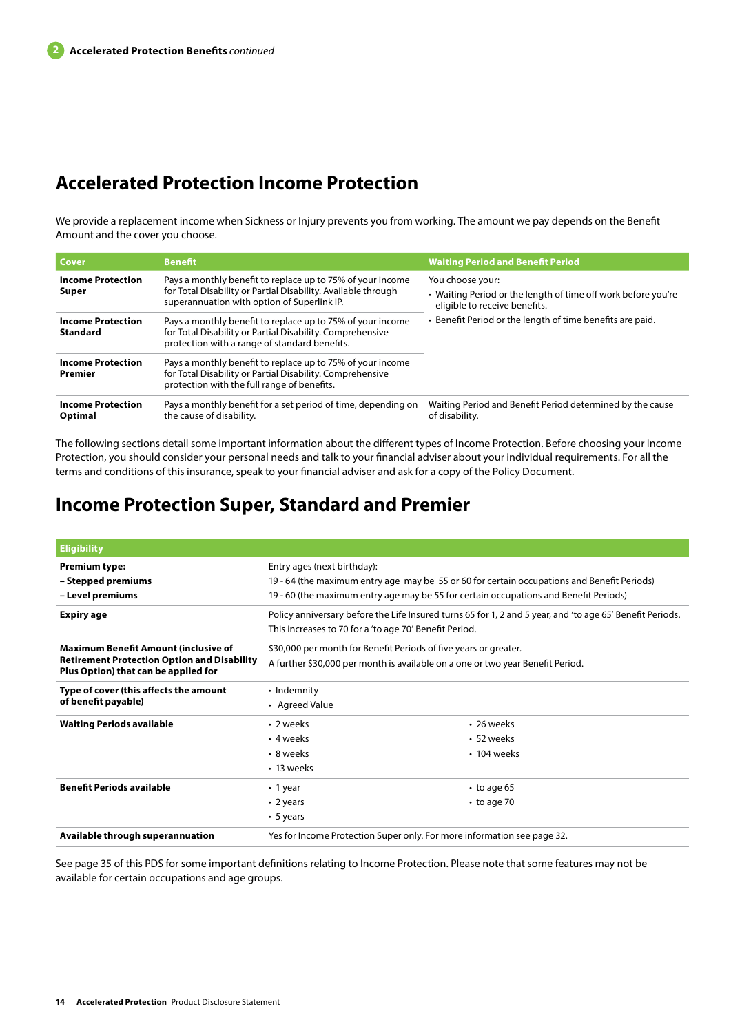## Accelerated Protection Income Protection

We provide a replacement income when Sickness or Injury prevents you from working. The amount we pay depends on the Benefit Amount and the cover you choose.

| Cover | Benefit | Waiting Period and Benefit Period |
|---|---|---|
| **Income Protection Super** | Pays a monthly benefit to replace up to 75% of your income for Total Disability or Partial Disability. Available through superannuation with option of Superlink IP. | You choose your:<br>• Waiting Period or the length of time off work before you're eligible to receive benefits.<br>• Benefit Period or the length of time benefits are paid. |
| **Income Protection Standard** | Pays a monthly benefit to replace up to 75% of your income for Total Disability or Partial Disability. Comprehensive protection with a range of standard benefits. | |
| **Income Protection Premier** | Pays a monthly benefit to replace up to 75% of your income for Total Disability or Partial Disability. Comprehensive protection with the full range of benefits. | |
| **Income Protection Optimal** | Pays a monthly benefit for a set period of time, depending on the cause of disability. | Waiting Period and Benefit Period determined by the cause of disability. |

The following sections detail some important information about the different types of Income Protection. Before choosing your Income Protection, you should consider your personal needs and talk to your financial adviser about your individual requirements. For all the terms and conditions of this insurance, speak to your financial adviser and ask for a copy of the Policy Document.

## Income Protection Super, Standard and Premier

| Eligibility | | |
|---|---|---|
| **Premium type:**<br>**– Stepped premiums**<br>**– Level premiums** | Entry ages (next birthday):<br>19 - 64 (the maximum entry age may be 55 or 60 for certain occupations and Benefit Periods)<br>19 - 60 (the maximum entry age may be 55 for certain occupations and Benefit Periods) | |
| **Expiry age** | Policy anniversary before the Life Insured turns 65 for 1, 2 and 5 year, and 'to age 65' Benefit Periods. This increases to 70 for a 'to age 70' Benefit Period. | |
| **Maximum Benefit Amount (inclusive of Retirement Protection Option and Disability Plus Option) that can be applied for** | $30,000 per month for Benefit Periods of five years or greater.<br>A further $30,000 per month is available on a one or two year Benefit Period. | |
| **Type of cover (this affects the amount of benefit payable)** | • Indemnity<br>• Agreed Value | |
| **Waiting Periods available** | • 2 weeks<br>• 4 weeks<br>• 8 weeks<br>• 13 weeks | • 26 weeks<br>• 52 weeks<br>• 104 weeks |
| **Benefit Periods available** | • 1 year<br>• 2 years<br>• 5 years | • to age 65<br>• to age 70 |
| **Available through superannuation** | Yes for Income Protection Super only. For more information see page 32. | |

See page 35 of this PDS for some important definitions relating to Income Protection. Please note that some features may not be available for certain occupations and age groups.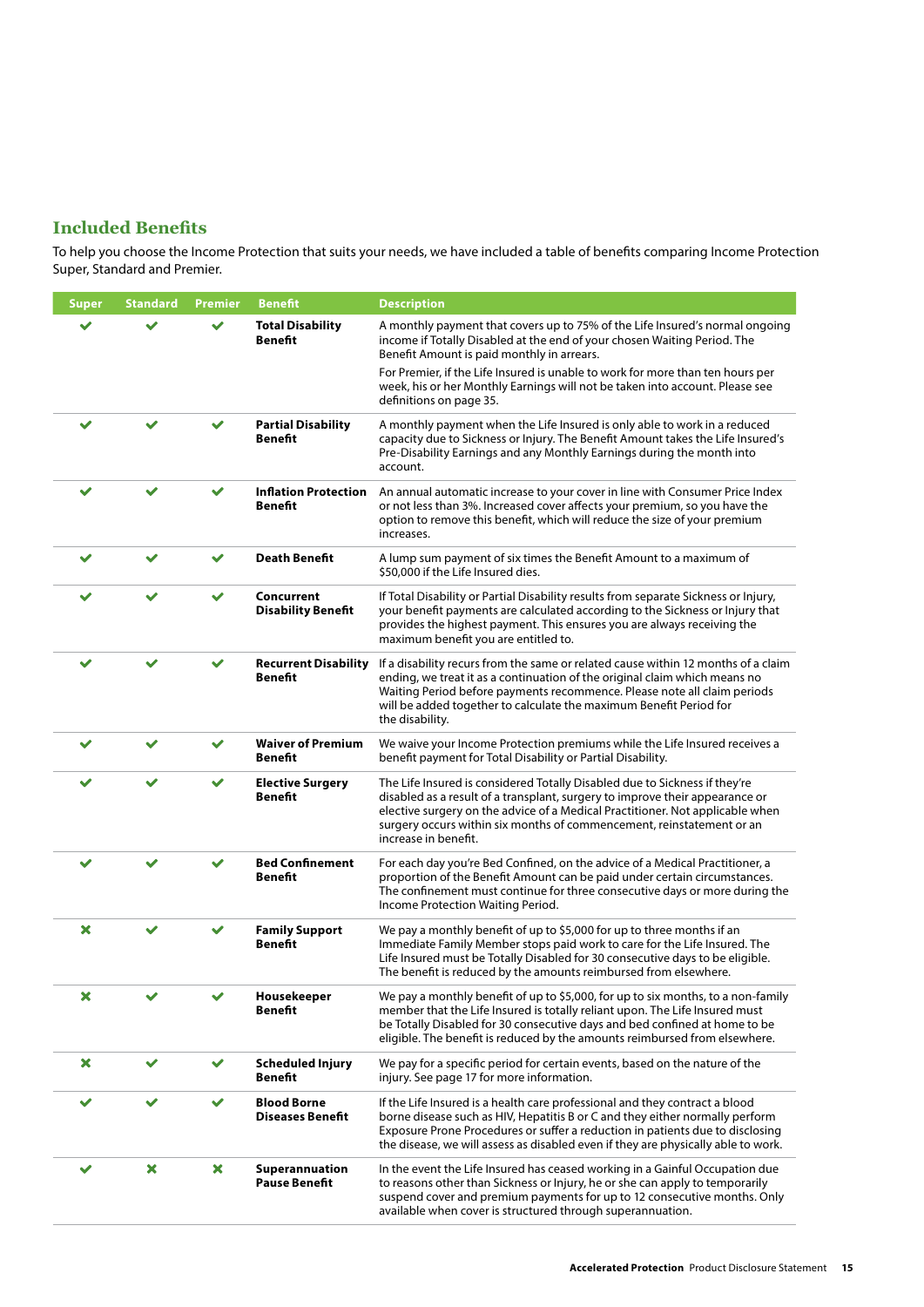## Included Benefits

To help you choose the Income Protection that suits your needs, we have included a table of benefits comparing Income Protection Super, Standard and Premier.

| Super | Standard | Premier | Benefit | Description |
|---|---|---|---|---|
| ✔ | ✔ | ✔ | **Total Disability Benefit** | A monthly payment that covers up to 75% of the Life Insured's normal ongoing income if Totally Disabled at the end of your chosen Waiting Period. The Benefit Amount is paid monthly in arrears.<br><br>For Premier, if the Life Insured is unable to work for more than ten hours per week, his or her Monthly Earnings will not be taken into account. Please see definitions on page 35. |
| ✔ | ✔ | ✔ | **Partial Disability Benefit** | A monthly payment when the Life Insured is only able to work in a reduced capacity due to Sickness or Injury. The Benefit Amount takes the Life Insured's Pre-Disability Earnings and any Monthly Earnings during the month into account. |
| ✔ | ✔ | ✔ | **Inflation Protection Benefit** | An annual automatic increase to your cover in line with Consumer Price Index or not less than 3%. Increased cover affects your premium, so you have the option to remove this benefit, which will reduce the size of your premium increases. |
| ✔ | ✔ | ✔ | **Death Benefit** | A lump sum payment of six times the Benefit Amount to a maximum of $50,000 if the Life Insured dies. |
| ✔ | ✔ | ✔ | **Concurrent Disability Benefit** | If Total Disability or Partial Disability results from separate Sickness or Injury, your benefit payments are calculated according to the Sickness or Injury that provides the highest payment. This ensures you are always receiving the maximum benefit you are entitled to. |
| ✔ | ✔ | ✔ | **Recurrent Disability Benefit** | If a disability recurs from the same or related cause within 12 months of a claim ending, we treat it as a continuation of the original claim which means no Waiting Period before payments recommence. Please note all claim periods will be added together to calculate the maximum Benefit Period for the disability. |
| ✔ | ✔ | ✔ | **Waiver of Premium Benefit** | We waive your Income Protection premiums while the Life Insured receives a benefit payment for Total Disability or Partial Disability. |
| ✔ | ✔ | ✔ | **Elective Surgery Benefit** | The Life Insured is considered Totally Disabled due to Sickness if they're disabled as a result of a transplant, surgery to improve their appearance or elective surgery on the advice of a Medical Practitioner. Not applicable when surgery occurs within six months of commencement, reinstatement or an increase in benefit. |
| ✔ | ✔ | ✔ | **Bed Confinement Benefit** | For each day you're Bed Confined, on the advice of a Medical Practitioner, a proportion of the Benefit Amount can be paid under certain circumstances. The confinement must continue for three consecutive days or more during the Income Protection Waiting Period. |
| ✘ | ✔ | ✔ | **Family Support Benefit** | We pay a monthly benefit of up to $5,000 for up to three months if an Immediate Family Member stops paid work to care for the Life Insured. The Life Insured must be Totally Disabled for 30 consecutive days to be eligible. The benefit is reduced by the amounts reimbursed from elsewhere. |
| ✘ | ✔ | ✔ | **Housekeeper Benefit** | We pay a monthly benefit of up to $5,000, for up to six months, to a non-family member that the Life Insured is totally reliant upon. The Life Insured must be Totally Disabled for 30 consecutive days and bed confined at home to be eligible. The benefit is reduced by the amounts reimbursed from elsewhere. |
| ✘ | ✔ | ✔ | **Scheduled Injury Benefit** | We pay for a specific period for certain events, based on the nature of the injury. See page 17 for more information. |
| ✔ | ✔ | ✔ | **Blood Borne Diseases Benefit** | If the Life Insured is a health care professional and they contract a blood borne disease such as HIV, Hepatitis B or C and they either normally perform Exposure Prone Procedures or suffer a reduction in patients due to disclosing the disease, we will assess as disabled even if they are physically able to work. |
| ✔ | ✘ | ✘ | **Superannuation Pause Benefit** | In the event the Life Insured has ceased working in a Gainful Occupation due to reasons other than Sickness or Injury, he or she can apply to temporarily suspend cover and premium payments for up to 12 consecutive months. Only available when cover is structured through superannuation. |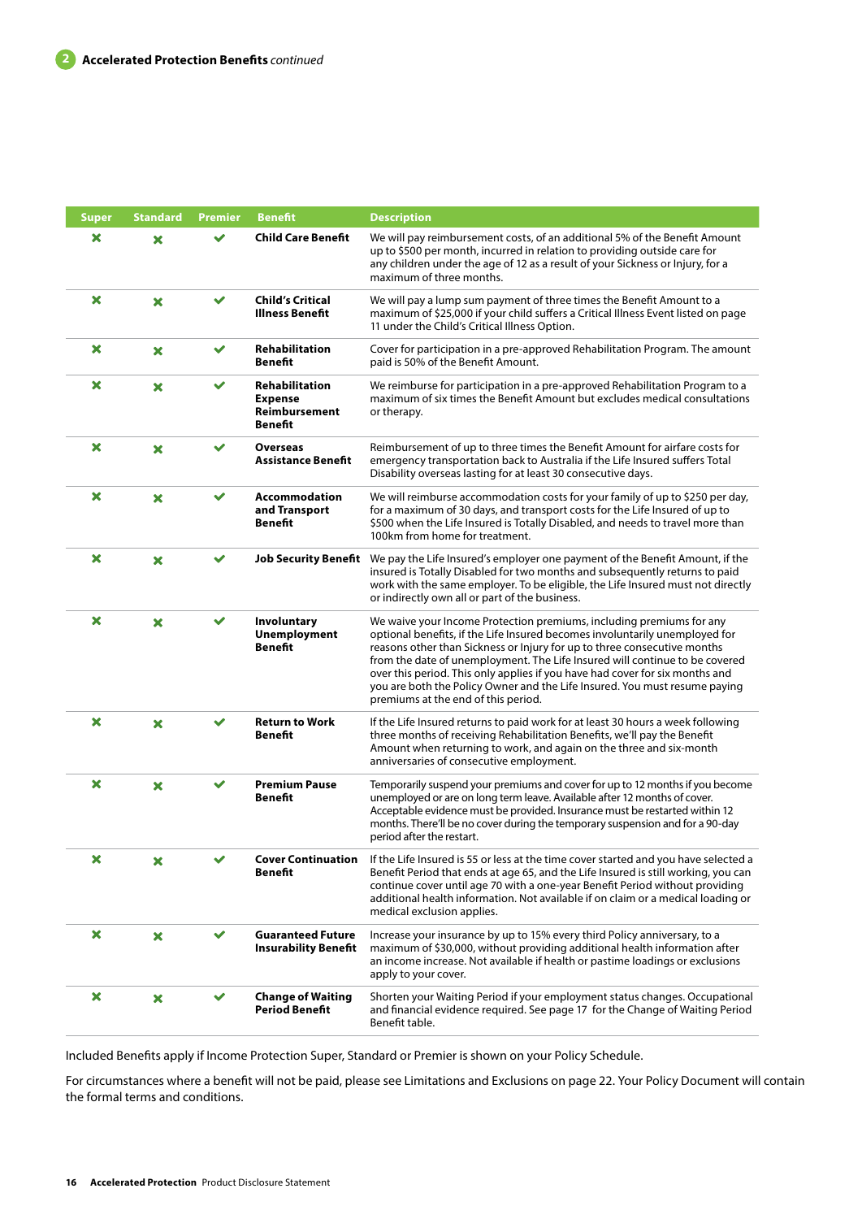## 2 Accelerated Protection Benefits *continued*

| Super | Standard | Premier | Benefit | Description |
|---|---|---|---|---|
| ✘ | ✘ | ✔ | **Child Care Benefit** | We will pay reimbursement costs, of an additional 5% of the Benefit Amount up to $500 per month, incurred in relation to providing outside care for any children under the age of 12 as a result of your Sickness or Injury, for a maximum of three months. |
| ✘ | ✘ | ✔ | **Child's Critical Illness Benefit** | We will pay a lump sum payment of three times the Benefit Amount to a maximum of $25,000 if your child suffers a Critical Illness Event listed on page 11 under the Child's Critical Illness Option. |
| ✘ | ✘ | ✔ | **Rehabilitation Benefit** | Cover for participation in a pre-approved Rehabilitation Program. The amount paid is 50% of the Benefit Amount. |
| ✘ | ✘ | ✔ | **Rehabilitation Expense Reimbursement Benefit** | We reimburse for participation in a pre-approved Rehabilitation Program to a maximum of six times the Benefit Amount but excludes medical consultations or therapy. |
| ✘ | ✘ | ✔ | **Overseas Assistance Benefit** | Reimbursement of up to three times the Benefit Amount for airfare costs for emergency transportation back to Australia if the Life Insured suffers Total Disability overseas lasting for at least 30 consecutive days. |
| ✘ | ✘ | ✔ | **Accommodation and Transport Benefit** | We will reimburse accommodation costs for your family of up to $250 per day, for a maximum of 30 days, and transport costs for the Life Insured of up to $500 when the Life Insured is Totally Disabled, and needs to travel more than 100km from home for treatment. |
| ✘ | ✘ | ✔ | **Job Security Benefit** | We pay the Life Insured's employer one payment of the Benefit Amount, if the insured is Totally Disabled for two months and subsequently returns to paid work with the same employer. To be eligible, the Life Insured must not directly or indirectly own all or part of the business. |
| ✘ | ✘ | ✔ | **Involuntary Unemployment Benefit** | We waive your Income Protection premiums, including premiums for any optional benefits, if the Life Insured becomes involuntarily unemployed for reasons other than Sickness or Injury for up to three consecutive months from the date of unemployment. The Life Insured will continue to be covered over this period. This only applies if you have had cover for six months and you are both the Policy Owner and the Life Insured. You must resume paying premiums at the end of this period. |
| ✘ | ✘ | ✔ | **Return to Work Benefit** | If the Life Insured returns to paid work for at least 30 hours a week following three months of receiving Rehabilitation Benefits, we'll pay the Benefit Amount when returning to work, and again on the three and six-month anniversaries of consecutive employment. |
| ✘ | ✘ | ✔ | **Premium Pause Benefit** | Temporarily suspend your premiums and cover for up to 12 months if you become unemployed or are on long term leave. Available after 12 months of cover. Acceptable evidence must be provided. Insurance must be restarted within 12 months. There'll be no cover during the temporary suspension and for a 90-day period after the restart. |
| ✘ | ✘ | ✔ | **Cover Continuation Benefit** | If the Life Insured is 55 or less at the time cover started and you have selected a Benefit Period that ends at age 65, and the Life Insured is still working, you can continue cover until age 70 with a one-year Benefit Period without providing additional health information. Not available if on claim or a medical loading or medical exclusion applies. |
| ✘ | ✘ | ✔ | **Guaranteed Future Insurability Benefit** | Increase your insurance by up to 15% every third Policy anniversary, to a maximum of $30,000, without providing additional health information after an income increase. Not available if health or pastime loadings or exclusions apply to your cover. |
| ✘ | ✘ | ✔ | **Change of Waiting Period Benefit** | Shorten your Waiting Period if your employment status changes. Occupational and financial evidence required. See page 17 for the Change of Waiting Period Benefit table. |

Included Benefits apply if Income Protection Super, Standard or Premier is shown on your Policy Schedule.

For circumstances where a benefit will not be paid, please see Limitations and Exclusions on page 22. Your Policy Document will contain the formal terms and conditions.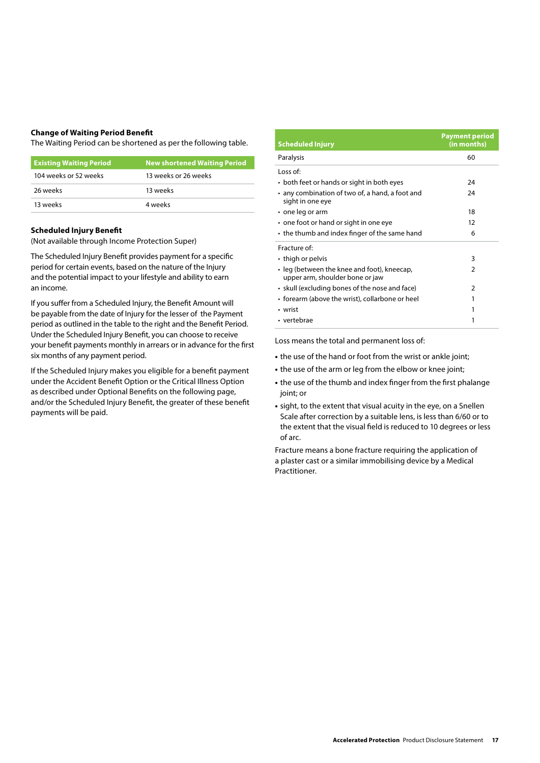### Change of Waiting Period Benefit

The Waiting Period can be shortened as per the following table.

| Existing Waiting Period | New shortened Waiting Period |
|---|---|
| 104 weeks or 52 weeks | 13 weeks or 26 weeks |
| 26 weeks | 13 weeks |
| 13 weeks | 4 weeks |

### Scheduled Injury Benefit

(Not available through Income Protection Super)

The Scheduled Injury Benefit provides payment for a specific period for certain events, based on the nature of the Injury and the potential impact to your lifestyle and ability to earn an income.

If you suffer from a Scheduled Injury, the Benefit Amount will be payable from the date of Injury for the lesser of the Payment period as outlined in the table to the right and the Benefit Period. Under the Scheduled Injury Benefit, you can choose to receive your benefit payments monthly in arrears or in advance for the first six months of any payment period.

If the Scheduled Injury makes you eligible for a benefit payment under the Accident Benefit Option or the Critical Illness Option as described under Optional Benefits on the following page, and/or the Scheduled Injury Benefit, the greater of these benefit payments will be paid.

| Scheduled Injury | Payment period (in months) |
|---|---|
| Paralysis | 60 |
| Loss of: | |
| • both feet or hands or sight in both eyes | 24 |
| • any combination of two of, a hand, a foot and sight in one eye | 24 |
| • one leg or arm | 18 |
| • one foot or hand or sight in one eye | 12 |
| • the thumb and index finger of the same hand | 6 |
| Fracture of: | |
| • thigh or pelvis | 3 |
| • leg (between the knee and foot), kneecap, upper arm, shoulder bone or jaw | 2 |
| • skull (excluding bones of the nose and face) | 2 |
| • forearm (above the wrist), collarbone or heel | 1 |
| • wrist | 1 |
| • vertebrae | 1 |

Loss means the total and permanent loss of:

- the use of the hand or foot from the wrist or ankle joint;
- the use of the arm or leg from the elbow or knee joint;
- the use of the thumb and index finger from the first phalange joint; or
- sight, to the extent that visual acuity in the eye, on a Snellen Scale after correction by a suitable lens, is less than 6/60 or to the extent that the visual field is reduced to 10 degrees or less of arc.

Fracture means a bone fracture requiring the application of a plaster cast or a similar immobilising device by a Medical Practitioner.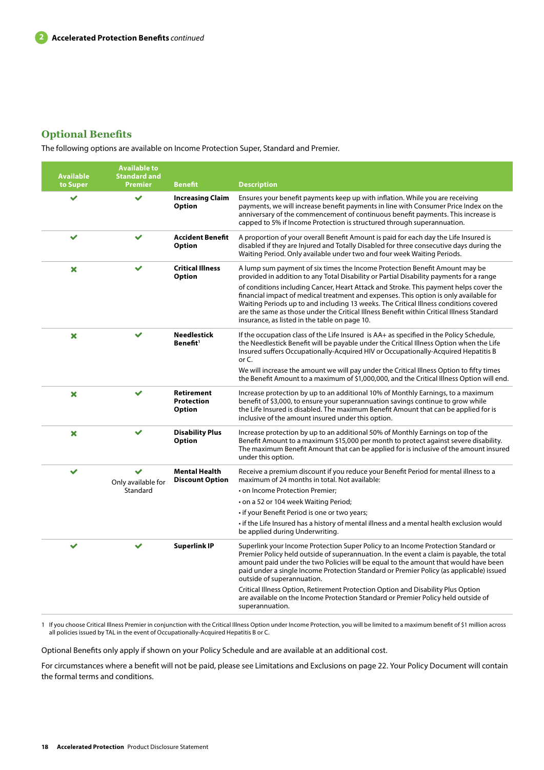## Optional Benefits

The following options are available on Income Protection Super, Standard and Premier.

| Available to Super | Available to Standard and Premier | Benefit | Description |
|---|---|---|---|
| ✔ | ✔ | **Increasing Claim Option** | Ensures your benefit payments keep up with inflation. While you are receiving payments, we will increase benefit payments in line with Consumer Price Index on the anniversary of the commencement of continuous benefit payments. This increase is capped to 5% if Income Protection is structured through superannuation. |
| ✔ | ✔ | **Accident Benefit Option** | A proportion of your overall Benefit Amount is paid for each day the Life Insured is disabled if they are Injured and Totally Disabled for three consecutive days during the Waiting Period. Only available under two and four week Waiting Periods. |
| ✖ | ✔ | **Critical Illness Option** | A lump sum payment of six times the Income Protection Benefit Amount may be provided in addition to any Total Disability or Partial Disability payments for a range of conditions including Cancer, Heart Attack and Stroke. This payment helps cover the financial impact of medical treatment and expenses. This option is only available for Waiting Periods up to and including 13 weeks. The Critical Illness conditions covered are the same as those under the Critical Illness Benefit within Critical Illness Standard insurance, as listed in the table on page 10. |
| ✖ | ✔ | **Needlestick Benefit**[1] | If the occupation class of the Life Insured is AA+ as specified in the Policy Schedule, the Needlestick Benefit will be payable under the Critical Illness Option when the Life Insured suffers Occupationally-Acquired HIV or Occupationally-Acquired Hepatitis B or C.<br><br>We will increase the amount we will pay under the Critical Illness Option to fifty times the Benefit Amount to a maximum of $1,000,000, and the Critical Illness Option will end. |
| ✖ | ✔ | **Retirement Protection Option** | Increase protection by up to an additional 10% of Monthly Earnings, to a maximum benefit of $3,000, to ensure your superannuation savings continue to grow while the Life Insured is disabled. The maximum Benefit Amount that can be applied for is inclusive of the amount insured under this option. |
| ✖ | ✔ | **Disability Plus Option** | Increase protection by up to an additional 50% of Monthly Earnings on top of the Benefit Amount to a maximum $15,000 per month to protect against severe disability. The maximum Benefit Amount that can be applied for is inclusive of the amount insured under this option. |
| ✔ | ✔ Only available for Standard | **Mental Health Discount Option** | Receive a premium discount if you reduce your Benefit Period for mental illness to a maximum of 24 months in total. Not available:<br>• on Income Protection Premier;<br>• on a 52 or 104 week Waiting Period;<br>• if your Benefit Period is one or two years;<br>• if the Life Insured has a history of mental illness and a mental health exclusion would be applied during Underwriting. |
| ✔ | ✔ | **Superlink IP** | Superlink your Income Protection Super Policy to an Income Protection Standard or Premier Policy held outside of superannuation. In the event a claim is payable, the total amount paid under the two Policies will be equal to the amount that would have been paid under a single Income Protection Standard or Premier Policy (as applicable) issued outside of superannuation.<br><br>Critical Illness Option, Retirement Protection Option and Disability Plus Option are available on the Income Protection Standard or Premier Policy held outside of superannuation. |

1 If you choose Critical Illness Premier in conjunction with the Critical Illness Option under Income Protection, you will be limited to a maximum benefit of $1 million across all policies issued by TAL in the event of Occupationally-Acquired Hepatitis B or C.

Optional Benefits only apply if shown on your Policy Schedule and are available at an additional cost.

For circumstances where a benefit will not be paid, please see Limitations and Exclusions on page 22. Your Policy Document will contain the formal terms and conditions.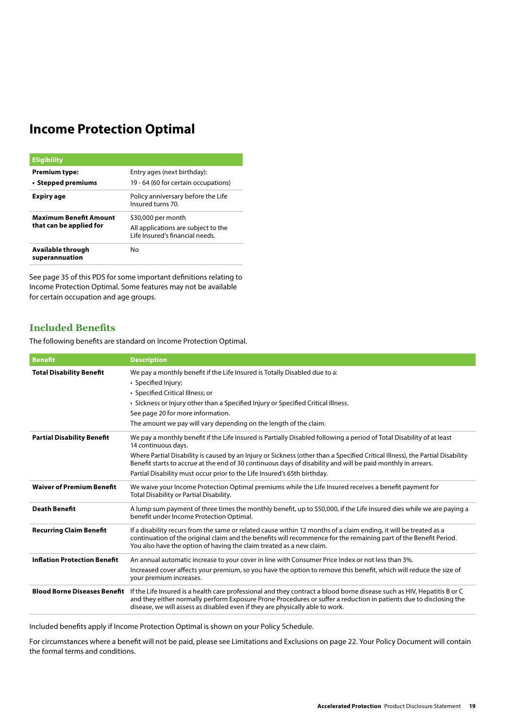# Income Protection Optimal

| Eligibility | |
|---|---|
| **Premium type:**<br>**• Stepped premiums** | Entry ages (next birthday):<br>19 - 64 (60 for certain occupations) |
| **Expiry age** | Policy anniversary before the Life Insured turns 70. |
| **Maximum Benefit Amount that can be applied for** | $30,000 per month<br>All applications are subject to the Life Insured's financial needs. |
| **Available through superannuation** | No |

See page 35 of this PDS for some important definitions relating to Income Protection Optimal. Some features may not be available for certain occupation and age groups.

## Included Benefits

The following benefits are standard on Income Protection Optimal.

| Benefit | Description |
|---|---|
| **Total Disability Benefit** | We pay a monthly benefit if the Life Insured is Totally Disabled due to a:<br>• Specified Injury;<br>• Specified Critical Illness; or<br>• Sickness or Injury other than a Specified Injury or Specified Critical Illness.<br>See page 20 for more information.<br>The amount we pay will vary depending on the length of the claim. |
| **Partial Disability Benefit** | We pay a monthly benefit if the Life Insured is Partially Disabled following a period of Total Disability of at least 14 continuous days.<br>Where Partial Disability is caused by an Injury or Sickness (other than a Specified Critical Illness), the Partial Disability Benefit starts to accrue at the end of 30 continuous days of disability and will be paid monthly in arrears.<br>Partial Disability must occur prior to the Life Insured's 65th birthday. |
| **Waiver of Premium Benefit** | We waive your Income Protection Optimal premiums while the Life Insured receives a benefit payment for Total Disability or Partial Disability. |
| **Death Benefit** | A lump sum payment of three times the monthly benefit, up to $50,000, if the Life Insured dies while we are paying a benefit under Income Protection Optimal. |
| **Recurring Claim Benefit** | If a disability recurs from the same or related cause within 12 months of a claim ending, it will be treated as a continuation of the original claim and the benefits will recommence for the remaining part of the Benefit Period. You also have the option of having the claim treated as a new claim. |
| **Inflation Protection Benefit** | An annual automatic increase to your cover in line with Consumer Price Index or not less than 3%.<br>Increased cover affects your premium, so you have the option to remove this benefit, which will reduce the size of your premium increases. |
| **Blood Borne Diseases Benefit** | If the Life Insured is a health care professional and they contract a blood borne disease such as HIV, Hepatitis B or C and they either normally perform Exposure Prone Procedures or suffer a reduction in patients due to disclosing the disease, we will assess as disabled even if they are physically able to work. |

Included benefits apply if Income Protection Optimal is shown on your Policy Schedule.

For circumstances where a benefit will not be paid, please see Limitations and Exclusions on page 22. Your Policy Document will contain the formal terms and conditions.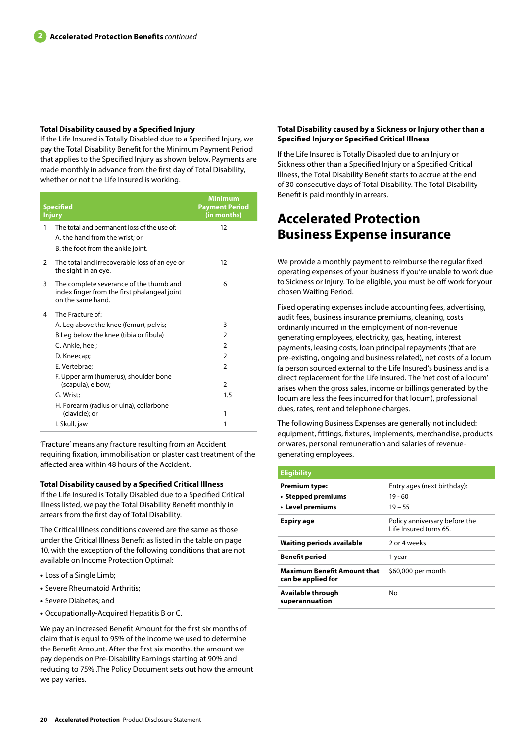## Accelerated Protection Benefits *continued*

### Total Disability caused by a Specified Injury

If the Life Insured is Totally Disabled due to a Specified Injury, we pay the Total Disability Benefit for the Minimum Payment Period that applies to the Specified Injury as shown below. Payments are made monthly in advance from the first day of Total Disability, whether or not the Life Insured is working.

| | Specified Injury | Minimum Payment Period (in months) |
|---|---|---|
| 1 | The total and permanent loss of the use of: | 12 |
| | A. the hand from the wrist; or | |
| | B. the foot from the ankle joint. | |
| 2 | The total and irrecoverable loss of an eye or the sight in an eye. | 12 |
| 3 | The complete severance of the thumb and index finger from the first phalangeal joint on the same hand. | 6 |
| 4 | The Fracture of: | |
| | A. Leg above the knee (femur), pelvis; | 3 |
| | B Leg below the knee (tibia or fibula) | 2 |
| | C. Ankle, heel; | 2 |
| | D. Kneecap; | 2 |
| | E. Vertebrae; | 2 |
| | F. Upper arm (humerus), shoulder bone (scapula), elbow; | 2 |
| | G. Wrist; | 1.5 |
| | H. Forearm (radius or ulna), collarbone (clavicle); or | 1 |
| | I. Skull, jaw | 1 |

'Fracture' means any fracture resulting from an Accident requiring fixation, immobilisation or plaster cast treatment of the affected area within 48 hours of the Accident.

### Total Disability caused by a Specified Critical Illness

If the Life Insured is Totally Disabled due to a Specified Critical Illness listed, we pay the Total Disability Benefit monthly in arrears from the first day of Total Disability.

The Critical Illness conditions covered are the same as those under the Critical Illness Benefit as listed in the table on page 10, with the exception of the following conditions that are not available on Income Protection Optimal:

- Loss of a Single Limb;
- Severe Rheumatoid Arthritis;
- Severe Diabetes; and
- Occupationally-Acquired Hepatitis B or C.

We pay an increased Benefit Amount for the first six months of claim that is equal to 95% of the income we used to determine the Benefit Amount. After the first six months, the amount we pay depends on Pre-Disability Earnings starting at 90% and reducing to 75% .The Policy Document sets out how the amount we pay varies.

### Total Disability caused by a Sickness or Injury other than a Specified Injury or Specified Critical Illness

If the Life Insured is Totally Disabled due to an Injury or Sickness other than a Specified Injury or a Specified Critical Illness, the Total Disability Benefit starts to accrue at the end of 30 consecutive days of Total Disability. The Total Disability Benefit is paid monthly in arrears.

# Accelerated Protection Business Expense insurance

We provide a monthly payment to reimburse the regular fixed operating expenses of your business if you're unable to work due to Sickness or Injury. To be eligible, you must be off work for your chosen Waiting Period.

Fixed operating expenses include accounting fees, advertising, audit fees, business insurance premiums, cleaning, costs ordinarily incurred in the employment of non-revenue generating employees, electricity, gas, heating, interest payments, leasing costs, loan principal repayments (that are pre-existing, ongoing and business related), net costs of a locum (a person sourced external to the Life Insured's business and is a direct replacement for the Life Insured. The 'net cost of a locum' arises when the gross sales, income or billings generated by the locum are less the fees incurred for that locum), professional dues, rates, rent and telephone charges.

The following Business Expenses are generally not included: equipment, fittings, fixtures, implements, merchandise, products or wares, personal remuneration and salaries of revenue-generating employees.

| Eligibility | |
|---|---|
| **Premium type:** | Entry ages (next birthday): |
| **• Stepped premiums** | 19 - 60 |
| **• Level premiums** | 19 – 55 |
| **Expiry age** | Policy anniversary before the Life Insured turns 65. |
| **Waiting periods available** | 2 or 4 weeks |
| **Benefit period** | 1 year |
| **Maximum Benefit Amount that can be applied for** | $60,000 per month |
| **Available through superannuation** | No |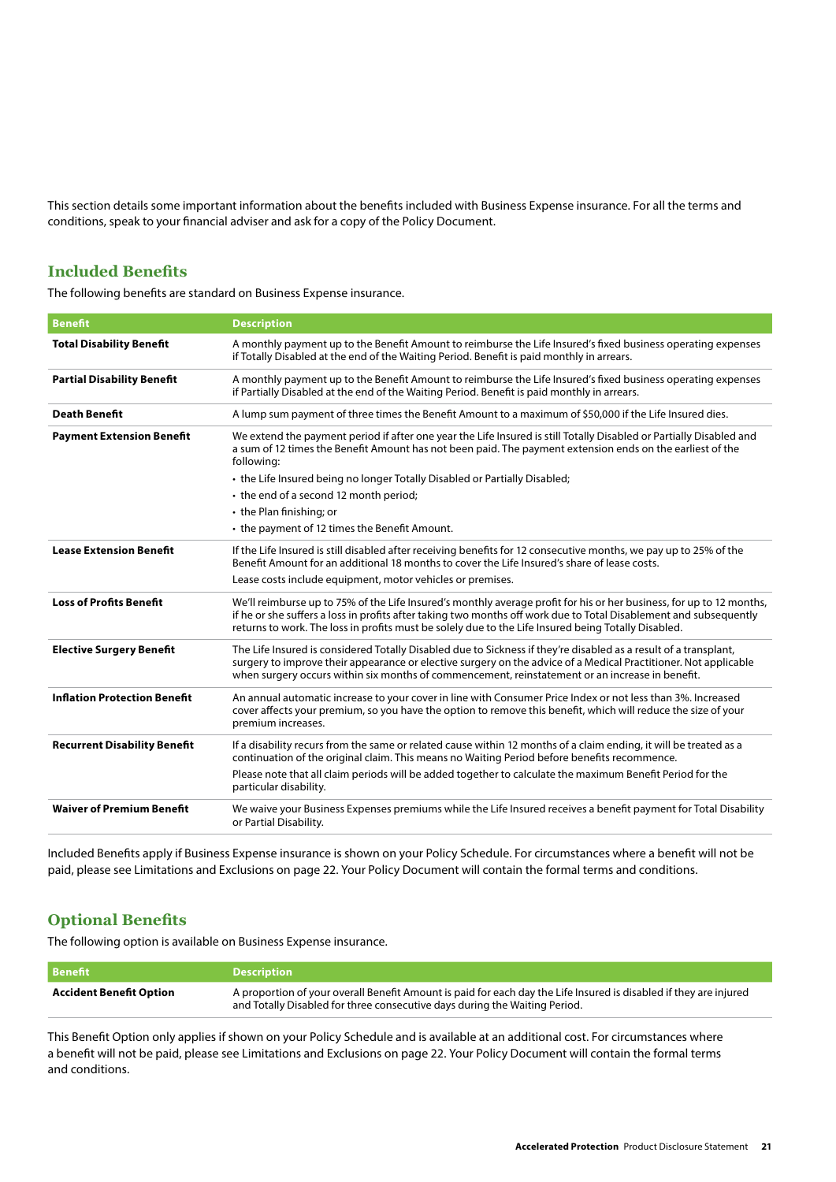This section details some important information about the benefits included with Business Expense insurance. For all the terms and conditions, speak to your financial adviser and ask for a copy of the Policy Document.

## Included Benefits

The following benefits are standard on Business Expense insurance.

| Benefit | Description |
|---|---|
| **Total Disability Benefit** | A monthly payment up to the Benefit Amount to reimburse the Life Insured's fixed business operating expenses if Totally Disabled at the end of the Waiting Period. Benefit is paid monthly in arrears. |
| **Partial Disability Benefit** | A monthly payment up to the Benefit Amount to reimburse the Life Insured's fixed business operating expenses if Partially Disabled at the end of the Waiting Period. Benefit is paid monthly in arrears. |
| **Death Benefit** | A lump sum payment of three times the Benefit Amount to a maximum of $50,000 if the Life Insured dies. |
| **Payment Extension Benefit** | We extend the payment period if after one year the Life Insured is still Totally Disabled or Partially Disabled and a sum of 12 times the Benefit Amount has not been paid. The payment extension ends on the earliest of the following:<br>• the Life Insured being no longer Totally Disabled or Partially Disabled;<br>• the end of a second 12 month period;<br>• the Plan finishing; or<br>• the payment of 12 times the Benefit Amount. |
| **Lease Extension Benefit** | If the Life Insured is still disabled after receiving benefits for 12 consecutive months, we pay up to 25% of the Benefit Amount for an additional 18 months to cover the Life Insured's share of lease costs.<br>Lease costs include equipment, motor vehicles or premises. |
| **Loss of Profits Benefit** | We'll reimburse up to 75% of the Life Insured's monthly average profit for his or her business, for up to 12 months, if he or she suffers a loss in profits after taking two months off work due to Total Disablement and subsequently returns to work. The loss in profits must be solely due to the Life Insured being Totally Disabled. |
| **Elective Surgery Benefit** | The Life Insured is considered Totally Disabled due to Sickness if they're disabled as a result of a transplant, surgery to improve their appearance or elective surgery on the advice of a Medical Practitioner. Not applicable when surgery occurs within six months of commencement, reinstatement or an increase in benefit. |
| **Inflation Protection Benefit** | An annual automatic increase to your cover in line with Consumer Price Index or not less than 3%. Increased cover affects your premium, so you have the option to remove this benefit, which will reduce the size of your premium increases. |
| **Recurrent Disability Benefit** | If a disability recurs from the same or related cause within 12 months of a claim ending, it will be treated as a continuation of the original claim. This means no Waiting Period before benefits recommence.<br>Please note that all claim periods will be added together to calculate the maximum Benefit Period for the particular disability. |
| **Waiver of Premium Benefit** | We waive your Business Expenses premiums while the Life Insured receives a benefit payment for Total Disability or Partial Disability. |

Included Benefits apply if Business Expense insurance is shown on your Policy Schedule. For circumstances where a benefit will not be paid, please see Limitations and Exclusions on page 22. Your Policy Document will contain the formal terms and conditions.

## Optional Benefits

The following option is available on Business Expense insurance.

| Benefit | Description |
|---|---|
| **Accident Benefit Option** | A proportion of your overall Benefit Amount is paid for each day the Life Insured is disabled if they are injured and Totally Disabled for three consecutive days during the Waiting Period. |

This Benefit Option only applies if shown on your Policy Schedule and is available at an additional cost. For circumstances where a benefit will not be paid, please see Limitations and Exclusions on page 22. Your Policy Document will contain the formal terms and conditions.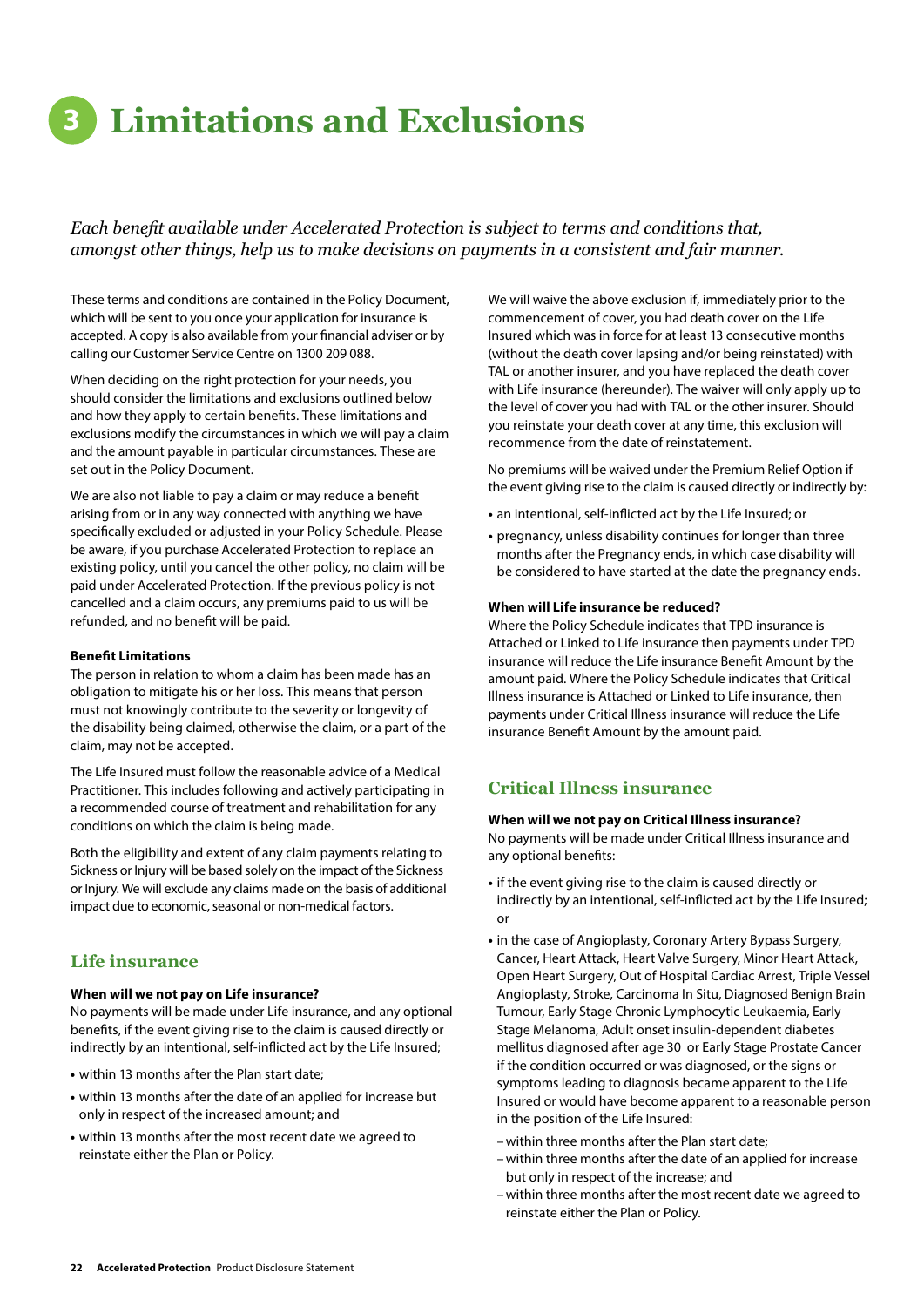# 3 Limitations and Exclusions

*Each benefit available under Accelerated Protection is subject to terms and conditions that, amongst other things, help us to make decisions on payments in a consistent and fair manner.*

These terms and conditions are contained in the Policy Document, which will be sent to you once your application for insurance is accepted. A copy is also available from your financial adviser or by calling our Customer Service Centre on 1300 209 088.

When deciding on the right protection for your needs, you should consider the limitations and exclusions outlined below and how they apply to certain benefits. These limitations and exclusions modify the circumstances in which we will pay a claim and the amount payable in particular circumstances. These are set out in the Policy Document.

We are also not liable to pay a claim or may reduce a benefit arising from or in any way connected with anything we have specifically excluded or adjusted in your Policy Schedule. Please be aware, if you purchase Accelerated Protection to replace an existing policy, until you cancel the other policy, no claim will be paid under Accelerated Protection. If the previous policy is not cancelled and a claim occurs, any premiums paid to us will be refunded, and no benefit will be paid.

**Benefit Limitations**

The person in relation to whom a claim has been made has an obligation to mitigate his or her loss. This means that person must not knowingly contribute to the severity or longevity of the disability being claimed, otherwise the claim, or a part of the claim, may not be accepted.

The Life Insured must follow the reasonable advice of a Medical Practitioner. This includes following and actively participating in a recommended course of treatment and rehabilitation for any conditions on which the claim is being made.

Both the eligibility and extent of any claim payments relating to Sickness or Injury will be based solely on the impact of the Sickness or Injury. We will exclude any claims made on the basis of additional impact due to economic, seasonal or non-medical factors.

## Life insurance

**When will we not pay on Life insurance?**

No payments will be made under Life insurance, and any optional benefits, if the event giving rise to the claim is caused directly or indirectly by an intentional, self-inflicted act by the Life Insured;

- within 13 months after the Plan start date;
- within 13 months after the date of an applied for increase but only in respect of the increased amount; and
- within 13 months after the most recent date we agreed to reinstate either the Plan or Policy.

We will waive the above exclusion if, immediately prior to the commencement of cover, you had death cover on the Life Insured which was in force for at least 13 consecutive months (without the death cover lapsing and/or being reinstated) with TAL or another insurer, and you have replaced the death cover with Life insurance (hereunder). The waiver will only apply up to the level of cover you had with TAL or the other insurer. Should you reinstate your death cover at any time, this exclusion will recommence from the date of reinstatement.

No premiums will be waived under the Premium Relief Option if the event giving rise to the claim is caused directly or indirectly by:

- an intentional, self-inflicted act by the Life Insured; or
- pregnancy, unless disability continues for longer than three months after the Pregnancy ends, in which case disability will be considered to have started at the date the pregnancy ends.

**When will Life insurance be reduced?**

Where the Policy Schedule indicates that TPD insurance is Attached or Linked to Life insurance then payments under TPD insurance will reduce the Life insurance Benefit Amount by the amount paid. Where the Policy Schedule indicates that Critical Illness insurance is Attached or Linked to Life insurance, then payments under Critical Illness insurance will reduce the Life insurance Benefit Amount by the amount paid.

## Critical Illness insurance

**When will we not pay on Critical Illness insurance?**

No payments will be made under Critical Illness insurance and any optional benefits:

- if the event giving rise to the claim is caused directly or indirectly by an intentional, self-inflicted act by the Life Insured; or
- in the case of Angioplasty, Coronary Artery Bypass Surgery, Cancer, Heart Attack, Heart Valve Surgery, Minor Heart Attack, Open Heart Surgery, Out of Hospital Cardiac Arrest, Triple Vessel Angioplasty, Stroke, Carcinoma In Situ, Diagnosed Benign Brain Tumour, Early Stage Chronic Lymphocytic Leukaemia, Early Stage Melanoma, Adult onset insulin-dependent diabetes mellitus diagnosed after age 30 or Early Stage Prostate Cancer if the condition occurred or was diagnosed, or the signs or symptoms leading to diagnosis became apparent to the Life Insured or would have become apparent to a reasonable person in the position of the Life Insured:
  - within three months after the Plan start date;
  - within three months after the date of an applied for increase but only in respect of the increase; and
  - within three months after the most recent date we agreed to reinstate either the Plan or Policy.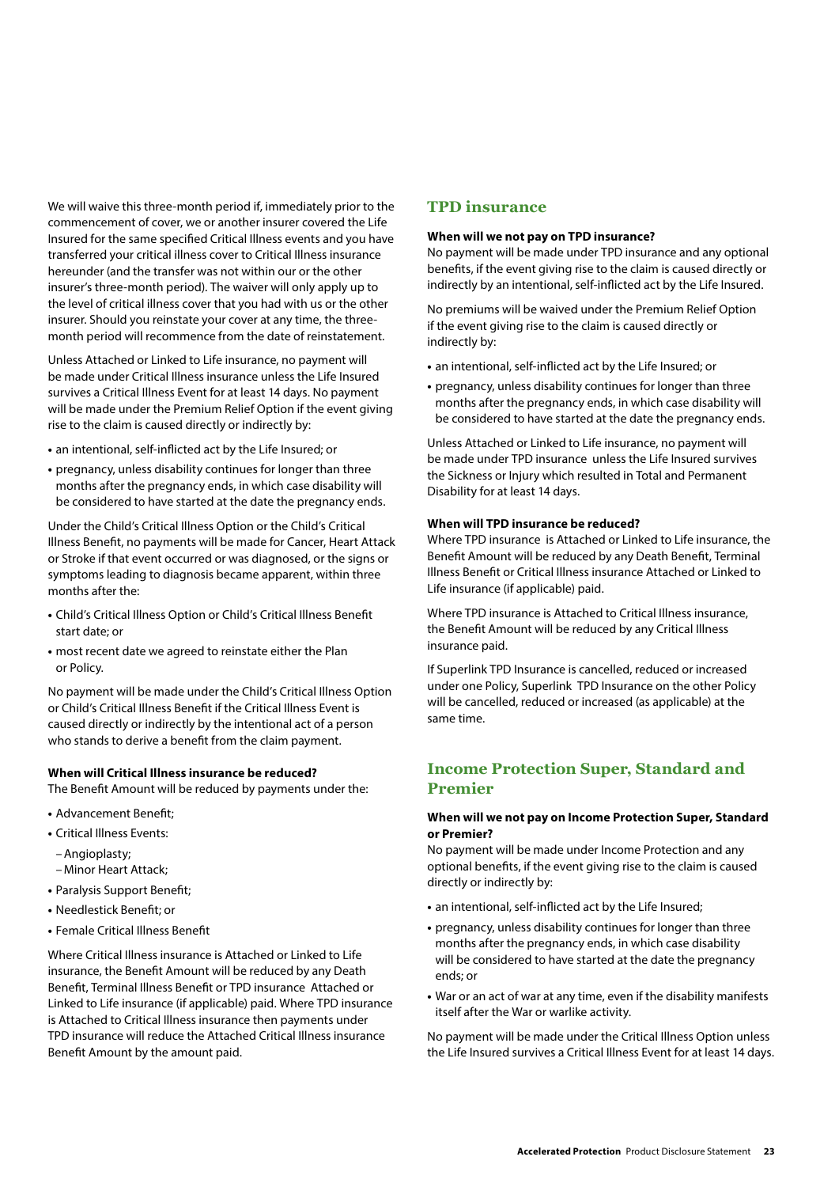We will waive this three-month period if, immediately prior to the commencement of cover, we or another insurer covered the Life Insured for the same specified Critical Illness events and you have transferred your critical illness cover to Critical Illness insurance hereunder (and the transfer was not within our or the other insurer's three-month period). The waiver will only apply up to the level of critical illness cover that you had with us or the other insurer. Should you reinstate your cover at any time, the three-month period will recommence from the date of reinstatement.

Unless Attached or Linked to Life insurance, no payment will be made under Critical Illness insurance unless the Life Insured survives a Critical Illness Event for at least 14 days. No payment will be made under the Premium Relief Option if the event giving rise to the claim is caused directly or indirectly by:

- an intentional, self-inflicted act by the Life Insured; or
- pregnancy, unless disability continues for longer than three months after the pregnancy ends, in which case disability will be considered to have started at the date the pregnancy ends.

Under the Child's Critical Illness Option or the Child's Critical Illness Benefit, no payments will be made for Cancer, Heart Attack or Stroke if that event occurred or was diagnosed, or the signs or symptoms leading to diagnosis became apparent, within three months after the:

- Child's Critical Illness Option or Child's Critical Illness Benefit start date; or
- most recent date we agreed to reinstate either the Plan or Policy.

No payment will be made under the Child's Critical Illness Option or Child's Critical Illness Benefit if the Critical Illness Event is caused directly or indirectly by the intentional act of a person who stands to derive a benefit from the claim payment.

**When will Critical Illness insurance be reduced?**

The Benefit Amount will be reduced by payments under the:

- Advancement Benefit;
- Critical Illness Events:
  - Angioplasty;
  - Minor Heart Attack;
- Paralysis Support Benefit;
- Needlestick Benefit; or
- Female Critical Illness Benefit

Where Critical Illness insurance is Attached or Linked to Life insurance, the Benefit Amount will be reduced by any Death Benefit, Terminal Illness Benefit or TPD insurance Attached or Linked to Life insurance (if applicable) paid. Where TPD insurance is Attached to Critical Illness insurance then payments under TPD insurance will reduce the Attached Critical Illness insurance Benefit Amount by the amount paid.

## TPD insurance

**When will we not pay on TPD insurance?**

No payment will be made under TPD insurance and any optional benefits, if the event giving rise to the claim is caused directly or indirectly by an intentional, self-inflicted act by the Life Insured.

No premiums will be waived under the Premium Relief Option if the event giving rise to the claim is caused directly or indirectly by:

- an intentional, self-inflicted act by the Life Insured; or
- pregnancy, unless disability continues for longer than three months after the pregnancy ends, in which case disability will be considered to have started at the date the pregnancy ends.

Unless Attached or Linked to Life insurance, no payment will be made under TPD insurance unless the Life Insured survives the Sickness or Injury which resulted in Total and Permanent Disability for at least 14 days.

**When will TPD insurance be reduced?**

Where TPD insurance is Attached or Linked to Life insurance, the Benefit Amount will be reduced by any Death Benefit, Terminal Illness Benefit or Critical Illness insurance Attached or Linked to Life insurance (if applicable) paid.

Where TPD insurance is Attached to Critical Illness insurance, the Benefit Amount will be reduced by any Critical Illness insurance paid.

If Superlink TPD Insurance is cancelled, reduced or increased under one Policy, Superlink TPD Insurance on the other Policy will be cancelled, reduced or increased (as applicable) at the same time.

## Income Protection Super, Standard and Premier

**When will we not pay on Income Protection Super, Standard or Premier?**

No payment will be made under Income Protection and any optional benefits, if the event giving rise to the claim is caused directly or indirectly by:

- an intentional, self-inflicted act by the Life Insured;
- pregnancy, unless disability continues for longer than three months after the pregnancy ends, in which case disability will be considered to have started at the date the pregnancy ends; or
- War or an act of war at any time, even if the disability manifests itself after the War or warlike activity.

No payment will be made under the Critical Illness Option unless the Life Insured survives a Critical Illness Event for at least 14 days.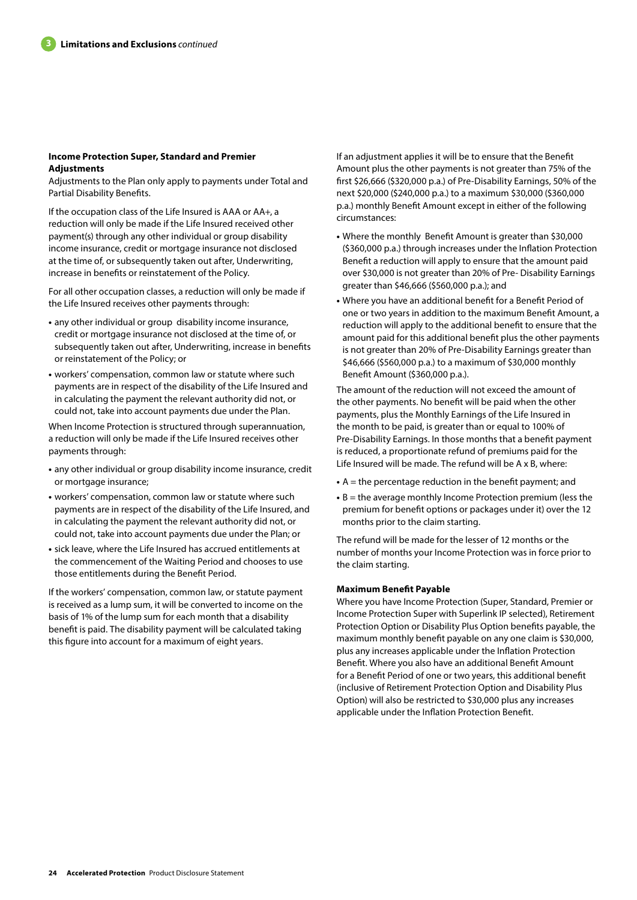### Income Protection Super, Standard and Premier Adjustments

Adjustments to the Plan only apply to payments under Total and Partial Disability Benefits.

If the occupation class of the Life Insured is AAA or AA+, a reduction will only be made if the Life Insured received other payment(s) through any other individual or group disability income insurance, credit or mortgage insurance not disclosed at the time of, or subsequently taken out after, Underwriting, increase in benefits or reinstatement of the Policy.

For all other occupation classes, a reduction will only be made if the Life Insured receives other payments through:

- any other individual or group disability income insurance, credit or mortgage insurance not disclosed at the time of, or subsequently taken out after, Underwriting, increase in benefits or reinstatement of the Policy; or
- workers' compensation, common law or statute where such payments are in respect of the disability of the Life Insured and in calculating the payment the relevant authority did not, or could not, take into account payments due under the Plan.

When Income Protection is structured through superannuation, a reduction will only be made if the Life Insured receives other payments through:

- any other individual or group disability income insurance, credit or mortgage insurance;
- workers' compensation, common law or statute where such payments are in respect of the disability of the Life Insured, and in calculating the payment the relevant authority did not, or could not, take into account payments due under the Plan; or
- sick leave, where the Life Insured has accrued entitlements at the commencement of the Waiting Period and chooses to use those entitlements during the Benefit Period.

If the workers' compensation, common law, or statute payment is received as a lump sum, it will be converted to income on the basis of 1% of the lump sum for each month that a disability benefit is paid. The disability payment will be calculated taking this figure into account for a maximum of eight years.

If an adjustment applies it will be to ensure that the Benefit Amount plus the other payments is not greater than 75% of the first $26,666 ($320,000 p.a.) of Pre-Disability Earnings, 50% of the next $20,000 ($240,000 p.a.) to a maximum $30,000 ($360,000 p.a.) monthly Benefit Amount except in either of the following circumstances:

- Where the monthly Benefit Amount is greater than $30,000 ($360,000 p.a.) through increases under the Inflation Protection Benefit a reduction will apply to ensure that the amount paid over $30,000 is not greater than 20% of Pre- Disability Earnings greater than $46,666 ($560,000 p.a.); and
- Where you have an additional benefit for a Benefit Period of one or two years in addition to the maximum Benefit Amount, a reduction will apply to the additional benefit to ensure that the amount paid for this additional benefit plus the other payments is not greater than 20% of Pre-Disability Earnings greater than $46,666 ($560,000 p.a.) to a maximum of $30,000 monthly Benefit Amount ($360,000 p.a.).

The amount of the reduction will not exceed the amount of the other payments. No benefit will be paid when the other payments, plus the Monthly Earnings of the Life Insured in the month to be paid, is greater than or equal to 100% of Pre-Disability Earnings. In those months that a benefit payment is reduced, a proportionate refund of premiums paid for the Life Insured will be made. The refund will be A x B, where:

- A = the percentage reduction in the benefit payment; and
- B = the average monthly Income Protection premium (less the premium for benefit options or packages under it) over the 12 months prior to the claim starting.

The refund will be made for the lesser of 12 months or the number of months your Income Protection was in force prior to the claim starting.

### Maximum Benefit Payable

Where you have Income Protection (Super, Standard, Premier or Income Protection Super with Superlink IP selected), Retirement Protection Option or Disability Plus Option benefits payable, the maximum monthly benefit payable on any one claim is $30,000, plus any increases applicable under the Inflation Protection Benefit. Where you also have an additional Benefit Amount for a Benefit Period of one or two years, this additional benefit (inclusive of Retirement Protection Option and Disability Plus Option) will also be restricted to $30,000 plus any increases applicable under the Inflation Protection Benefit.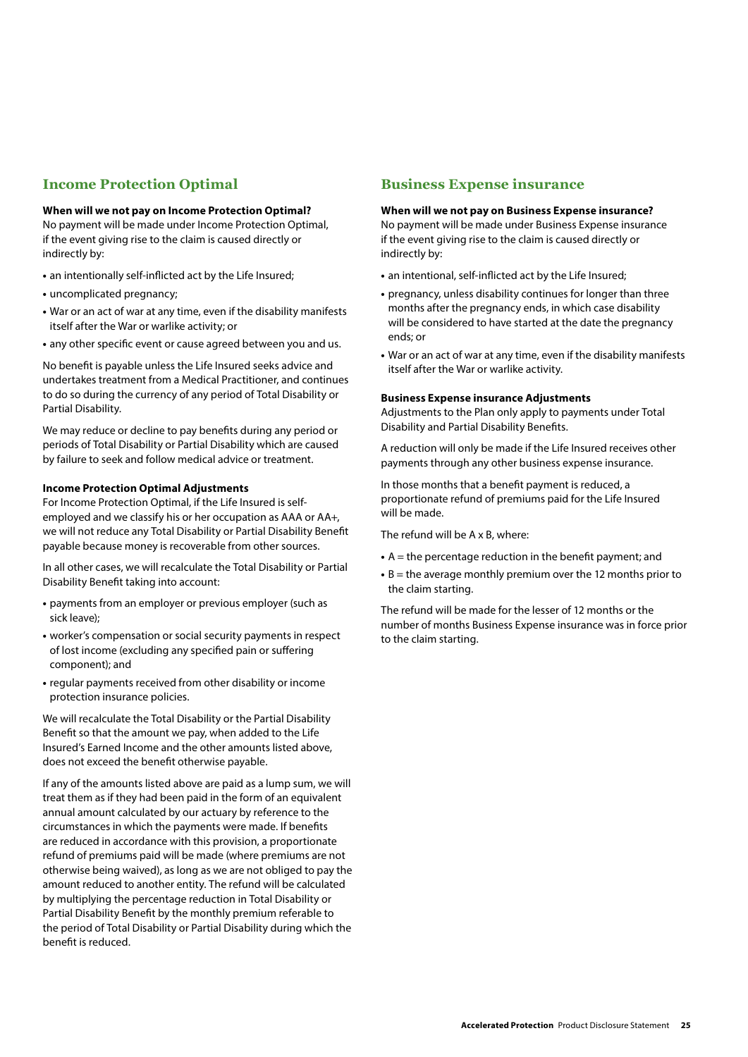## Income Protection Optimal

**When will we not pay on Income Protection Optimal?**

No payment will be made under Income Protection Optimal, if the event giving rise to the claim is caused directly or indirectly by:

- an intentionally self-inflicted act by the Life Insured;
- uncomplicated pregnancy;
- War or an act of war at any time, even if the disability manifests itself after the War or warlike activity; or
- any other specific event or cause agreed between you and us.

No benefit is payable unless the Life Insured seeks advice and undertakes treatment from a Medical Practitioner, and continues to do so during the currency of any period of Total Disability or Partial Disability.

We may reduce or decline to pay benefits during any period or periods of Total Disability or Partial Disability which are caused by failure to seek and follow medical advice or treatment.

**Income Protection Optimal Adjustments**

For Income Protection Optimal, if the Life Insured is self-employed and we classify his or her occupation as AAA or AA+, we will not reduce any Total Disability or Partial Disability Benefit payable because money is recoverable from other sources.

In all other cases, we will recalculate the Total Disability or Partial Disability Benefit taking into account:

- payments from an employer or previous employer (such as sick leave);
- worker's compensation or social security payments in respect of lost income (excluding any specified pain or suffering component); and
- regular payments received from other disability or income protection insurance policies.

We will recalculate the Total Disability or the Partial Disability Benefit so that the amount we pay, when added to the Life Insured's Earned Income and the other amounts listed above, does not exceed the benefit otherwise payable.

If any of the amounts listed above are paid as a lump sum, we will treat them as if they had been paid in the form of an equivalent annual amount calculated by our actuary by reference to the circumstances in which the payments were made. If benefits are reduced in accordance with this provision, a proportionate refund of premiums paid will be made (where premiums are not otherwise being waived), as long as we are not obliged to pay the amount reduced to another entity. The refund will be calculated by multiplying the percentage reduction in Total Disability or Partial Disability Benefit by the monthly premium referable to the period of Total Disability or Partial Disability during which the benefit is reduced.

## Business Expense insurance

**When will we not pay on Business Expense insurance?**

No payment will be made under Business Expense insurance if the event giving rise to the claim is caused directly or indirectly by:

- an intentional, self-inflicted act by the Life Insured;
- pregnancy, unless disability continues for longer than three months after the pregnancy ends, in which case disability will be considered to have started at the date the pregnancy ends; or
- War or an act of war at any time, even if the disability manifests itself after the War or warlike activity.

**Business Expense insurance Adjustments**

Adjustments to the Plan only apply to payments under Total Disability and Partial Disability Benefits.

A reduction will only be made if the Life Insured receives other payments through any other business expense insurance.

In those months that a benefit payment is reduced, a proportionate refund of premiums paid for the Life Insured will be made.

The refund will be A x B, where:

- A = the percentage reduction in the benefit payment; and
- B = the average monthly premium over the 12 months prior to the claim starting.

The refund will be made for the lesser of 12 months or the number of months Business Expense insurance was in force prior to the claim starting.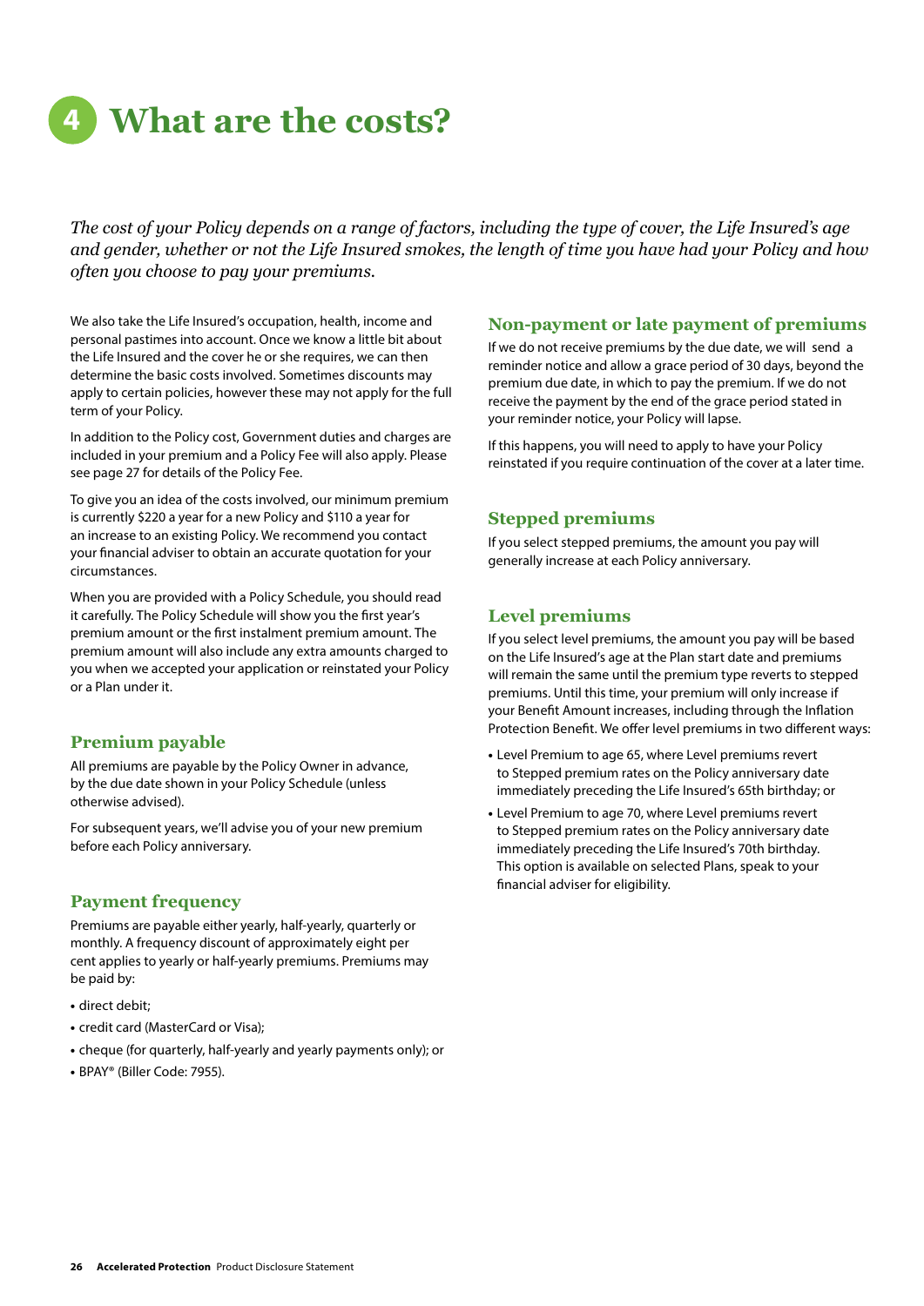# 4 What are the costs?

*The cost of your Policy depends on a range of factors, including the type of cover, the Life Insured's age and gender, whether or not the Life Insured smokes, the length of time you have had your Policy and how often you choose to pay your premiums.*

We also take the Life Insured's occupation, health, income and personal pastimes into account. Once we know a little bit about the Life Insured and the cover he or she requires, we can then determine the basic costs involved. Sometimes discounts may apply to certain policies, however these may not apply for the full term of your Policy.

In addition to the Policy cost, Government duties and charges are included in your premium and a Policy Fee will also apply. Please see page 27 for details of the Policy Fee.

To give you an idea of the costs involved, our minimum premium is currently $220 a year for a new Policy and $110 a year for an increase to an existing Policy. We recommend you contact your financial adviser to obtain an accurate quotation for your circumstances.

When you are provided with a Policy Schedule, you should read it carefully. The Policy Schedule will show you the first year's premium amount or the first instalment premium amount. The premium amount will also include any extra amounts charged to you when we accepted your application or reinstated your Policy or a Plan under it.

## Premium payable

All premiums are payable by the Policy Owner in advance, by the due date shown in your Policy Schedule (unless otherwise advised).

For subsequent years, we'll advise you of your new premium before each Policy anniversary.

## Payment frequency

Premiums are payable either yearly, half-yearly, quarterly or monthly. A frequency discount of approximately eight per cent applies to yearly or half-yearly premiums. Premiums may be paid by:

- direct debit;
- credit card (MasterCard or Visa);
- cheque (for quarterly, half-yearly and yearly payments only); or
- BPAY® (Biller Code: 7955).

## Non-payment or late payment of premiums

If we do not receive premiums by the due date, we will send a reminder notice and allow a grace period of 30 days, beyond the premium due date, in which to pay the premium. If we do not receive the payment by the end of the grace period stated in your reminder notice, your Policy will lapse.

If this happens, you will need to apply to have your Policy reinstated if you require continuation of the cover at a later time.

## Stepped premiums

If you select stepped premiums, the amount you pay will generally increase at each Policy anniversary.

## Level premiums

If you select level premiums, the amount you pay will be based on the Life Insured's age at the Plan start date and premiums will remain the same until the premium type reverts to stepped premiums. Until this time, your premium will only increase if your Benefit Amount increases, including through the Inflation Protection Benefit. We offer level premiums in two different ways:

- Level Premium to age 65, where Level premiums revert to Stepped premium rates on the Policy anniversary date immediately preceding the Life Insured's 65th birthday; or
- Level Premium to age 70, where Level premiums revert to Stepped premium rates on the Policy anniversary date immediately preceding the Life Insured's 70th birthday. This option is available on selected Plans, speak to your financial adviser for eligibility.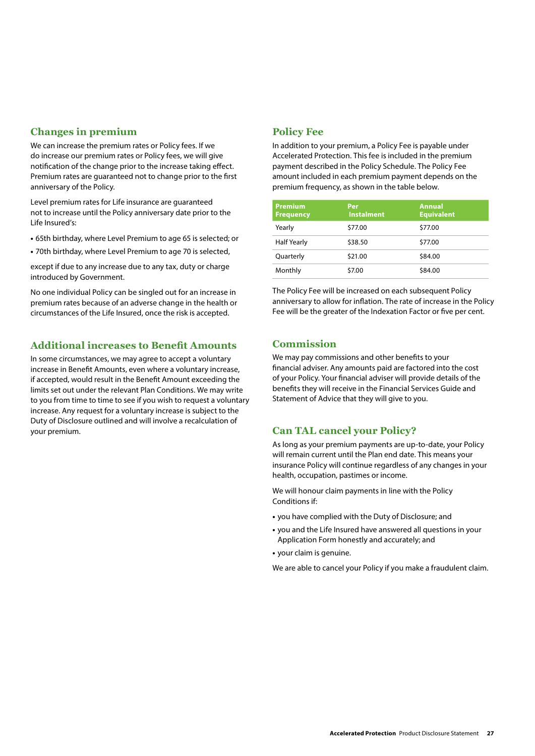## Changes in premium

We can increase the premium rates or Policy fees. If we do increase our premium rates or Policy fees, we will give notification of the change prior to the increase taking effect. Premium rates are guaranteed not to change prior to the first anniversary of the Policy.

Level premium rates for Life insurance are guaranteed not to increase until the Policy anniversary date prior to the Life Insured's:

- 65th birthday, where Level Premium to age 65 is selected; or
- 70th birthday, where Level Premium to age 70 is selected,

except if due to any increase due to any tax, duty or charge introduced by Government.

No one individual Policy can be singled out for an increase in premium rates because of an adverse change in the health or circumstances of the Life Insured, once the risk is accepted.

## Additional increases to Benefit Amounts

In some circumstances, we may agree to accept a voluntary increase in Benefit Amounts, even where a voluntary increase, if accepted, would result in the Benefit Amount exceeding the limits set out under the relevant Plan Conditions. We may write to you from time to time to see if you wish to request a voluntary increase. Any request for a voluntary increase is subject to the Duty of Disclosure outlined and will involve a recalculation of your premium.

## Policy Fee

In addition to your premium, a Policy Fee is payable under Accelerated Protection. This fee is included in the premium payment described in the Policy Schedule. The Policy Fee amount included in each premium payment depends on the premium frequency, as shown in the table below.

| Premium Frequency | Per Instalment | Annual Equivalent |
|---|---|---|
| Yearly | $77.00 | $77.00 |
| Half Yearly | $38.50 | $77.00 |
| Quarterly | $21.00 | $84.00 |
| Monthly | $7.00 | $84.00 |

The Policy Fee will be increased on each subsequent Policy anniversary to allow for inflation. The rate of increase in the Policy Fee will be the greater of the Indexation Factor or five per cent.

## Commission

We may pay commissions and other benefits to your financial adviser. Any amounts paid are factored into the cost of your Policy. Your financial adviser will provide details of the benefits they will receive in the Financial Services Guide and Statement of Advice that they will give to you.

## Can TAL cancel your Policy?

As long as your premium payments are up-to-date, your Policy will remain current until the Plan end date. This means your insurance Policy will continue regardless of any changes in your health, occupation, pastimes or income.

We will honour claim payments in line with the Policy Conditions if:

- you have complied with the Duty of Disclosure; and
- you and the Life Insured have answered all questions in your Application Form honestly and accurately; and
- your claim is genuine.

We are able to cancel your Policy if you make a fraudulent claim.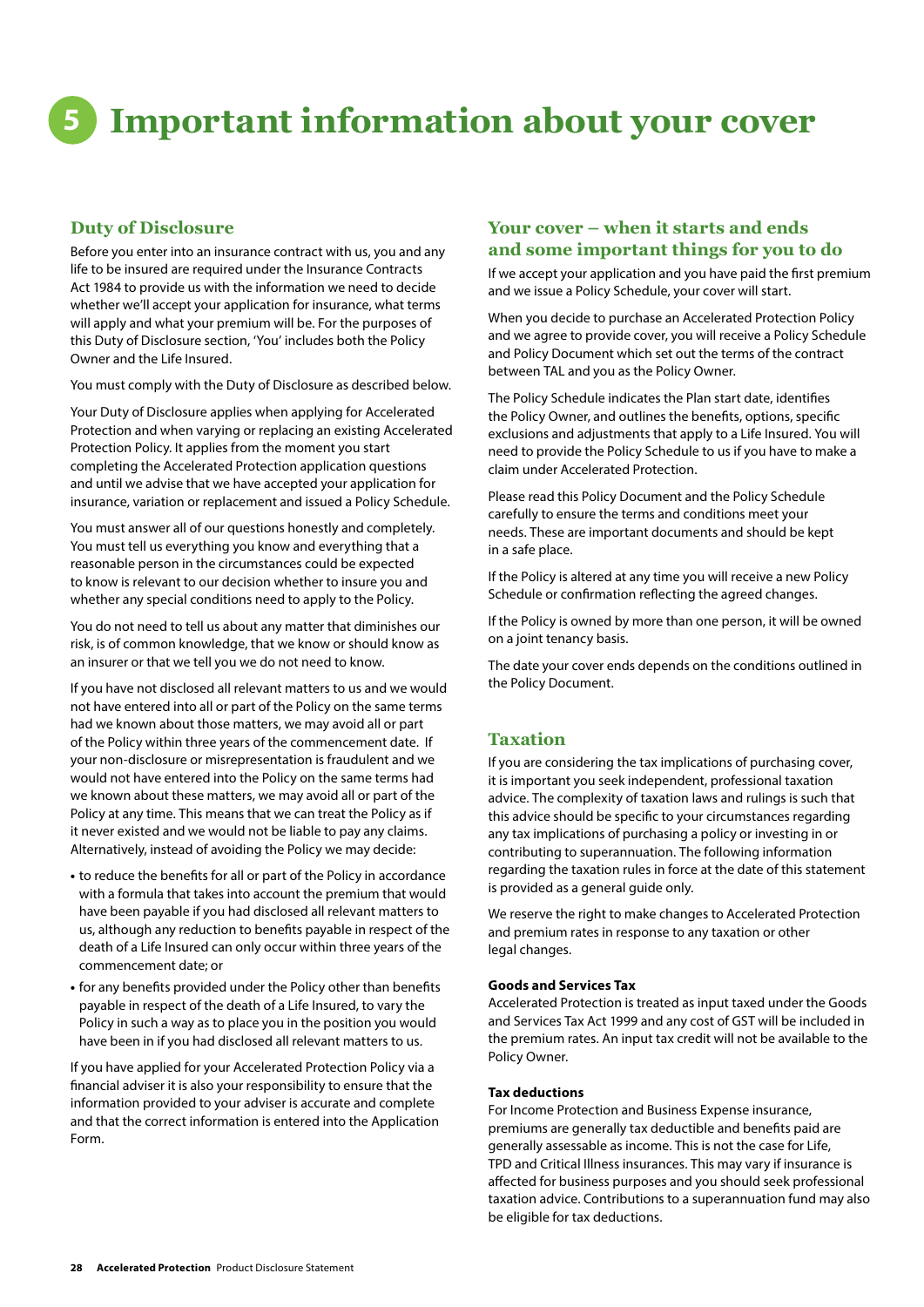# 5 Important information about your cover

## Duty of Disclosure

Before you enter into an insurance contract with us, you and any life to be insured are required under the Insurance Contracts Act 1984 to provide us with the information we need to decide whether we'll accept your application for insurance, what terms will apply and what your premium will be. For the purposes of this Duty of Disclosure section, 'You' includes both the Policy Owner and the Life Insured.

You must comply with the Duty of Disclosure as described below.

Your Duty of Disclosure applies when applying for Accelerated Protection and when varying or replacing an existing Accelerated Protection Policy. It applies from the moment you start completing the Accelerated Protection application questions and until we advise that we have accepted your application for insurance, variation or replacement and issued a Policy Schedule.

You must answer all of our questions honestly and completely. You must tell us everything you know and everything that a reasonable person in the circumstances could be expected to know is relevant to our decision whether to insure you and whether any special conditions need to apply to the Policy.

You do not need to tell us about any matter that diminishes our risk, is of common knowledge, that we know or should know as an insurer or that we tell you we do not need to know.

If you have not disclosed all relevant matters to us and we would not have entered into all or part of the Policy on the same terms had we known about those matters, we may avoid all or part of the Policy within three years of the commencement date. If your non-disclosure or misrepresentation is fraudulent and we would not have entered into the Policy on the same terms had we known about these matters, we may avoid all or part of the Policy at any time. This means that we can treat the Policy as if it never existed and we would not be liable to pay any claims. Alternatively, instead of avoiding the Policy we may decide:

- to reduce the benefits for all or part of the Policy in accordance with a formula that takes into account the premium that would have been payable if you had disclosed all relevant matters to us, although any reduction to benefits payable in respect of the death of a Life Insured can only occur within three years of the commencement date; or
- for any benefits provided under the Policy other than benefits payable in respect of the death of a Life Insured, to vary the Policy in such a way as to place you in the position you would have been in if you had disclosed all relevant matters to us.

If you have applied for your Accelerated Protection Policy via a financial adviser it is also your responsibility to ensure that the information provided to your adviser is accurate and complete and that the correct information is entered into the Application Form.

## Your cover – when it starts and ends and some important things for you to do

If we accept your application and you have paid the first premium and we issue a Policy Schedule, your cover will start.

When you decide to purchase an Accelerated Protection Policy and we agree to provide cover, you will receive a Policy Schedule and Policy Document which set out the terms of the contract between TAL and you as the Policy Owner.

The Policy Schedule indicates the Plan start date, identifies the Policy Owner, and outlines the benefits, options, specific exclusions and adjustments that apply to a Life Insured. You will need to provide the Policy Schedule to us if you have to make a claim under Accelerated Protection.

Please read this Policy Document and the Policy Schedule carefully to ensure the terms and conditions meet your needs. These are important documents and should be kept in a safe place.

If the Policy is altered at any time you will receive a new Policy Schedule or confirmation reflecting the agreed changes.

If the Policy is owned by more than one person, it will be owned on a joint tenancy basis.

The date your cover ends depends on the conditions outlined in the Policy Document.

## Taxation

If you are considering the tax implications of purchasing cover, it is important you seek independent, professional taxation advice. The complexity of taxation laws and rulings is such that this advice should be specific to your circumstances regarding any tax implications of purchasing a policy or investing in or contributing to superannuation. The following information regarding the taxation rules in force at the date of this statement is provided as a general guide only.

We reserve the right to make changes to Accelerated Protection and premium rates in response to any taxation or other legal changes.

### Goods and Services Tax

Accelerated Protection is treated as input taxed under the Goods and Services Tax Act 1999 and any cost of GST will be included in the premium rates. An input tax credit will not be available to the Policy Owner.

### Tax deductions

For Income Protection and Business Expense insurance, premiums are generally tax deductible and benefits paid are generally assessable as income. This is not the case for Life, TPD and Critical Illness insurances. This may vary if insurance is affected for business purposes and you should seek professional taxation advice. Contributions to a superannuation fund may also be eligible for tax deductions.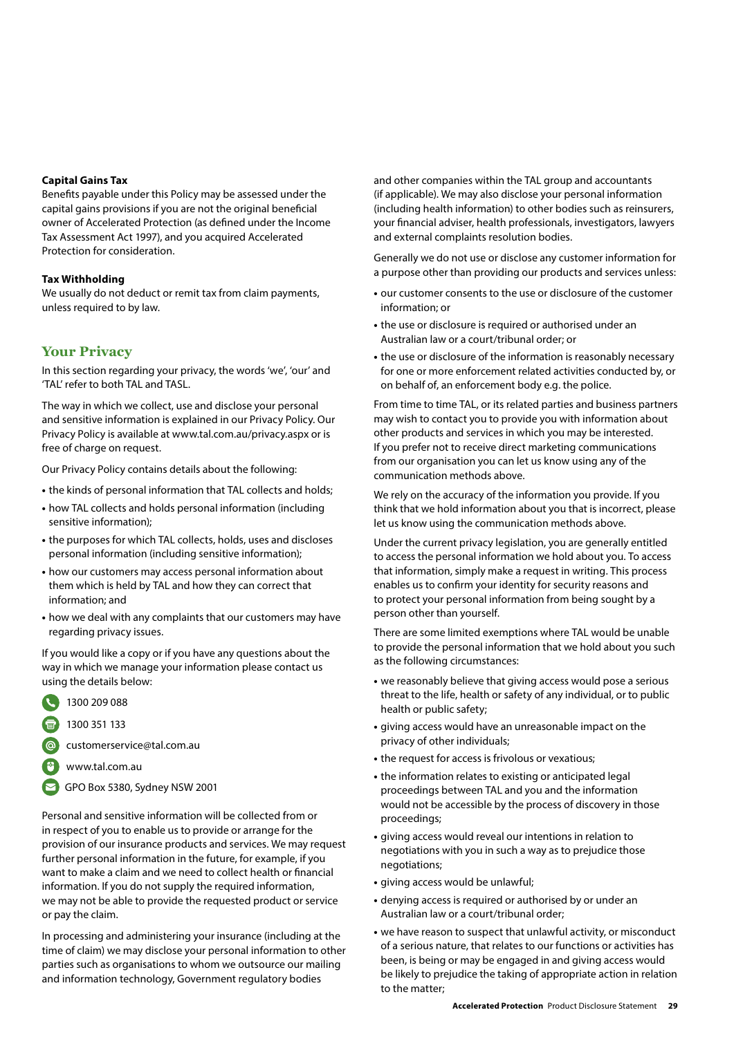### Capital Gains Tax

Benefits payable under this Policy may be assessed under the capital gains provisions if you are not the original beneficial owner of Accelerated Protection (as defined under the Income Tax Assessment Act 1997), and you acquired Accelerated Protection for consideration.

### Tax Withholding

We usually do not deduct or remit tax from claim payments, unless required to by law.

## Your Privacy

In this section regarding your privacy, the words 'we', 'our' and 'TAL' refer to both TAL and TASL.

The way in which we collect, use and disclose your personal and sensitive information is explained in our Privacy Policy. Our Privacy Policy is available at www.tal.com.au/privacy.aspx or is free of charge on request.

Our Privacy Policy contains details about the following:

- the kinds of personal information that TAL collects and holds;
- how TAL collects and holds personal information (including sensitive information);
- the purposes for which TAL collects, holds, uses and discloses personal information (including sensitive information);
- how our customers may access personal information about them which is held by TAL and how they can correct that information; and
- how we deal with any complaints that our customers may have regarding privacy issues.

If you would like a copy or if you have any questions about the way in which we manage your information please contact us using the details below:

- 1300 209 088
- 1300 351 133
- customerservice@tal.com.au
- www.tal.com.au
- GPO Box 5380, Sydney NSW 2001

Personal and sensitive information will be collected from or in respect of you to enable us to provide or arrange for the provision of our insurance products and services. We may request further personal information in the future, for example, if you want to make a claim and we need to collect health or financial information. If you do not supply the required information, we may not be able to provide the requested product or service or pay the claim.

In processing and administering your insurance (including at the time of claim) we may disclose your personal information to other parties such as organisations to whom we outsource our mailing and information technology, Government regulatory bodies and other companies within the TAL group and accountants (if applicable). We may also disclose your personal information (including health information) to other bodies such as reinsurers, your financial adviser, health professionals, investigators, lawyers and external complaints resolution bodies.

Generally we do not use or disclose any customer information for a purpose other than providing our products and services unless:

- our customer consents to the use or disclosure of the customer information; or
- the use or disclosure is required or authorised under an Australian law or a court/tribunal order; or
- the use or disclosure of the information is reasonably necessary for one or more enforcement related activities conducted by, or on behalf of, an enforcement body e.g. the police.

From time to time TAL, or its related parties and business partners may wish to contact you to provide you with information about other products and services in which you may be interested. If you prefer not to receive direct marketing communications from our organisation you can let us know using any of the communication methods above.

We rely on the accuracy of the information you provide. If you think that we hold information about you that is incorrect, please let us know using the communication methods above.

Under the current privacy legislation, you are generally entitled to access the personal information we hold about you. To access that information, simply make a request in writing. This process enables us to confirm your identity for security reasons and to protect your personal information from being sought by a person other than yourself.

There are some limited exemptions where TAL would be unable to provide the personal information that we hold about you such as the following circumstances:

- we reasonably believe that giving access would pose a serious threat to the life, health or safety of any individual, or to public health or public safety;
- giving access would have an unreasonable impact on the privacy of other individuals;
- the request for access is frivolous or vexatious;
- the information relates to existing or anticipated legal proceedings between TAL and you and the information would not be accessible by the process of discovery in those proceedings;
- giving access would reveal our intentions in relation to negotiations with you in such a way as to prejudice those negotiations;
- giving access would be unlawful;
- denying access is required or authorised by or under an Australian law or a court/tribunal order;
- we have reason to suspect that unlawful activity, or misconduct of a serious nature, that relates to our functions or activities has been, is being or may be engaged in and giving access would be likely to prejudice the taking of appropriate action in relation to the matter;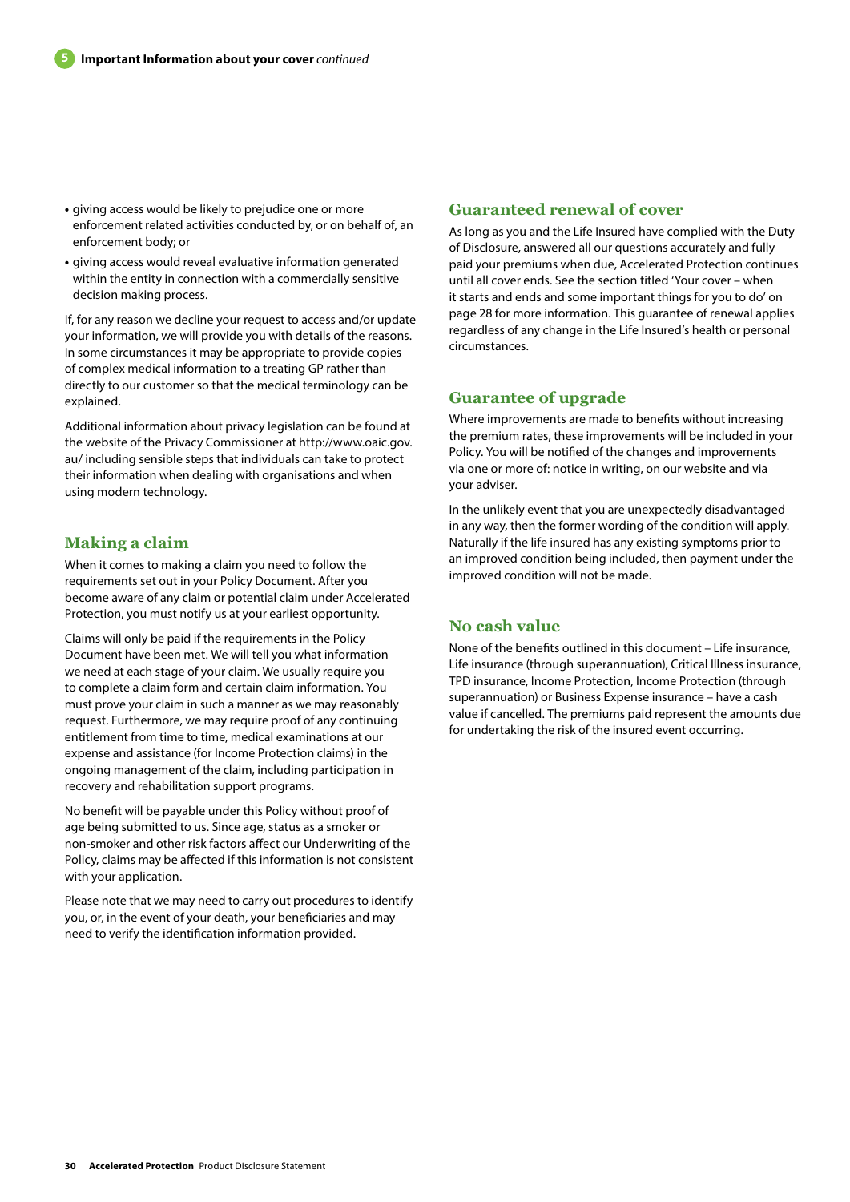- giving access would be likely to prejudice one or more enforcement related activities conducted by, or on behalf of, an enforcement body; or
- giving access would reveal evaluative information generated within the entity in connection with a commercially sensitive decision making process.

If, for any reason we decline your request to access and/or update your information, we will provide you with details of the reasons. In some circumstances it may be appropriate to provide copies of complex medical information to a treating GP rather than directly to our customer so that the medical terminology can be explained.

Additional information about privacy legislation can be found at the website of the Privacy Commissioner at http://www.oaic.gov.au/ including sensible steps that individuals can take to protect their information when dealing with organisations and when using modern technology.

## Making a claim

When it comes to making a claim you need to follow the requirements set out in your Policy Document. After you become aware of any claim or potential claim under Accelerated Protection, you must notify us at your earliest opportunity.

Claims will only be paid if the requirements in the Policy Document have been met. We will tell you what information we need at each stage of your claim. We usually require you to complete a claim form and certain claim information. You must prove your claim in such a manner as we may reasonably request. Furthermore, we may require proof of any continuing entitlement from time to time, medical examinations at our expense and assistance (for Income Protection claims) in the ongoing management of the claim, including participation in recovery and rehabilitation support programs.

No benefit will be payable under this Policy without proof of age being submitted to us. Since age, status as a smoker or non-smoker and other risk factors affect our Underwriting of the Policy, claims may be affected if this information is not consistent with your application.

Please note that we may need to carry out procedures to identify you, or, in the event of your death, your beneficiaries and may need to verify the identification information provided.

## Guaranteed renewal of cover

As long as you and the Life Insured have complied with the Duty of Disclosure, answered all our questions accurately and fully paid your premiums when due, Accelerated Protection continues until all cover ends. See the section titled 'Your cover – when it starts and ends and some important things for you to do' on page 28 for more information. This guarantee of renewal applies regardless of any change in the Life Insured's health or personal circumstances.

## Guarantee of upgrade

Where improvements are made to benefits without increasing the premium rates, these improvements will be included in your Policy. You will be notified of the changes and improvements via one or more of: notice in writing, on our website and via your adviser.

In the unlikely event that you are unexpectedly disadvantaged in any way, then the former wording of the condition will apply. Naturally if the life insured has any existing symptoms prior to an improved condition being included, then payment under the improved condition will not be made.

## No cash value

None of the benefits outlined in this document – Life insurance, Life insurance (through superannuation), Critical Illness insurance, TPD insurance, Income Protection, Income Protection (through superannuation) or Business Expense insurance – have a cash value if cancelled. The premiums paid represent the amounts due for undertaking the risk of the insured event occurring.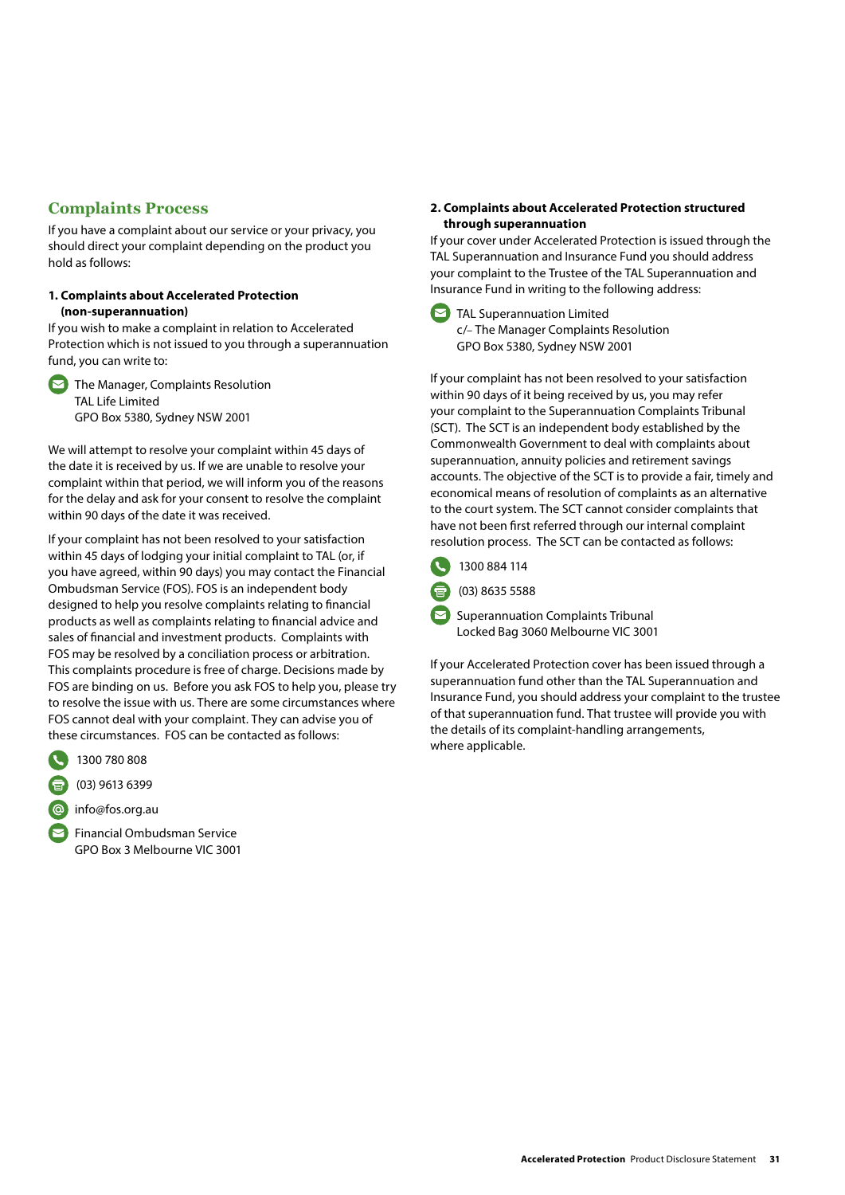## Complaints Process

If you have a complaint about our service or your privacy, you should direct your complaint depending on the product you hold as follows:

### 1. Complaints about Accelerated Protection (non-superannuation)

If you wish to make a complaint in relation to Accelerated Protection which is not issued to you through a superannuation fund, you can write to:

The Manager, Complaints Resolution
TAL Life Limited
GPO Box 5380, Sydney NSW 2001

We will attempt to resolve your complaint within 45 days of the date it is received by us. If we are unable to resolve your complaint within that period, we will inform you of the reasons for the delay and ask for your consent to resolve the complaint within 90 days of the date it was received.

If your complaint has not been resolved to your satisfaction within 45 days of lodging your initial complaint to TAL (or, if you have agreed, within 90 days) you may contact the Financial Ombudsman Service (FOS). FOS is an independent body designed to help you resolve complaints relating to financial products as well as complaints relating to financial advice and sales of financial and investment products. Complaints with FOS may be resolved by a conciliation process or arbitration. This complaints procedure is free of charge. Decisions made by FOS are binding on us. Before you ask FOS to help you, please try to resolve the issue with us. There are some circumstances where FOS cannot deal with your complaint. They can advise you of these circumstances. FOS can be contacted as follows:

1300 780 808

(03) 9613 6399

info@fos.org.au

Financial Ombudsman Service
GPO Box 3 Melbourne VIC 3001

### 2. Complaints about Accelerated Protection structured through superannuation

If your cover under Accelerated Protection is issued through the TAL Superannuation and Insurance Fund you should address your complaint to the Trustee of the TAL Superannuation and Insurance Fund in writing to the following address:

TAL Superannuation Limited
c/– The Manager Complaints Resolution
GPO Box 5380, Sydney NSW 2001

If your complaint has not been resolved to your satisfaction within 90 days of it being received by us, you may refer your complaint to the Superannuation Complaints Tribunal (SCT). The SCT is an independent body established by the Commonwealth Government to deal with complaints about superannuation, annuity policies and retirement savings accounts. The objective of the SCT is to provide a fair, timely and economical means of resolution of complaints as an alternative to the court system. The SCT cannot consider complaints that have not been first referred through our internal complaint resolution process. The SCT can be contacted as follows:

1300 884 114

(03) 8635 5588

Superannuation Complaints Tribunal
Locked Bag 3060 Melbourne VIC 3001

If your Accelerated Protection cover has been issued through a superannuation fund other than the TAL Superannuation and Insurance Fund, you should address your complaint to the trustee of that superannuation fund. That trustee will provide you with the details of its complaint-handling arrangements, where applicable.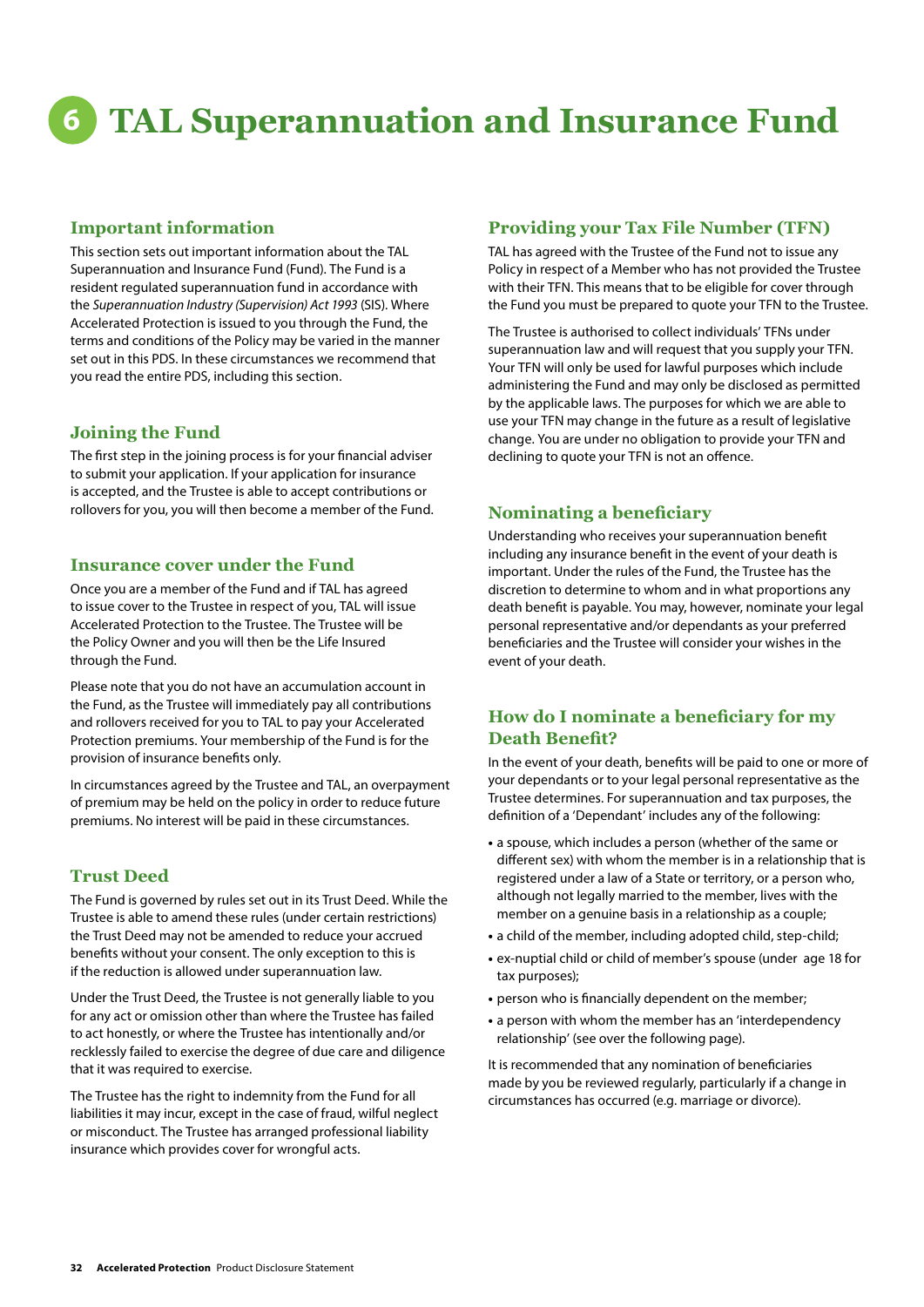# 6 TAL Superannuation and Insurance Fund

## Important information

This section sets out important information about the TAL Superannuation and Insurance Fund (Fund). The Fund is a resident regulated superannuation fund in accordance with the *Superannuation Industry (Supervision) Act 1993* (SIS). Where Accelerated Protection is issued to you through the Fund, the terms and conditions of the Policy may be varied in the manner set out in this PDS. In these circumstances we recommend that you read the entire PDS, including this section.

## Joining the Fund

The first step in the joining process is for your financial adviser to submit your application. If your application for insurance is accepted, and the Trustee is able to accept contributions or rollovers for you, you will then become a member of the Fund.

## Insurance cover under the Fund

Once you are a member of the Fund and if TAL has agreed to issue cover to the Trustee in respect of you, TAL will issue Accelerated Protection to the Trustee. The Trustee will be the Policy Owner and you will then be the Life Insured through the Fund.

Please note that you do not have an accumulation account in the Fund, as the Trustee will immediately pay all contributions and rollovers received for you to TAL to pay your Accelerated Protection premiums. Your membership of the Fund is for the provision of insurance benefits only.

In circumstances agreed by the Trustee and TAL, an overpayment of premium may be held on the policy in order to reduce future premiums. No interest will be paid in these circumstances.

## Trust Deed

The Fund is governed by rules set out in its Trust Deed. While the Trustee is able to amend these rules (under certain restrictions) the Trust Deed may not be amended to reduce your accrued benefits without your consent. The only exception to this is if the reduction is allowed under superannuation law.

Under the Trust Deed, the Trustee is not generally liable to you for any act or omission other than where the Trustee has failed to act honestly, or where the Trustee has intentionally and/or recklessly failed to exercise the degree of due care and diligence that it was required to exercise.

The Trustee has the right to indemnity from the Fund for all liabilities it may incur, except in the case of fraud, wilful neglect or misconduct. The Trustee has arranged professional liability insurance which provides cover for wrongful acts.

## Providing your Tax File Number (TFN)

TAL has agreed with the Trustee of the Fund not to issue any Policy in respect of a Member who has not provided the Trustee with their TFN. This means that to be eligible for cover through the Fund you must be prepared to quote your TFN to the Trustee.

The Trustee is authorised to collect individuals' TFNs under superannuation law and will request that you supply your TFN. Your TFN will only be used for lawful purposes which include administering the Fund and may only be disclosed as permitted by the applicable laws. The purposes for which we are able to use your TFN may change in the future as a result of legislative change. You are under no obligation to provide your TFN and declining to quote your TFN is not an offence.

## Nominating a beneficiary

Understanding who receives your superannuation benefit including any insurance benefit in the event of your death is important. Under the rules of the Fund, the Trustee has the discretion to determine to whom and in what proportions any death benefit is payable. You may, however, nominate your legal personal representative and/or dependants as your preferred beneficiaries and the Trustee will consider your wishes in the event of your death.

## How do I nominate a beneficiary for my Death Benefit?

In the event of your death, benefits will be paid to one or more of your dependants or to your legal personal representative as the Trustee determines. For superannuation and tax purposes, the definition of a 'Dependant' includes any of the following:

- a spouse, which includes a person (whether of the same or different sex) with whom the member is in a relationship that is registered under a law of a State or territory, or a person who, although not legally married to the member, lives with the member on a genuine basis in a relationship as a couple;
- a child of the member, including adopted child, step-child;
- ex-nuptial child or child of member's spouse (under age 18 for tax purposes);
- person who is financially dependent on the member;
- a person with whom the member has an 'interdependency relationship' (see over the following page).

It is recommended that any nomination of beneficiaries made by you be reviewed regularly, particularly if a change in circumstances has occurred (e.g. marriage or divorce).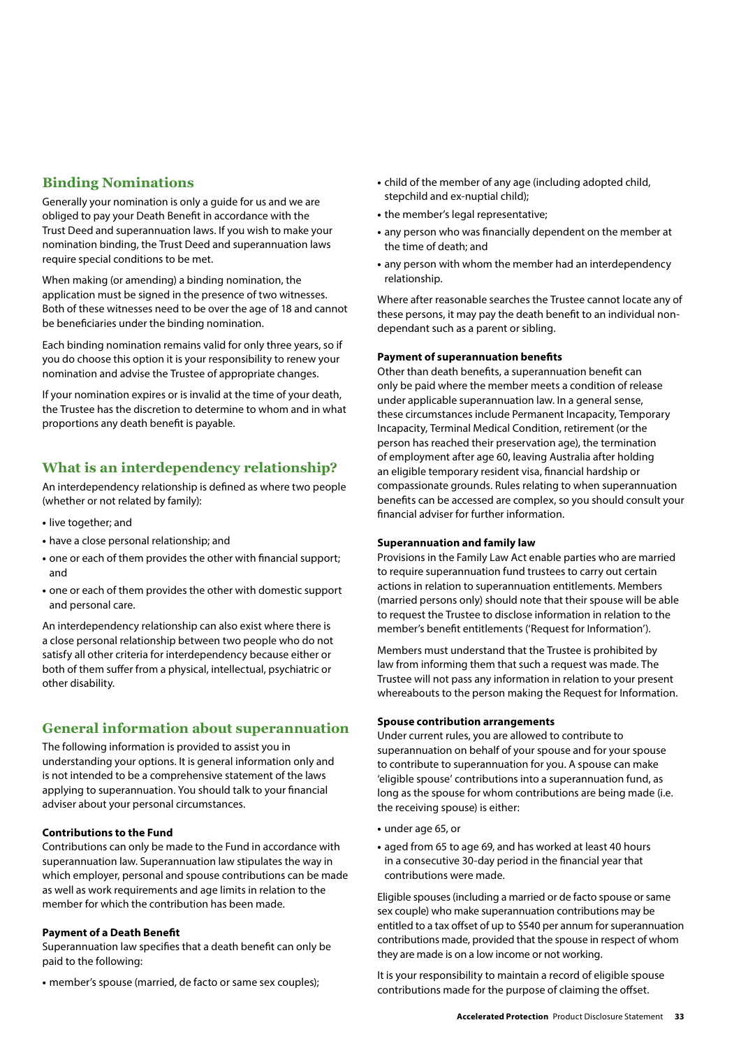## Binding Nominations

Generally your nomination is only a guide for us and we are obliged to pay your Death Benefit in accordance with the Trust Deed and superannuation laws. If you wish to make your nomination binding, the Trust Deed and superannuation laws require special conditions to be met.

When making (or amending) a binding nomination, the application must be signed in the presence of two witnesses. Both of these witnesses need to be over the age of 18 and cannot be beneficiaries under the binding nomination.

Each binding nomination remains valid for only three years, so if you do choose this option it is your responsibility to renew your nomination and advise the Trustee of appropriate changes.

If your nomination expires or is invalid at the time of your death, the Trustee has the discretion to determine to whom and in what proportions any death benefit is payable.

## What is an interdependency relationship?

An interdependency relationship is defined as where two people (whether or not related by family):

- live together; and
- have a close personal relationship; and
- one or each of them provides the other with financial support; and
- one or each of them provides the other with domestic support and personal care.

An interdependency relationship can also exist where there is a close personal relationship between two people who do not satisfy all other criteria for interdependency because either or both of them suffer from a physical, intellectual, psychiatric or other disability.

## General information about superannuation

The following information is provided to assist you in understanding your options. It is general information only and is not intended to be a comprehensive statement of the laws applying to superannuation. You should talk to your financial adviser about your personal circumstances.

**Contributions to the Fund**

Contributions can only be made to the Fund in accordance with superannuation law. Superannuation law stipulates the way in which employer, personal and spouse contributions can be made as well as work requirements and age limits in relation to the member for which the contribution has been made.

**Payment of a Death Benefit**

Superannuation law specifies that a death benefit can only be paid to the following:

- member's spouse (married, de facto or same sex couples);
- child of the member of any age (including adopted child, stepchild and ex-nuptial child);
- the member's legal representative;
- any person who was financially dependent on the member at the time of death; and
- any person with whom the member had an interdependency relationship.

Where after reasonable searches the Trustee cannot locate any of these persons, it may pay the death benefit to an individual non-dependant such as a parent or sibling.

**Payment of superannuation benefits**

Other than death benefits, a superannuation benefit can only be paid where the member meets a condition of release under applicable superannuation law. In a general sense, these circumstances include Permanent Incapacity, Temporary Incapacity, Terminal Medical Condition, retirement (or the person has reached their preservation age), the termination of employment after age 60, leaving Australia after holding an eligible temporary resident visa, financial hardship or compassionate grounds. Rules relating to when superannuation benefits can be accessed are complex, so you should consult your financial adviser for further information.

**Superannuation and family law**

Provisions in the Family Law Act enable parties who are married to require superannuation fund trustees to carry out certain actions in relation to superannuation entitlements. Members (married persons only) should note that their spouse will be able to request the Trustee to disclose information in relation to the member's benefit entitlements ('Request for Information').

Members must understand that the Trustee is prohibited by law from informing them that such a request was made. The Trustee will not pass any information in relation to your present whereabouts to the person making the Request for Information.

**Spouse contribution arrangements**

Under current rules, you are allowed to contribute to superannuation on behalf of your spouse and for your spouse to contribute to superannuation for you. A spouse can make 'eligible spouse' contributions into a superannuation fund, as long as the spouse for whom contributions are being made (i.e. the receiving spouse) is either:

- under age 65, or
- aged from 65 to age 69, and has worked at least 40 hours in a consecutive 30-day period in the financial year that contributions were made.

Eligible spouses (including a married or de facto spouse or same sex couple) who make superannuation contributions may be entitled to a tax offset of up to $540 per annum for superannuation contributions made, provided that the spouse in respect of whom they are made is on a low income or not working.

It is your responsibility to maintain a record of eligible spouse contributions made for the purpose of claiming the offset.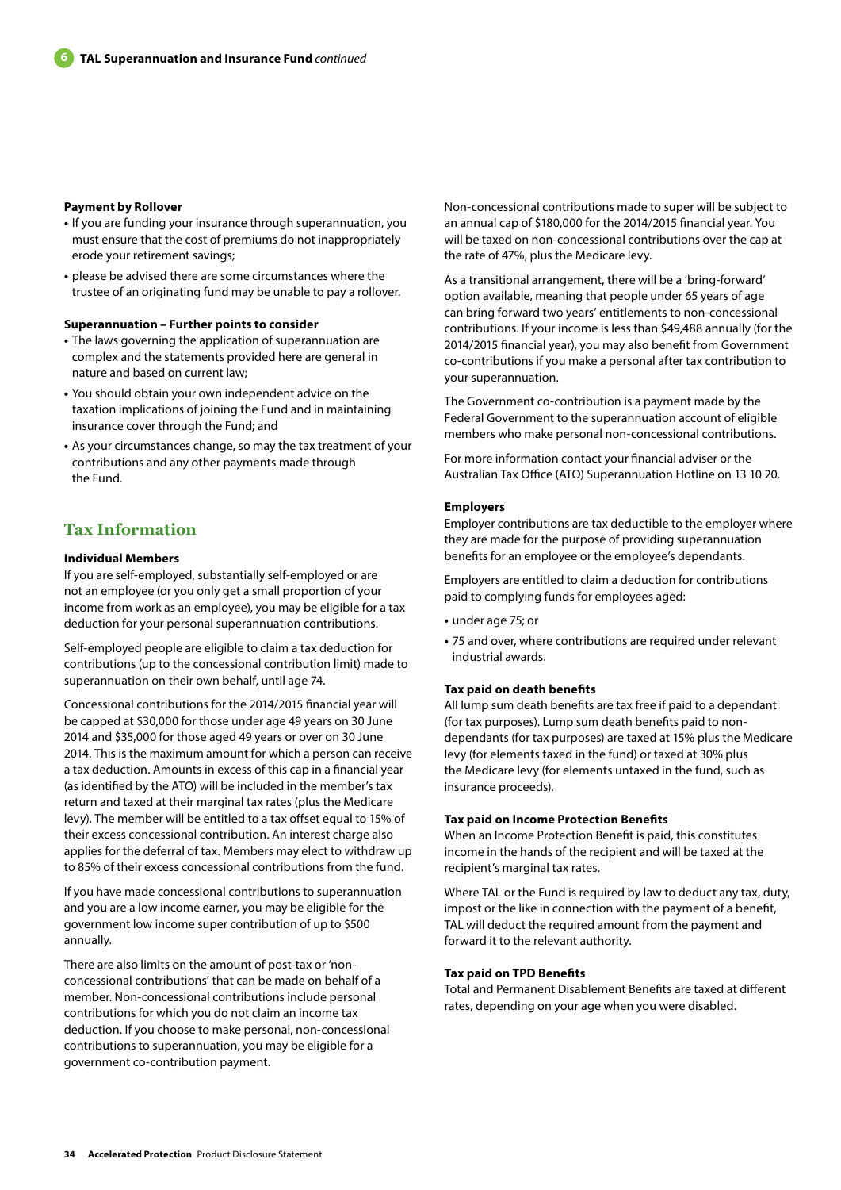**Payment by Rollover**

- If you are funding your insurance through superannuation, you must ensure that the cost of premiums do not inappropriately erode your retirement savings;
- please be advised there are some circumstances where the trustee of an originating fund may be unable to pay a rollover.

**Superannuation – Further points to consider**

- The laws governing the application of superannuation are complex and the statements provided here are general in nature and based on current law;
- You should obtain your own independent advice on the taxation implications of joining the Fund and in maintaining insurance cover through the Fund; and
- As your circumstances change, so may the tax treatment of your contributions and any other payments made through the Fund.

## Tax Information

**Individual Members**

If you are self-employed, substantially self-employed or are not an employee (or you only get a small proportion of your income from work as an employee), you may be eligible for a tax deduction for your personal superannuation contributions.

Self-employed people are eligible to claim a tax deduction for contributions (up to the concessional contribution limit) made to superannuation on their own behalf, until age 74.

Concessional contributions for the 2014/2015 financial year will be capped at $30,000 for those under age 49 years on 30 June 2014 and $35,000 for those aged 49 years or over on 30 June 2014. This is the maximum amount for which a person can receive a tax deduction. Amounts in excess of this cap in a financial year (as identified by the ATO) will be included in the member's tax return and taxed at their marginal tax rates (plus the Medicare levy). The member will be entitled to a tax offset equal to 15% of their excess concessional contribution. An interest charge also applies for the deferral of tax. Members may elect to withdraw up to 85% of their excess concessional contributions from the fund.

If you have made concessional contributions to superannuation and you are a low income earner, you may be eligible for the government low income super contribution of up to $500 annually.

There are also limits on the amount of post-tax or 'non-concessional contributions' that can be made on behalf of a member. Non-concessional contributions include personal contributions for which you do not claim an income tax deduction. If you choose to make personal, non-concessional contributions to superannuation, you may be eligible for a government co-contribution payment.

Non-concessional contributions made to super will be subject to an annual cap of $180,000 for the 2014/2015 financial year. You will be taxed on non-concessional contributions over the cap at the rate of 47%, plus the Medicare levy.

As a transitional arrangement, there will be a 'bring-forward' option available, meaning that people under 65 years of age can bring forward two years' entitlements to non-concessional contributions. If your income is less than $49,488 annually (for the 2014/2015 financial year), you may also benefit from Government co-contributions if you make a personal after tax contribution to your superannuation.

The Government co-contribution is a payment made by the Federal Government to the superannuation account of eligible members who make personal non-concessional contributions.

For more information contact your financial adviser or the Australian Tax Office (ATO) Superannuation Hotline on 13 10 20.

**Employers**

Employer contributions are tax deductible to the employer where they are made for the purpose of providing superannuation benefits for an employee or the employee's dependants.

Employers are entitled to claim a deduction for contributions paid to complying funds for employees aged:

- under age 75; or
- 75 and over, where contributions are required under relevant industrial awards.

**Tax paid on death benefits**

All lump sum death benefits are tax free if paid to a dependant (for tax purposes). Lump sum death benefits paid to non-dependants (for tax purposes) are taxed at 15% plus the Medicare levy (for elements taxed in the fund) or taxed at 30% plus the Medicare levy (for elements untaxed in the fund, such as insurance proceeds).

**Tax paid on Income Protection Benefits**

When an Income Protection Benefit is paid, this constitutes income in the hands of the recipient and will be taxed at the recipient's marginal tax rates.

Where TAL or the Fund is required by law to deduct any tax, duty, impost or the like in connection with the payment of a benefit, TAL will deduct the required amount from the payment and forward it to the relevant authority.

**Tax paid on TPD Benefits**

Total and Permanent Disablement Benefits are taxed at different rates, depending on your age when you were disabled.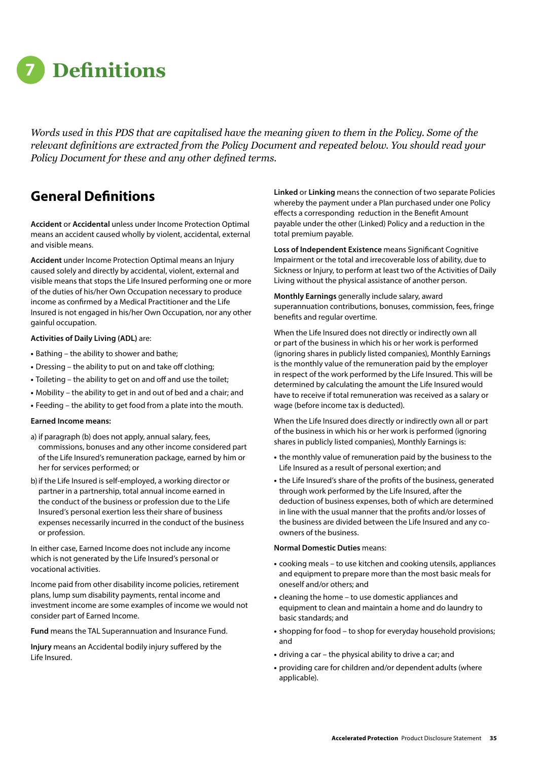# 7 Definitions

*Words used in this PDS that are capitalised have the meaning given to them in the Policy. Some of the relevant definitions are extracted from the Policy Document and repeated below. You should read your Policy Document for these and any other defined terms.*

## General Definitions

**Accident** or **Accidental** unless under Income Protection Optimal means an accident caused wholly by violent, accidental, external and visible means.

**Accident** under Income Protection Optimal means an Injury caused solely and directly by accidental, violent, external and visible means that stops the Life Insured performing one or more of the duties of his/her Own Occupation necessary to produce income as confirmed by a Medical Practitioner and the Life Insured is not engaged in his/her Own Occupation, nor any other gainful occupation.

**Activities of Daily Living (ADL)** are:

- Bathing – the ability to shower and bathe;
- Dressing – the ability to put on and take off clothing;
- Toileting – the ability to get on and off and use the toilet;
- Mobility – the ability to get in and out of bed and a chair; and
- Feeding – the ability to get food from a plate into the mouth.

**Earned Income means:**

a) if paragraph (b) does not apply, annual salary, fees, commissions, bonuses and any other income considered part of the Life Insured's remuneration package, earned by him or her for services performed; or

b) if the Life Insured is self-employed, a working director or partner in a partnership, total annual income earned in the conduct of the business or profession due to the Life Insured's personal exertion less their share of business expenses necessarily incurred in the conduct of the business or profession.

In either case, Earned Income does not include any income which is not generated by the Life Insured's personal or vocational activities.

Income paid from other disability income policies, retirement plans, lump sum disability payments, rental income and investment income are some examples of income we would not consider part of Earned Income.

**Fund** means the TAL Superannuation and Insurance Fund.

**Injury** means an Accidental bodily injury suffered by the Life Insured.

**Linked** or **Linking** means the connection of two separate Policies whereby the payment under a Plan purchased under one Policy effects a corresponding reduction in the Benefit Amount payable under the other (Linked) Policy and a reduction in the total premium payable.

**Loss of Independent Existence** means Significant Cognitive Impairment or the total and irrecoverable loss of ability, due to Sickness or Injury, to perform at least two of the Activities of Daily Living without the physical assistance of another person.

**Monthly Earnings** generally include salary, award superannuation contributions, bonuses, commission, fees, fringe benefits and regular overtime.

When the Life Insured does not directly or indirectly own all or part of the business in which his or her work is performed (ignoring shares in publicly listed companies), Monthly Earnings is the monthly value of the remuneration paid by the employer in respect of the work performed by the Life Insured. This will be determined by calculating the amount the Life Insured would have to receive if total remuneration was received as a salary or wage (before income tax is deducted).

When the Life Insured does directly or indirectly own all or part of the business in which his or her work is performed (ignoring shares in publicly listed companies), Monthly Earnings is:

- the monthly value of remuneration paid by the business to the Life Insured as a result of personal exertion; and
- the Life Insured's share of the profits of the business, generated through work performed by the Life Insured, after the deduction of business expenses, both of which are determined in line with the usual manner that the profits and/or losses of the business are divided between the Life Insured and any co-owners of the business.

**Normal Domestic Duties** means:

- cooking meals – to use kitchen and cooking utensils, appliances and equipment to prepare more than the most basic meals for oneself and/or others; and
- cleaning the home – to use domestic appliances and equipment to clean and maintain a home and do laundry to basic standards; and
- shopping for food – to shop for everyday household provisions; and
- driving a car – the physical ability to drive a car; and
- providing care for children and/or dependent adults (where applicable).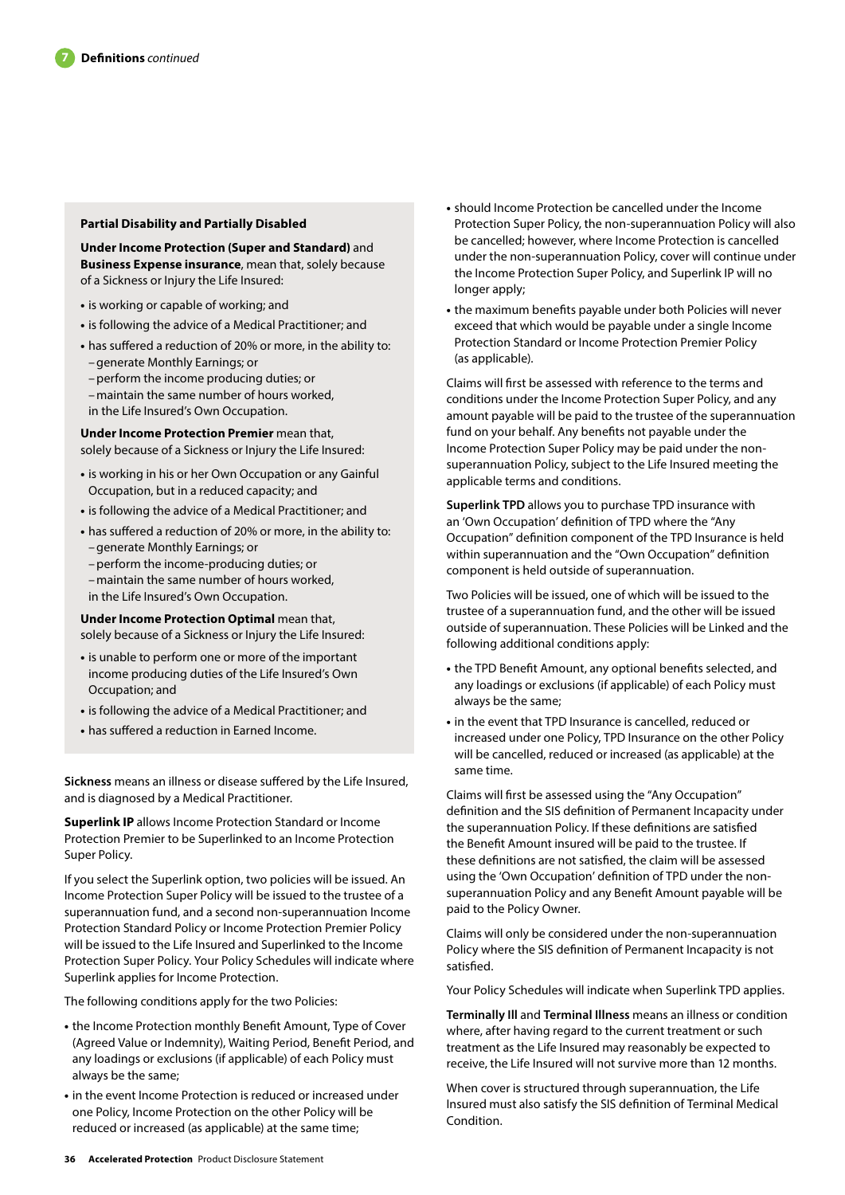## 7 Definitions *continued*

**Partial Disability and Partially Disabled**

**Under Income Protection (Super and Standard)** and **Business Expense insurance**, mean that, solely because of a Sickness or Injury the Life Insured:

- is working or capable of working; and
- is following the advice of a Medical Practitioner; and
- has suffered a reduction of 20% or more, in the ability to:
  - generate Monthly Earnings; or
  - perform the income producing duties; or
  - maintain the same number of hours worked,

  in the Life Insured's Own Occupation.

**Under Income Protection Premier** mean that, solely because of a Sickness or Injury the Life Insured:

- is working in his or her Own Occupation or any Gainful Occupation, but in a reduced capacity; and
- is following the advice of a Medical Practitioner; and
- has suffered a reduction of 20% or more, in the ability to:
  - generate Monthly Earnings; or
  - perform the income-producing duties; or
  - maintain the same number of hours worked,

  in the Life Insured's Own Occupation.

**Under Income Protection Optimal** mean that, solely because of a Sickness or Injury the Life Insured:

- is unable to perform one or more of the important income producing duties of the Life Insured's Own Occupation; and
- is following the advice of a Medical Practitioner; and
- has suffered a reduction in Earned Income.

**Sickness** means an illness or disease suffered by the Life Insured, and is diagnosed by a Medical Practitioner.

**Superlink IP** allows Income Protection Standard or Income Protection Premier to be Superlinked to an Income Protection Super Policy.

If you select the Superlink option, two policies will be issued. An Income Protection Super Policy will be issued to the trustee of a superannuation fund, and a second non-superannuation Income Protection Standard Policy or Income Protection Premier Policy will be issued to the Life Insured and Superlinked to the Income Protection Super Policy. Your Policy Schedules will indicate where Superlink applies for Income Protection.

The following conditions apply for the two Policies:

- the Income Protection monthly Benefit Amount, Type of Cover (Agreed Value or Indemnity), Waiting Period, Benefit Period, and any loadings or exclusions (if applicable) of each Policy must always be the same;
- in the event Income Protection is reduced or increased under one Policy, Income Protection on the other Policy will be reduced or increased (as applicable) at the same time;
- should Income Protection be cancelled under the Income Protection Super Policy, the non-superannuation Policy will also be cancelled; however, where Income Protection is cancelled under the non-superannuation Policy, cover will continue under the Income Protection Super Policy, and Superlink IP will no longer apply;
- the maximum benefits payable under both Policies will never exceed that which would be payable under a single Income Protection Standard or Income Protection Premier Policy (as applicable).

Claims will first be assessed with reference to the terms and conditions under the Income Protection Super Policy, and any amount payable will be paid to the trustee of the superannuation fund on your behalf. Any benefits not payable under the Income Protection Super Policy may be paid under the non-superannuation Policy, subject to the Life Insured meeting the applicable terms and conditions.

**Superlink TPD** allows you to purchase TPD insurance with an 'Own Occupation' definition of TPD where the "Any Occupation" definition component of the TPD Insurance is held within superannuation and the "Own Occupation" definition component is held outside of superannuation.

Two Policies will be issued, one of which will be issued to the trustee of a superannuation fund, and the other will be issued outside of superannuation. These Policies will be Linked and the following additional conditions apply:

- the TPD Benefit Amount, any optional benefits selected, and any loadings or exclusions (if applicable) of each Policy must always be the same;
- in the event that TPD Insurance is cancelled, reduced or increased under one Policy, TPD Insurance on the other Policy will be cancelled, reduced or increased (as applicable) at the same time.

Claims will first be assessed using the "Any Occupation" definition and the SIS definition of Permanent Incapacity under the superannuation Policy. If these definitions are satisfied the Benefit Amount insured will be paid to the trustee. If these definitions are not satisfied, the claim will be assessed using the 'Own Occupation' definition of TPD under the non-superannuation Policy and any Benefit Amount payable will be paid to the Policy Owner.

Claims will only be considered under the non-superannuation Policy where the SIS definition of Permanent Incapacity is not satisfied.

Your Policy Schedules will indicate when Superlink TPD applies.

**Terminally Ill** and **Terminal Illness** means an illness or condition where, after having regard to the current treatment or such treatment as the Life Insured may reasonably be expected to receive, the Life Insured will not survive more than 12 months.

When cover is structured through superannuation, the Life Insured must also satisfy the SIS definition of Terminal Medical Condition.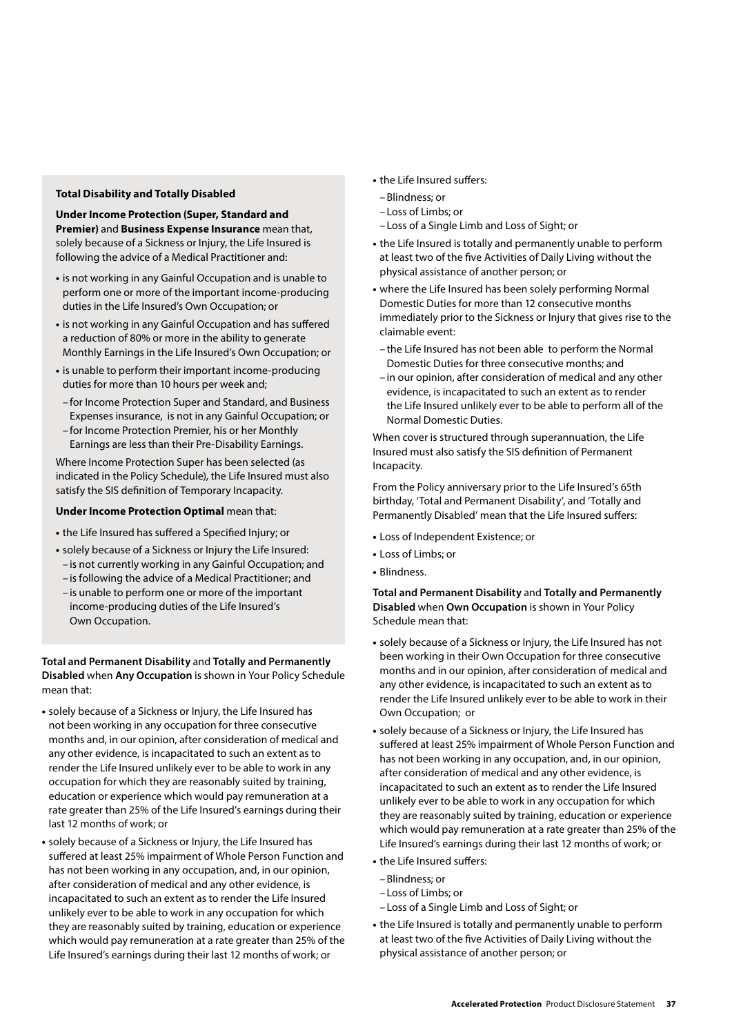**Total Disability and Totally Disabled**

**Under Income Protection (Super, Standard and Premier)** and **Business Expense Insurance** mean that, solely because of a Sickness or Injury, the Life Insured is following the advice of a Medical Practitioner and:

- is not working in any Gainful Occupation and is unable to perform one or more of the important income-producing duties in the Life Insured's Own Occupation; or
- is not working in any Gainful Occupation and has suffered a reduction of 80% or more in the ability to generate Monthly Earnings in the Life Insured's Own Occupation; or
- is unable to perform their important income-producing duties for more than 10 hours per week and;
  - for Income Protection Super and Standard, and Business Expenses insurance, is not in any Gainful Occupation; or
  - for Income Protection Premier, his or her Monthly Earnings are less than their Pre-Disability Earnings.

Where Income Protection Super has been selected (as indicated in the Policy Schedule), the Life Insured must also satisfy the SIS definition of Temporary Incapacity.

**Under Income Protection Optimal** mean that:

- the Life Insured has suffered a Specified Injury; or
- solely because of a Sickness or Injury the Life Insured:
  - is not currently working in any Gainful Occupation; and
  - is following the advice of a Medical Practitioner; and
  - is unable to perform one or more of the important income-producing duties of the Life Insured's Own Occupation.

**Total and Permanent Disability** and **Totally and Permanently Disabled** when **Any Occupation** is shown in Your Policy Schedule mean that:

- solely because of a Sickness or Injury, the Life Insured has not been working in any occupation for three consecutive months and, in our opinion, after consideration of medical and any other evidence, is incapacitated to such an extent as to render the Life Insured unlikely ever to be able to work in any occupation for which they are reasonably suited by training, education or experience which would pay remuneration at a rate greater than 25% of the Life Insured's earnings during their last 12 months of work; or
- solely because of a Sickness or Injury, the Life Insured has suffered at least 25% impairment of Whole Person Function and has not been working in any occupation, and, in our opinion, after consideration of medical and any other evidence, is incapacitated to such an extent as to render the Life Insured unlikely ever to be able to work in any occupation for which they are reasonably suited by training, education or experience which would pay remuneration at a rate greater than 25% of the Life Insured's earnings during their last 12 months of work; or
- the Life Insured suffers:
  - Blindness; or
  - Loss of Limbs; or
  - Loss of a Single Limb and Loss of Sight; or
- the Life Insured is totally and permanently unable to perform at least two of the five Activities of Daily Living without the physical assistance of another person; or
- where the Life Insured has been solely performing Normal Domestic Duties for more than 12 consecutive months immediately prior to the Sickness or Injury that gives rise to the claimable event:
  - the Life Insured has not been able to perform the Normal Domestic Duties for three consecutive months; and
  - in our opinion, after consideration of medical and any other evidence, is incapacitated to such an extent as to render the Life Insured unlikely ever to be able to perform all of the Normal Domestic Duties.

When cover is structured through superannuation, the Life Insured must also satisfy the SIS definition of Permanent Incapacity.

From the Policy anniversary prior to the Life Insured's 65th birthday, 'Total and Permanent Disability', and 'Totally and Permanently Disabled' mean that the Life Insured suffers:

- Loss of Independent Existence; or
- Loss of Limbs; or
- Blindness.

**Total and Permanent Disability** and **Totally and Permanently Disabled** when **Own Occupation** is shown in Your Policy Schedule mean that:

- solely because of a Sickness or Injury, the Life Insured has not been working in their Own Occupation for three consecutive months and in our opinion, after consideration of medical and any other evidence, is incapacitated to such an extent as to render the Life Insured unlikely ever to be able to work in their Own Occupation; or
- solely because of a Sickness or Injury, the Life Insured has suffered at least 25% impairment of Whole Person Function and has not been working in any occupation, and, in our opinion, after consideration of medical and any other evidence, is incapacitated to such an extent as to render the Life Insured unlikely ever to be able to work in any occupation for which they are reasonably suited by training, education or experience which would pay remuneration at a rate greater than 25% of the Life Insured's earnings during their last 12 months of work; or
- the Life Insured suffers:
  - Blindness; or
  - Loss of Limbs; or
  - Loss of a Single Limb and Loss of Sight; or
- the Life Insured is totally and permanently unable to perform at least two of the five Activities of Daily Living without the physical assistance of another person; or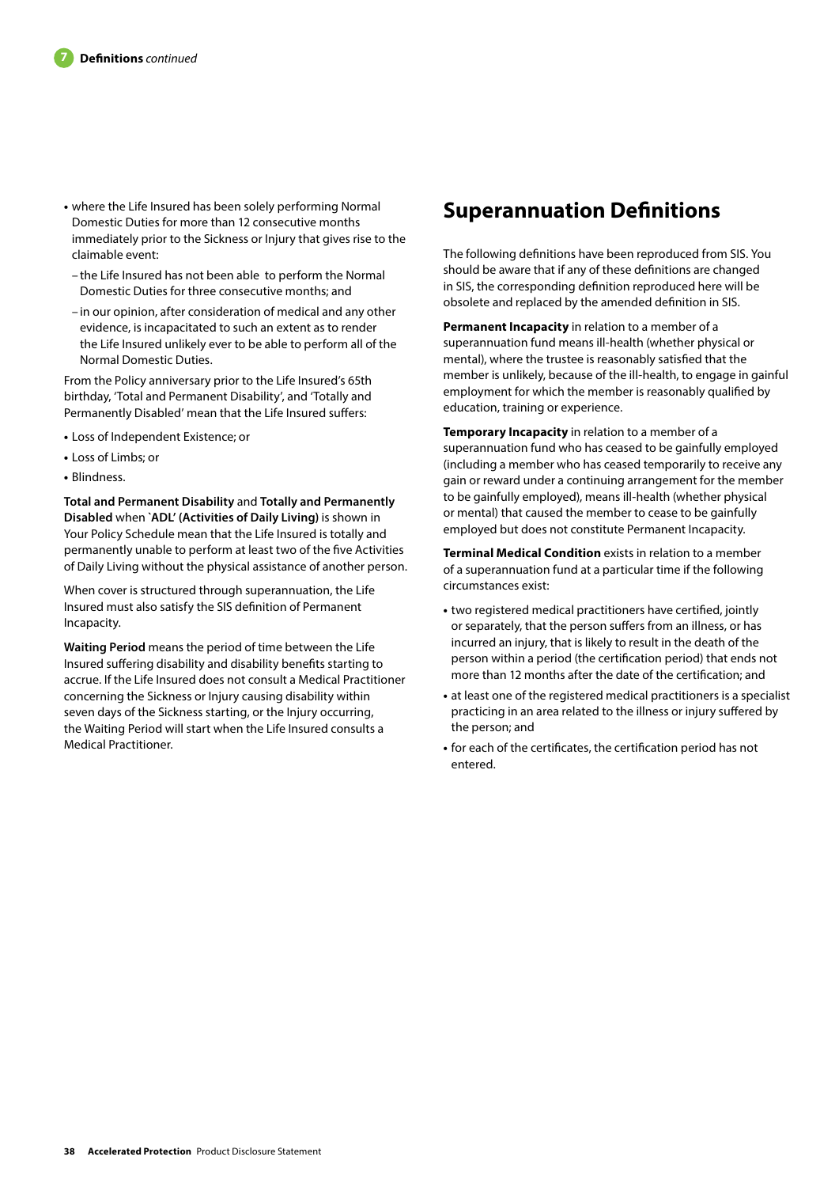- where the Life Insured has been solely performing Normal Domestic Duties for more than 12 consecutive months immediately prior to the Sickness or Injury that gives rise to the claimable event:
  - the Life Insured has not been able to perform the Normal Domestic Duties for three consecutive months; and
  - in our opinion, after consideration of medical and any other evidence, is incapacitated to such an extent as to render the Life Insured unlikely ever to be able to perform all of the Normal Domestic Duties.

From the Policy anniversary prior to the Life Insured's 65th birthday, 'Total and Permanent Disability', and 'Totally and Permanently Disabled' mean that the Life Insured suffers:

- Loss of Independent Existence; or
- Loss of Limbs; or
- Blindness.

**Total and Permanent Disability** and **Totally and Permanently Disabled** when **`ADL' (Activities of Daily Living)** is shown in Your Policy Schedule mean that the Life Insured is totally and permanently unable to perform at least two of the five Activities of Daily Living without the physical assistance of another person.

When cover is structured through superannuation, the Life Insured must also satisfy the SIS definition of Permanent Incapacity.

**Waiting Period** means the period of time between the Life Insured suffering disability and disability benefits starting to accrue. If the Life Insured does not consult a Medical Practitioner concerning the Sickness or Injury causing disability within seven days of the Sickness starting, or the Injury occurring, the Waiting Period will start when the Life Insured consults a Medical Practitioner.

## Superannuation Definitions

The following definitions have been reproduced from SIS. You should be aware that if any of these definitions are changed in SIS, the corresponding definition reproduced here will be obsolete and replaced by the amended definition in SIS.

**Permanent Incapacity** in relation to a member of a superannuation fund means ill-health (whether physical or mental), where the trustee is reasonably satisfied that the member is unlikely, because of the ill-health, to engage in gainful employment for which the member is reasonably qualified by education, training or experience.

**Temporary Incapacity** in relation to a member of a superannuation fund who has ceased to be gainfully employed (including a member who has ceased temporarily to receive any gain or reward under a continuing arrangement for the member to be gainfully employed), means ill-health (whether physical or mental) that caused the member to cease to be gainfully employed but does not constitute Permanent Incapacity.

**Terminal Medical Condition** exists in relation to a member of a superannuation fund at a particular time if the following circumstances exist:

- two registered medical practitioners have certified, jointly or separately, that the person suffers from an illness, or has incurred an injury, that is likely to result in the death of the person within a period (the certification period) that ends not more than 12 months after the date of the certification; and
- at least one of the registered medical practitioners is a specialist practicing in an area related to the illness or injury suffered by the person; and
- for each of the certificates, the certification period has not entered.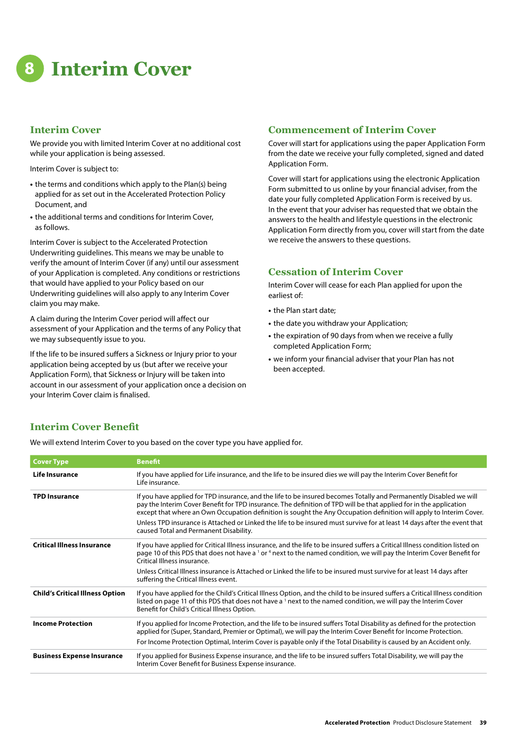# 8 Interim Cover

## Interim Cover

We provide you with limited Interim Cover at no additional cost while your application is being assessed.

Interim Cover is subject to:

- the terms and conditions which apply to the Plan(s) being applied for as set out in the Accelerated Protection Policy Document, and
- the additional terms and conditions for Interim Cover, as follows.

Interim Cover is subject to the Accelerated Protection Underwriting guidelines. This means we may be unable to verify the amount of Interim Cover (if any) until our assessment of your Application is completed. Any conditions or restrictions that would have applied to your Policy based on our Underwriting guidelines will also apply to any Interim Cover claim you may make.

A claim during the Interim Cover period will affect our assessment of your Application and the terms of any Policy that we may subsequently issue to you.

If the life to be insured suffers a Sickness or Injury prior to your application being accepted by us (but after we receive your Application Form), that Sickness or Injury will be taken into account in our assessment of your application once a decision on your Interim Cover claim is finalised.

## Commencement of Interim Cover

Cover will start for applications using the paper Application Form from the date we receive your fully completed, signed and dated Application Form.

Cover will start for applications using the electronic Application Form submitted to us online by your financial adviser, from the date your fully completed Application Form is received by us. In the event that your adviser has requested that we obtain the answers to the health and lifestyle questions in the electronic Application Form directly from you, cover will start from the date we receive the answers to these questions.

## Cessation of Interim Cover

Interim Cover will cease for each Plan applied for upon the earliest of:

- the Plan start date;
- the date you withdraw your Application;
- the expiration of 90 days from when we receive a fully completed Application Form;
- we inform your financial adviser that your Plan has not been accepted.

## Interim Cover Benefit

We will extend Interim Cover to you based on the cover type you have applied for.

| Cover Type | Benefit |
|---|---|
| **Life Insurance** | If you have applied for Life insurance, and the life to be insured dies we will pay the Interim Cover Benefit for Life insurance. |
| **TPD Insurance** | If you have applied for TPD insurance, and the life to be insured becomes Totally and Permanently Disabled we will pay the Interim Cover Benefit for TPD insurance. The definition of TPD will be that applied for in the application except that where an Own Occupation definition is sought the Any Occupation definition will apply to Interim Cover. Unless TPD insurance is Attached or Linked the life to be insured must survive for at least 14 days after the event that caused Total and Permanent Disability. |
| **Critical Illness Insurance** | If you have applied for Critical Illness insurance, and the life to be insured suffers a Critical Illness condition listed on page 10 of this PDS that does not have a [1] or [4] next to the named condition, we will pay the Interim Cover Benefit for Critical Illness insurance. Unless Critical Illness insurance is Attached or Linked the life to be insured must survive for at least 14 days after suffering the Critical Illness event. |
| **Child's Critical Illness Option** | If you have applied for the Child's Critical Illness Option, and the child to be insured suffers a Critical Illness condition listed on page 11 of this PDS that does not have a [1] next to the named condition, we will pay the Interim Cover Benefit for Child's Critical Illness Option. |
| **Income Protection** | If you applied for Income Protection, and the life to be insured suffers Total Disability as defined for the protection applied for (Super, Standard, Premier or Optimal), we will pay the Interim Cover Benefit for Income Protection. For Income Protection Optimal, Interim Cover is payable only if the Total Disability is caused by an Accident only. |
| **Business Expense Insurance** | If you applied for Business Expense insurance, and the life to be insured suffers Total Disability, we will pay the Interim Cover Benefit for Business Expense insurance. |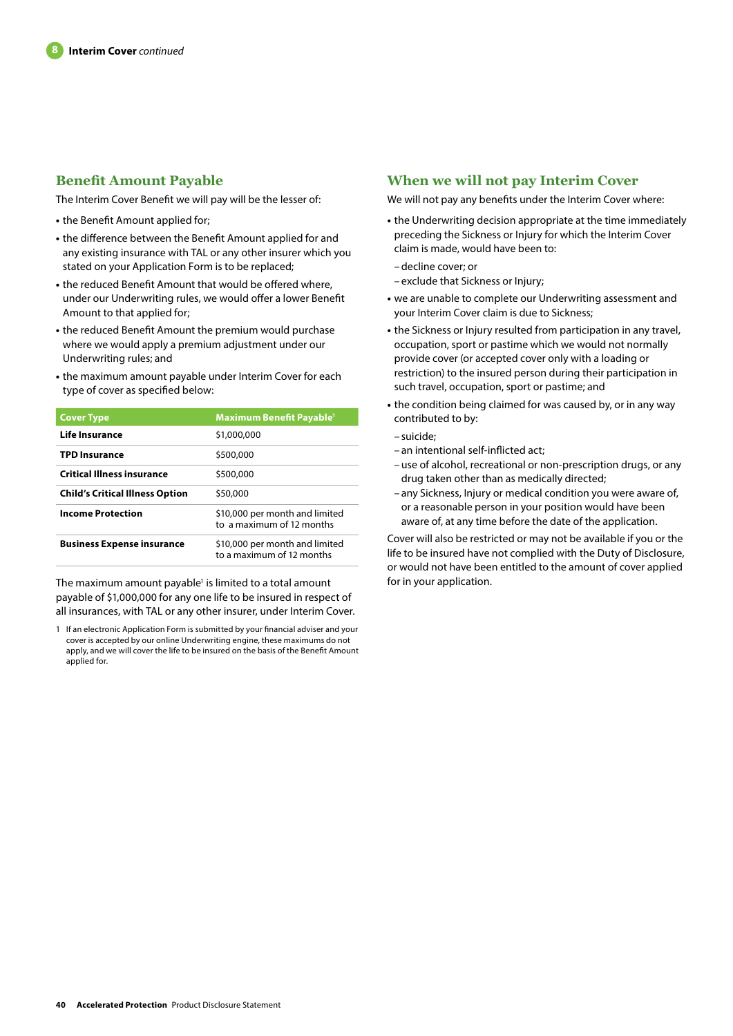## Benefit Amount Payable

The Interim Cover Benefit we will pay will be the lesser of:

- the Benefit Amount applied for;
- the difference between the Benefit Amount applied for and any existing insurance with TAL or any other insurer which you stated on your Application Form is to be replaced;
- the reduced Benefit Amount that would be offered where, under our Underwriting rules, we would offer a lower Benefit Amount to that applied for;
- the reduced Benefit Amount the premium would purchase where we would apply a premium adjustment under our Underwriting rules; and
- the maximum amount payable under Interim Cover for each type of cover as specified below:

| Cover Type | Maximum Benefit Payable[1] |
|---|---|
| **Life Insurance** | $1,000,000 |
| **TPD Insurance** | $500,000 |
| **Critical Illness insurance** | $500,000 |
| **Child's Critical Illness Option** | $50,000 |
| **Income Protection** | $10,000 per month and limited to a maximum of 12 months |
| **Business Expense insurance** | $10,000 per month and limited to a maximum of 12 months |

The maximum amount payable[1] is limited to a total amount payable of $1,000,000 for any one life to be insured in respect of all insurances, with TAL or any other insurer, under Interim Cover.

1 If an electronic Application Form is submitted by your financial adviser and your cover is accepted by our online Underwriting engine, these maximums do not apply, and we will cover the life to be insured on the basis of the Benefit Amount applied for.

## When we will not pay Interim Cover

We will not pay any benefits under the Interim Cover where:

- the Underwriting decision appropriate at the time immediately preceding the Sickness or Injury for which the Interim Cover claim is made, would have been to:
  - decline cover; or
  - exclude that Sickness or Injury;
- we are unable to complete our Underwriting assessment and your Interim Cover claim is due to Sickness;
- the Sickness or Injury resulted from participation in any travel, occupation, sport or pastime which we would not normally provide cover (or accepted cover only with a loading or restriction) to the insured person during their participation in such travel, occupation, sport or pastime; and
- the condition being claimed for was caused by, or in any way contributed to by:
  - suicide;
  - an intentional self-inflicted act;
  - use of alcohol, recreational or non-prescription drugs, or any drug taken other than as medically directed;
  - any Sickness, Injury or medical condition you were aware of, or a reasonable person in your position would have been aware of, at any time before the date of the application.

Cover will also be restricted or may not be available if you or the life to be insured have not complied with the Duty of Disclosure, or would not have been entitled to the amount of cover applied for in your application.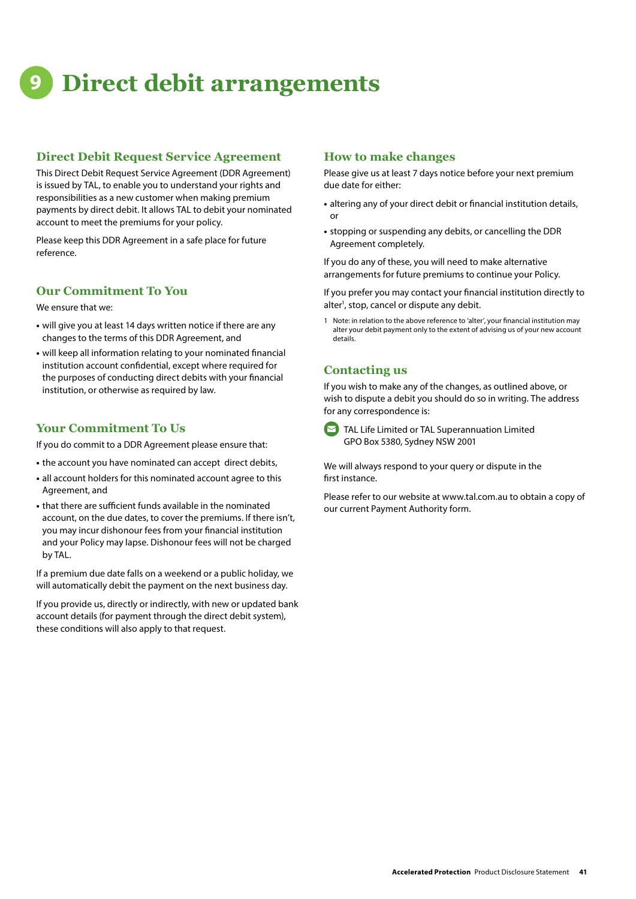# 9 Direct debit arrangements

## Direct Debit Request Service Agreement

This Direct Debit Request Service Agreement (DDR Agreement) is issued by TAL, to enable you to understand your rights and responsibilities as a new customer when making premium payments by direct debit. It allows TAL to debit your nominated account to meet the premiums for your policy.

Please keep this DDR Agreement in a safe place for future reference.

## Our Commitment To You

We ensure that we:

- will give you at least 14 days written notice if there are any changes to the terms of this DDR Agreement, and
- will keep all information relating to your nominated financial institution account confidential, except where required for the purposes of conducting direct debits with your financial institution, or otherwise as required by law.

## Your Commitment To Us

If you do commit to a DDR Agreement please ensure that:

- the account you have nominated can accept direct debits,
- all account holders for this nominated account agree to this Agreement, and
- that there are sufficient funds available in the nominated account, on the due dates, to cover the premiums. If there isn't, you may incur dishonour fees from your financial institution and your Policy may lapse. Dishonour fees will not be charged by TAL.

If a premium due date falls on a weekend or a public holiday, we will automatically debit the payment on the next business day.

If you provide us, directly or indirectly, with new or updated bank account details (for payment through the direct debit system), these conditions will also apply to that request.

## How to make changes

Please give us at least 7 days notice before your next premium due date for either:

- altering any of your direct debit or financial institution details, or
- stopping or suspending any debits, or cancelling the DDR Agreement completely.

If you do any of these, you will need to make alternative arrangements for future premiums to continue your Policy.

If you prefer you may contact your financial institution directly to alter[1], stop, cancel or dispute any debit.

1 Note: in relation to the above reference to 'alter', your financial institution may alter your debit payment only to the extent of advising us of your new account details.

## Contacting us

If you wish to make any of the changes, as outlined above, or wish to dispute a debit you should do so in writing. The address for any correspondence is:

TAL Life Limited or TAL Superannuation Limited
GPO Box 5380, Sydney NSW 2001

We will always respond to your query or dispute in the first instance.

Please refer to our website at www.tal.com.au to obtain a copy of our current Payment Authority form.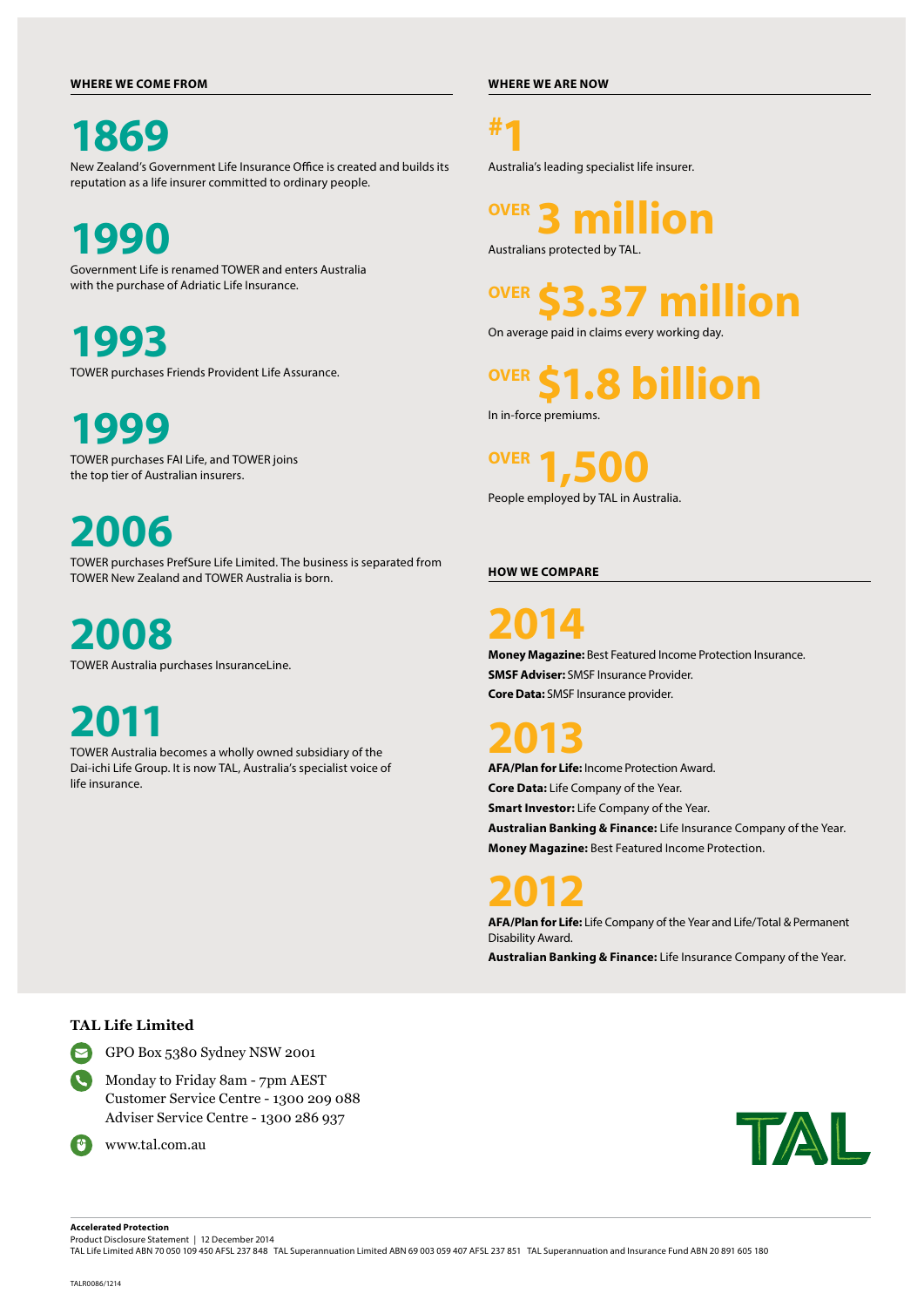## WHERE WE COME FROM

# 1869

New Zealand's Government Life Insurance Office is created and builds its reputation as a life insurer committed to ordinary people.

# 1990

Government Life is renamed TOWER and enters Australia with the purchase of Adriatic Life Insurance.

# 1993

TOWER purchases Friends Provident Life Assurance.

# 1999

TOWER purchases FAI Life, and TOWER joins the top tier of Australian insurers.

# 2006

TOWER purchases PrefSure Life Limited. The business is separated from TOWER New Zealand and TOWER Australia is born.

# 2008

TOWER Australia purchases InsuranceLine.

# 2011

TOWER Australia becomes a wholly owned subsidiary of the Dai-ichi Life Group. It is now TAL, Australia's specialist voice of life insurance.

## WHERE WE ARE NOW

# #1

Australia's leading specialist life insurer.

# OVER 3 million

Australians protected by TAL.

# OVER $3.37 million

On average paid in claims every working day.

# OVER $1.8 billion

In in-force premiums.

# OVER 1,500

People employed by TAL in Australia.

## HOW WE COMPARE

# 2014

**Money Magazine:** Best Featured Income Protection Insurance.
**SMSF Adviser:** SMSF Insurance Provider.
**Core Data:** SMSF Insurance provider.

# 2013

**AFA/Plan for Life:** Income Protection Award.
**Core Data:** Life Company of the Year.
**Smart Investor:** Life Company of the Year.
**Australian Banking & Finance:** Life Insurance Company of the Year.
**Money Magazine:** Best Featured Income Protection.

# 2012

**AFA/Plan for Life:** Life Company of the Year and Life/Total & Permanent Disability Award.
**Australian Banking & Finance:** Life Insurance Company of the Year.

**TAL Life Limited**

GPO Box 5380 Sydney NSW 2001

Monday to Friday 8am - 7pm AEST
Customer Service Centre - 1300 209 088
Adviser Service Centre - 1300 286 937

www.tal.com.au

TAL

**Accelerated Protection**
Product Disclosure Statement | 12 December 2014
TAL Life Limited ABN 70 050 109 450 AFSL 237 848 TAL Superannuation Limited ABN 69 003 059 407 AFSL 237 851 TAL Superannuation and Insurance Fund ABN 20 891 605 180

TALR0086/1214